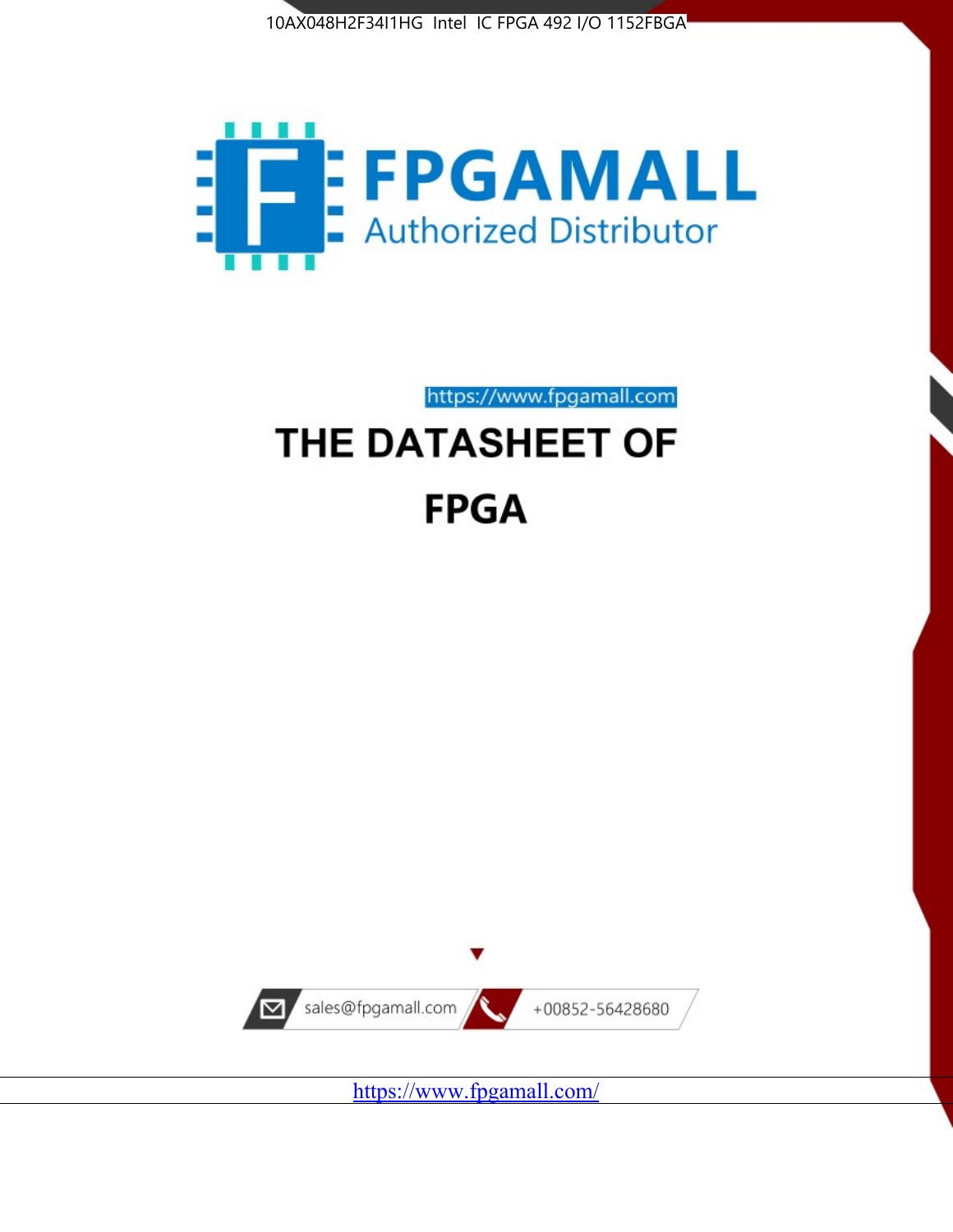10AX048H2F34I1HG Intel IC FPGA 492 I/O 1152FBGA

FPGAMALL

Authorized Distributor

https://www.fpgamall.com

# THE DATASHEET OF

# FPGA

sales@fpgamall.com

+00852-56428680

https://www.fpgamall.com/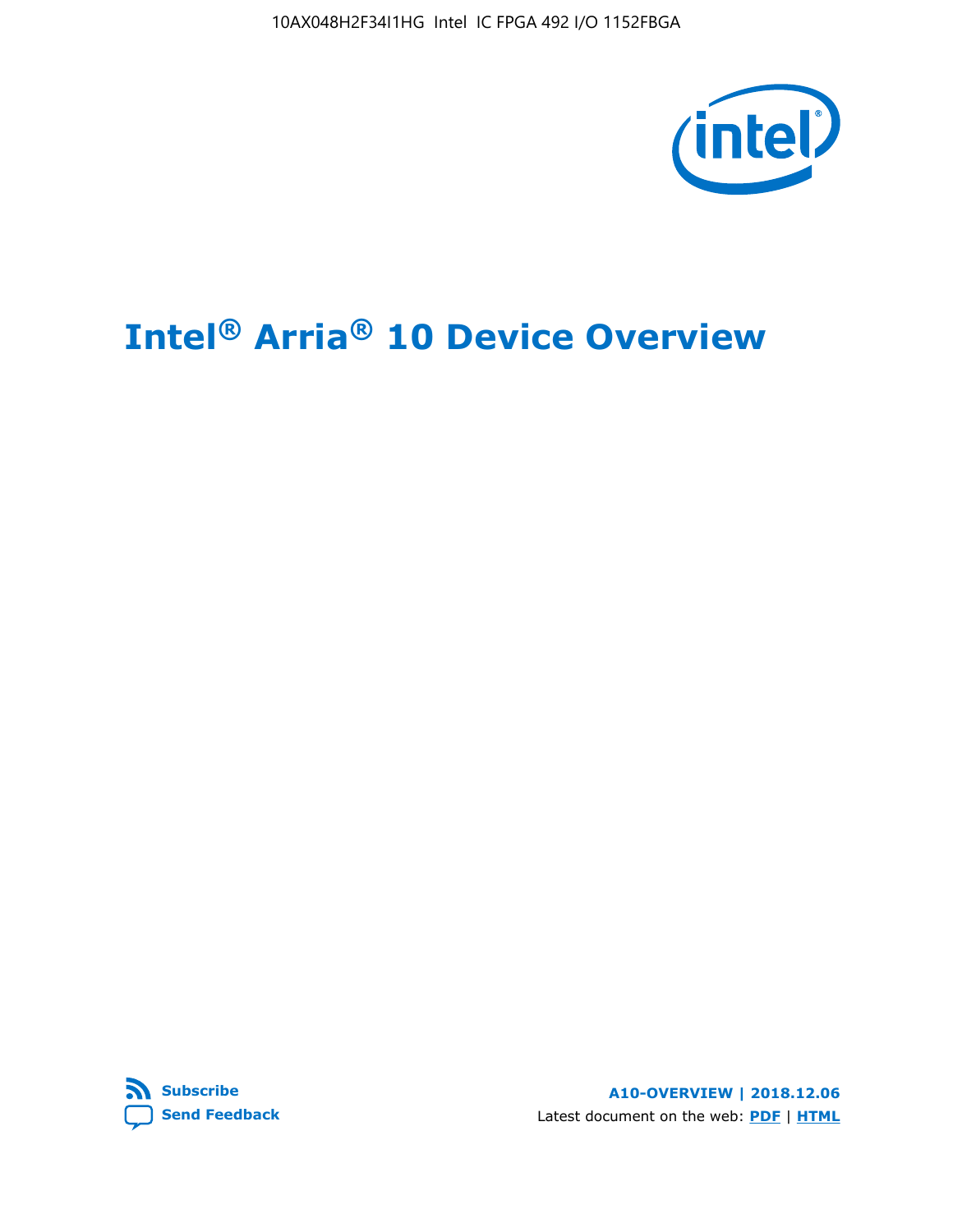# Intel® Arria® 10 Device Overview

**Subscribe**

**Send Feedback**

**A10-OVERVIEW | 2018.12.06**

Latest document on the web: **PDF** | **HTML**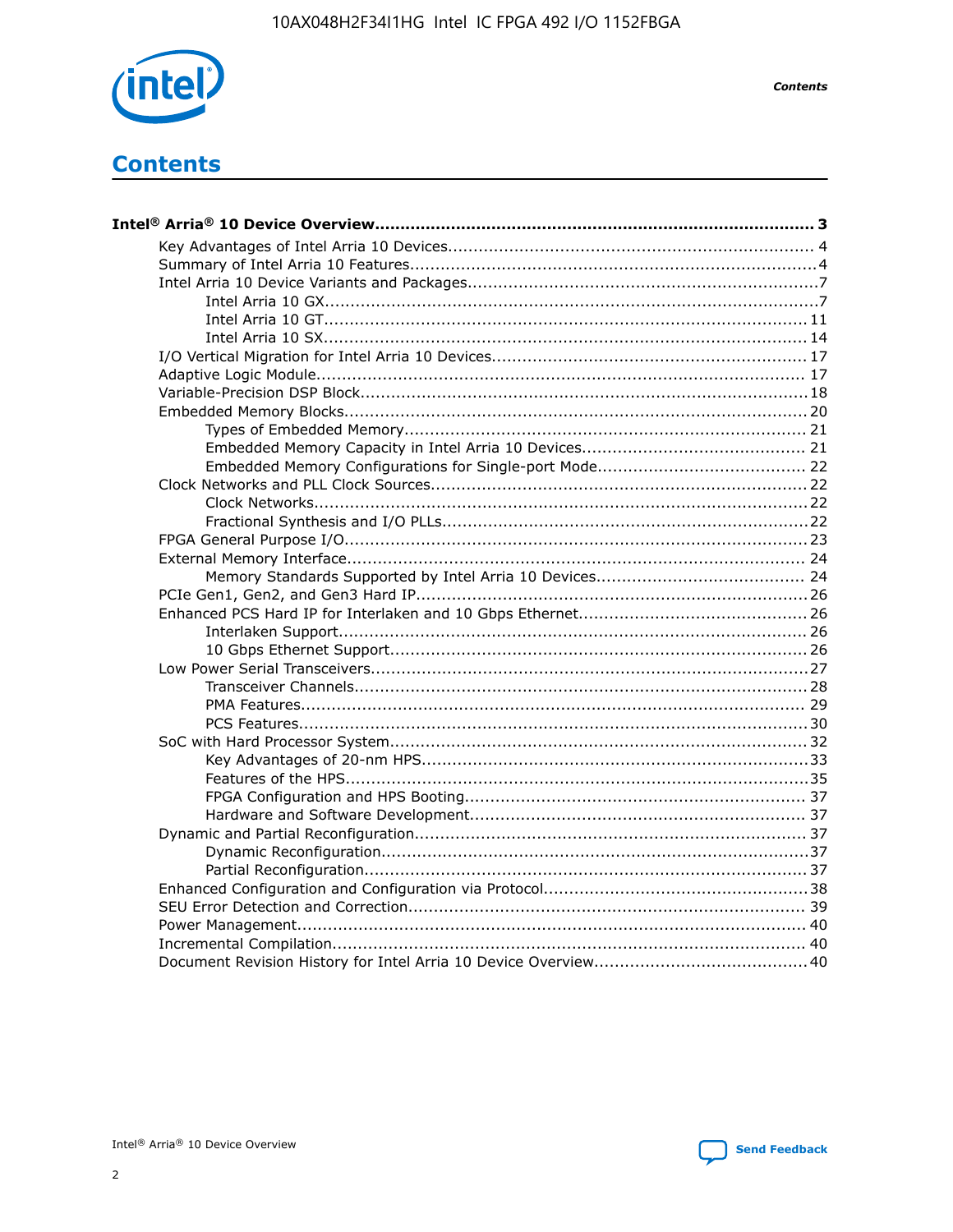# Contents

**Intel® Arria® 10 Device Overview....................................................................................... 3**

- Key Advantages of Intel Arria 10 Devices........................................................................ 4
- Summary of Intel Arria 10 Features................................................................................4
- Intel Arria 10 Device Variants and Packages.....................................................................7
    - Intel Arria 10 GX.................................................................................................7
    - Intel Arria 10 GT............................................................................................... 11
    - Intel Arria 10 SX............................................................................................... 14
- I/O Vertical Migration for Intel Arria 10 Devices.............................................................. 17
- Adaptive Logic Module................................................................................................ 17
- Variable-Precision DSP Block.......................................................................................18
- Embedded Memory Blocks...........................................................................................20
    - Types of Embedded Memory............................................................................... 21
    - Embedded Memory Capacity in Intel Arria 10 Devices............................................ 21
    - Embedded Memory Configurations for Single-port Mode......................................... 22
- Clock Networks and PLL Clock Sources.........................................................................22
    - Clock Networks.................................................................................................22
    - Fractional Synthesis and I/O PLLs........................................................................22
- FPGA General Purpose I/O..........................................................................................23
- External Memory Interface.......................................................................................... 24
    - Memory Standards Supported by Intel Arria 10 Devices......................................... 24
- PCIe Gen1, Gen2, and Gen3 Hard IP.............................................................................26
- Enhanced PCS Hard IP for Interlaken and 10 Gbps Ethernet.............................................26
    - Interlaken Support............................................................................................ 26
    - 10 Gbps Ethernet Support.................................................................................. 26
- Low Power Serial Transceivers.....................................................................................27
    - Transceiver Channels.........................................................................................28
    - PMA Features................................................................................................... 29
    - PCS Features....................................................................................................30
- SoC with Hard Processor System..................................................................................32
    - Key Advantages of 20-nm HPS............................................................................33
    - Features of the HPS...........................................................................................35
    - FPGA Configuration and HPS Booting................................................................... 37
    - Hardware and Software Development.................................................................. 37
- Dynamic and Partial Reconfiguration............................................................................. 37
    - Dynamic Reconfiguration....................................................................................37
    - Partial Reconfiguration.......................................................................................37
- Enhanced Configuration and Configuration via Protocol....................................................38
- SEU Error Detection and Correction.............................................................................. 39
- Power Management.................................................................................................... 40
- Incremental Compilation............................................................................................. 40
- Document Revision History for Intel Arria 10 Device Overview.......................................... 40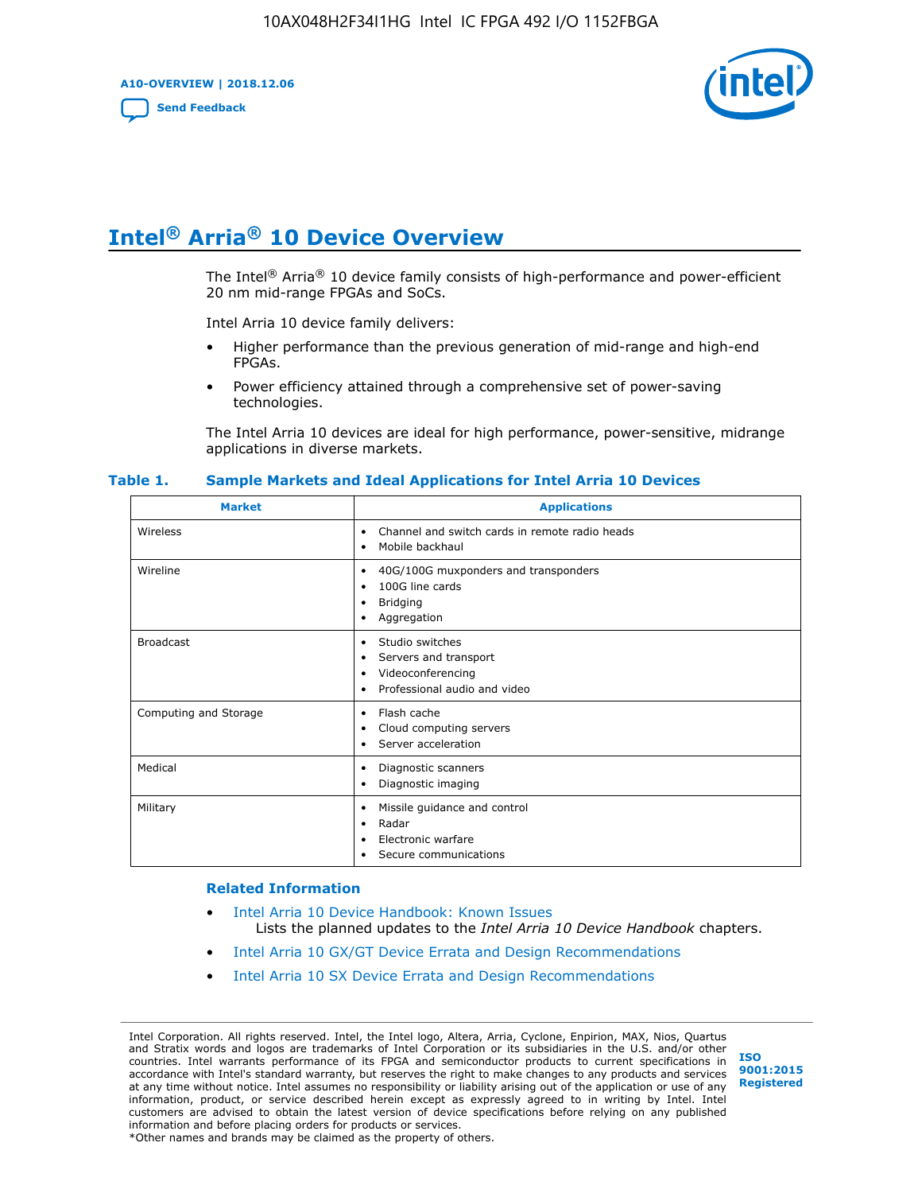# Intel® Arria® 10 Device Overview

The Intel® Arria® 10 device family consists of high-performance and power-efficient 20 nm mid-range FPGAs and SoCs.

Intel Arria 10 device family delivers:

- Higher performance than the previous generation of mid-range and high-end FPGAs.
- Power efficiency attained through a comprehensive set of power-saving technologies.

The Intel Arria 10 devices are ideal for high performance, power-sensitive, midrange applications in diverse markets.

**Table 1. Sample Markets and Ideal Applications for Intel Arria 10 Devices**

| Market | Applications |
| --- | --- |
| Wireless | • Channel and switch cards in remote radio heads<br>• Mobile backhaul |
| Wireline | • 40G/100G muxponders and transponders<br>• 100G line cards<br>• Bridging<br>• Aggregation |
| Broadcast | • Studio switches<br>• Servers and transport<br>• Videoconferencing<br>• Professional audio and video |
| Computing and Storage | • Flash cache<br>• Cloud computing servers<br>• Server acceleration |
| Medical | • Diagnostic scanners<br>• Diagnostic imaging |
| Military | • Missile guidance and control<br>• Radar<br>• Electronic warfare<br>• Secure communications |

### Related Information

- Intel Arria 10 Device Handbook: Known Issues
  Lists the planned updates to the *Intel Arria 10 Device Handbook* chapters.
- Intel Arria 10 GX/GT Device Errata and Design Recommendations
- Intel Arria 10 SX Device Errata and Design Recommendations

Intel Corporation. All rights reserved. Intel, the Intel logo, Altera, Arria, Cyclone, Enpirion, MAX, Nios, Quartus and Stratix words and logos are trademarks of Intel Corporation or its subsidiaries in the U.S. and/or other countries. Intel warrants performance of its FPGA and semiconductor products to current specifications in accordance with Intel's standard warranty, but reserves the right to make changes to any products and services at any time without notice. Intel assumes no responsibility or liability arising out of the application or use of any information, product, or service described herein except as expressly agreed to in writing by Intel. Intel customers are advised to obtain the latest version of device specifications before relying on any published information and before placing orders for products or services.
*Other names and brands may be claimed as the property of others.

ISO 9001:2015 Registered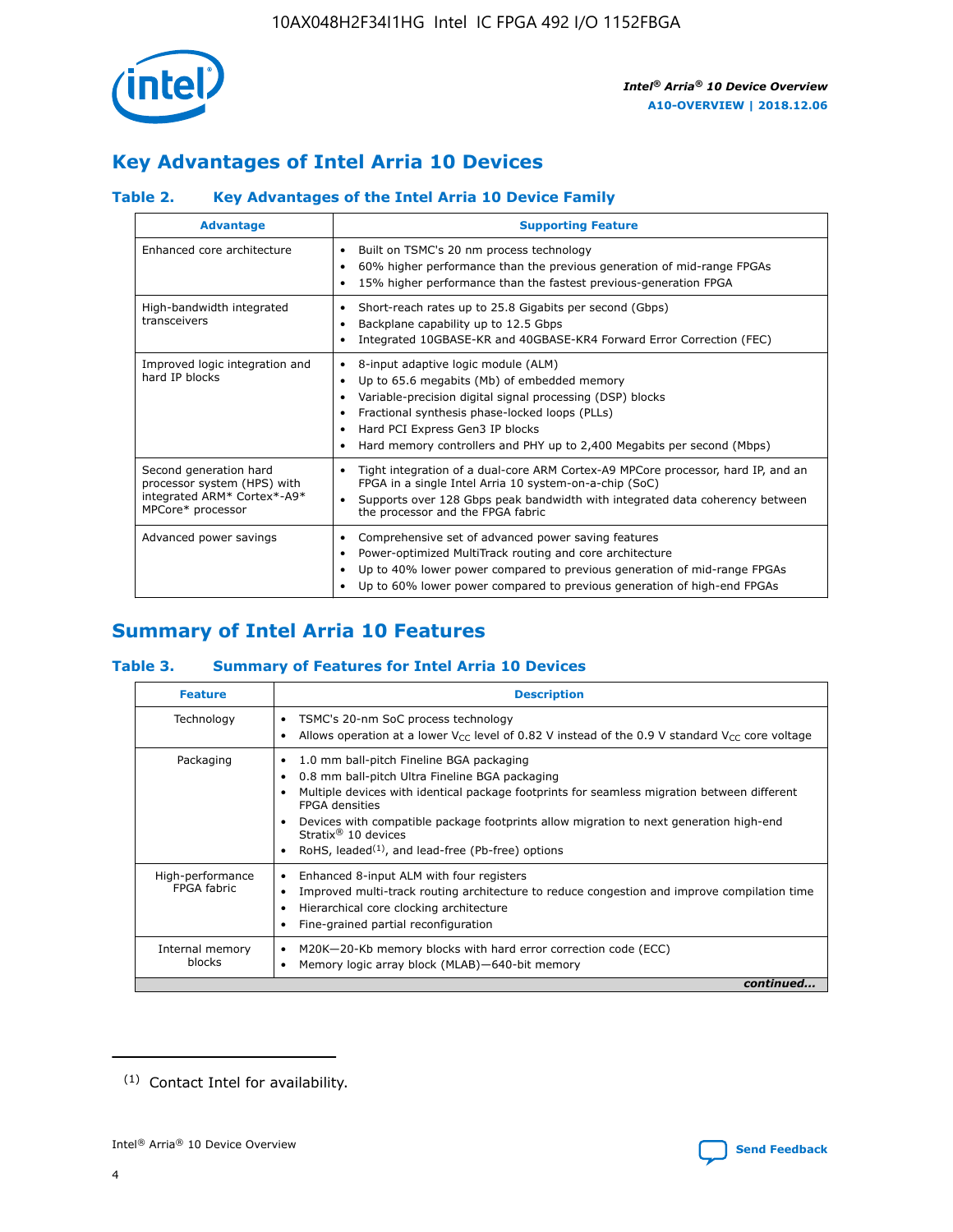## Key Advantages of Intel Arria 10 Devices

### Table 2. Key Advantages of the Intel Arria 10 Device Family

| Advantage | Supporting Feature |
|---|---|
| Enhanced core architecture | • Built on TSMC's 20 nm process technology<br>• 60% higher performance than the previous generation of mid-range FPGAs<br>• 15% higher performance than the fastest previous-generation FPGA |
| High-bandwidth integrated transceivers | • Short-reach rates up to 25.8 Gigabits per second (Gbps)<br>• Backplane capability up to 12.5 Gbps<br>• Integrated 10GBASE-KR and 40GBASE-KR4 Forward Error Correction (FEC) |
| Improved logic integration and hard IP blocks | • 8-input adaptive logic module (ALM)<br>• Up to 65.6 megabits (Mb) of embedded memory<br>• Variable-precision digital signal processing (DSP) blocks<br>• Fractional synthesis phase-locked loops (PLLs)<br>• Hard PCI Express Gen3 IP blocks<br>• Hard memory controllers and PHY up to 2,400 Megabits per second (Mbps) |
| Second generation hard processor system (HPS) with integrated ARM* Cortex*-A9* MPCore* processor | • Tight integration of a dual-core ARM Cortex-A9 MPCore processor, hard IP, and an FPGA in a single Intel Arria 10 system-on-a-chip (SoC)<br>• Supports over 128 Gbps peak bandwidth with integrated data coherency between the processor and the FPGA fabric |
| Advanced power savings | • Comprehensive set of advanced power saving features<br>• Power-optimized MultiTrack routing and core architecture<br>• Up to 40% lower power compared to previous generation of mid-range FPGAs<br>• Up to 60% lower power compared to previous generation of high-end FPGAs |

## Summary of Intel Arria 10 Features

### Table 3. Summary of Features for Intel Arria 10 Devices

| Feature | Description |
|---|---|
| Technology | • TSMC's 20-nm SoC process technology<br>• Allows operation at a lower $V_{CC}$ level of 0.82 V instead of the 0.9 V standard $V_{CC}$ core voltage |
| Packaging | • 1.0 mm ball-pitch Fineline BGA packaging<br>• 0.8 mm ball-pitch Ultra Fineline BGA packaging<br>• Multiple devices with identical package footprints for seamless migration between different FPGA densities<br>• Devices with compatible package footprints allow migration to next generation high-end Stratix® 10 devices<br>• RoHS, leaded[(1)], and lead-free (Pb-free) options |
| High-performance FPGA fabric | • Enhanced 8-input ALM with four registers<br>• Improved multi-track routing architecture to reduce congestion and improve compilation time<br>• Hierarchical core clocking architecture<br>• Fine-grained partial reconfiguration |
| Internal memory blocks | • M20K—20-Kb memory blocks with hard error correction code (ECC)<br>• Memory logic array block (MLAB)—640-bit memory |

*continued...*

(1) Contact Intel for availability.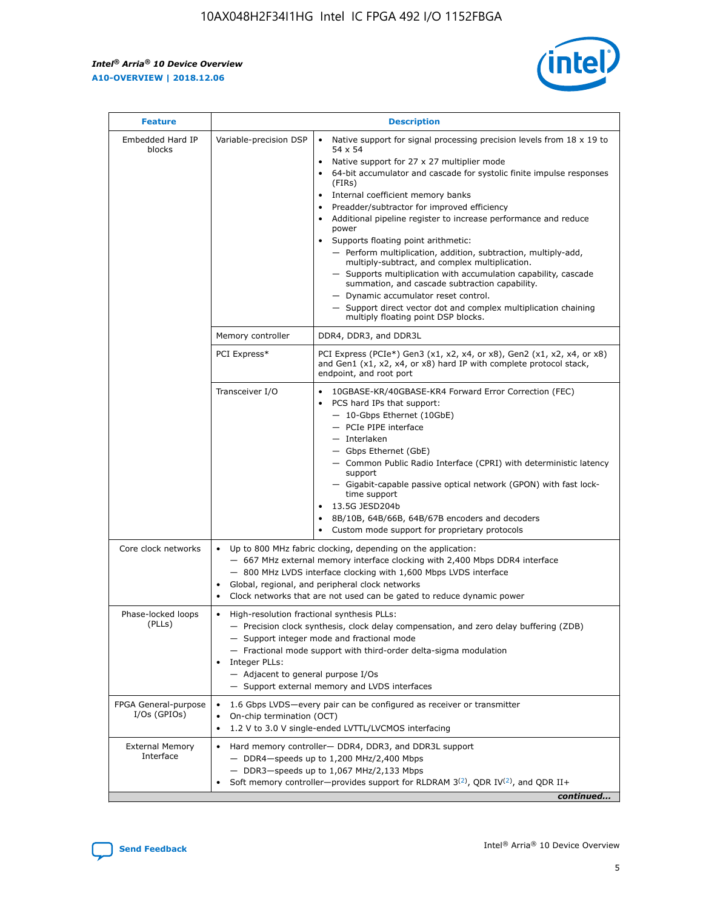| Feature | Description | |
|---|---|---|
| Embedded Hard IP blocks | Variable-precision DSP | • Native support for signal processing precision levels from 18 x 19 to 54 x 54<br>• Native support for 27 x 27 multiplier mode<br>• 64-bit accumulator and cascade for systolic finite impulse responses (FIRs)<br>• Internal coefficient memory banks<br>• Preadder/subtractor for improved efficiency<br>• Additional pipeline register to increase performance and reduce power<br>• Supports floating point arithmetic:<br>— Perform multiplication, addition, subtraction, multiply-add, multiply-subtract, and complex multiplication.<br>— Supports multiplication with accumulation capability, cascade summation, and cascade subtraction capability.<br>— Dynamic accumulator reset control.<br>— Support direct vector dot and complex multiplication chaining multiply floating point DSP blocks. |
| | Memory controller | DDR4, DDR3, and DDR3L |
| | PCI Express* | PCI Express (PCIe*) Gen3 (x1, x2, x4, or x8), Gen2 (x1, x2, x4, or x8) and Gen1 (x1, x2, x4, or x8) hard IP with complete protocol stack, endpoint, and root port |
| | Transceiver I/O | • 10GBASE-KR/40GBASE-KR4 Forward Error Correction (FEC)<br>• PCS hard IPs that support:<br>— 10-Gbps Ethernet (10GbE)<br>— PCIe PIPE interface<br>— Interlaken<br>— Gbps Ethernet (GbE)<br>— Common Public Radio Interface (CPRI) with deterministic latency support<br>— Gigabit-capable passive optical network (GPON) with fast lock-time support<br>• 13.5G JESD204b<br>• 8B/10B, 64B/66B, 64B/67B encoders and decoders<br>• Custom mode support for proprietary protocols |
| Core clock networks | • Up to 800 MHz fabric clocking, depending on the application:<br>— 667 MHz external memory interface clocking with 2,400 Mbps DDR4 interface<br>— 800 MHz LVDS interface clocking with 1,600 Mbps LVDS interface<br>• Global, regional, and peripheral clock networks<br>• Clock networks that are not used can be gated to reduce dynamic power | |
| Phase-locked loops (PLLs) | • High-resolution fractional synthesis PLLs:<br>— Precision clock synthesis, clock delay compensation, and zero delay buffering (ZDB)<br>— Support integer mode and fractional mode<br>— Fractional mode support with third-order delta-sigma modulation<br>• Integer PLLs:<br>— Adjacent to general purpose I/Os<br>— Support external memory and LVDS interfaces | |
| FPGA General-purpose I/Os (GPIOs) | • 1.6 Gbps LVDS—every pair can be configured as receiver or transmitter<br>• On-chip termination (OCT)<br>• 1.2 V to 3.0 V single-ended LVTTL/LVCMOS interfacing | |
| External Memory Interface | • Hard memory controller— DDR4, DDR3, and DDR3L support<br>— DDR4—speeds up to 1,200 MHz/2,400 Mbps<br>— DDR3—speeds up to 1,067 MHz/2,133 Mbps<br>• Soft memory controller—provides support for RLDRAM 3[(2)], QDR IV[(2)], and QDR II+ | |

*continued...*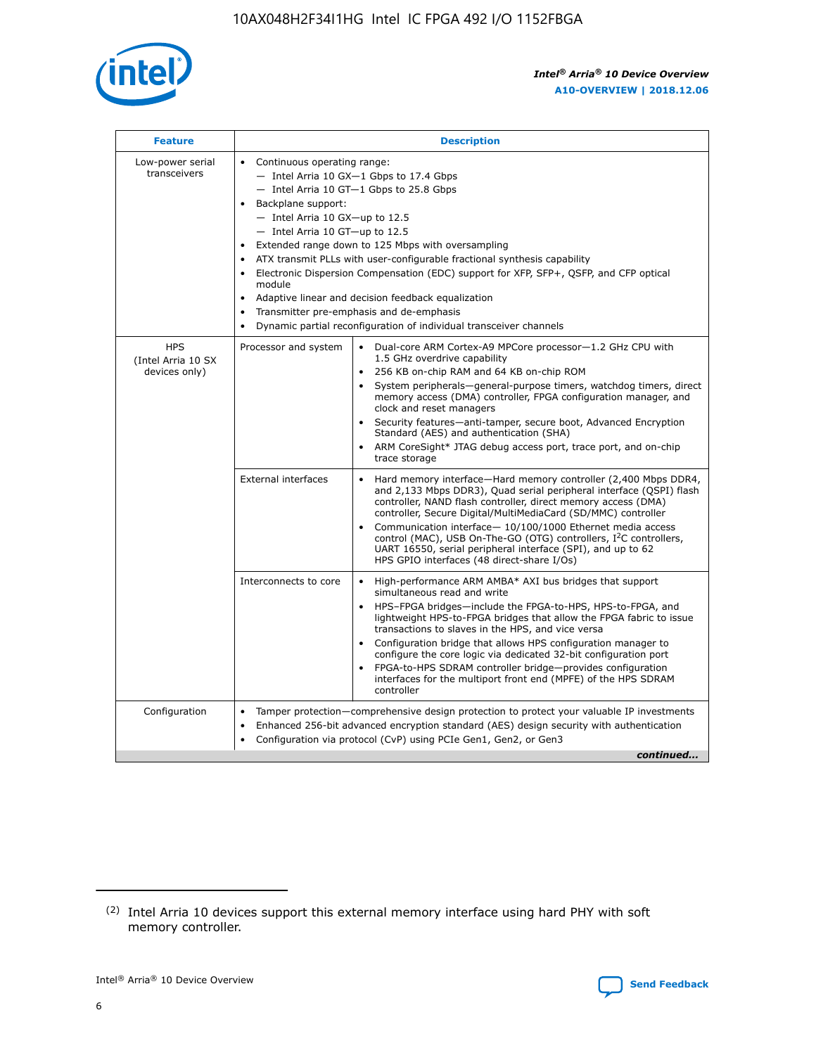| Feature | Description | |
|---|---|---|
| Low-power serial transceivers | • Continuous operating range:<br>— Intel Arria 10 GX—1 Gbps to 17.4 Gbps<br>— Intel Arria 10 GT—1 Gbps to 25.8 Gbps<br>• Backplane support:<br>— Intel Arria 10 GX—up to 12.5<br>— Intel Arria 10 GT—up to 12.5<br>• Extended range down to 125 Mbps with oversampling<br>• ATX transmit PLLs with user-configurable fractional synthesis capability<br>• Electronic Dispersion Compensation (EDC) support for XFP, SFP+, QSFP, and CFP optical module<br>• Adaptive linear and decision feedback equalization<br>• Transmitter pre-emphasis and de-emphasis<br>• Dynamic partial reconfiguration of individual transceiver channels | |
| HPS (Intel Arria 10 SX devices only) | Processor and system | • Dual-core ARM Cortex-A9 MPCore processor—1.2 GHz CPU with 1.5 GHz overdrive capability<br>• 256 KB on-chip RAM and 64 KB on-chip ROM<br>• System peripherals—general-purpose timers, watchdog timers, direct memory access (DMA) controller, FPGA configuration manager, and clock and reset managers<br>• Security features—anti-tamper, secure boot, Advanced Encryption Standard (AES) and authentication (SHA)<br>• ARM CoreSight* JTAG debug access port, trace port, and on-chip trace storage |
| | External interfaces | • Hard memory interface—Hard memory controller (2,400 Mbps DDR4, and 2,133 Mbps DDR3), Quad serial peripheral interface (QSPI) flash controller, NAND flash controller, direct memory access (DMA) controller, Secure Digital/MultiMediaCard (SD/MMC) controller<br>• Communication interface— 10/100/1000 Ethernet media access control (MAC), USB On-The-GO (OTG) controllers, I²C controllers, UART 16550, serial peripheral interface (SPI), and up to 62 HPS GPIO interfaces (48 direct-share I/Os) |
| | Interconnects to core | • High-performance ARM AMBA* AXI bus bridges that support simultaneous read and write<br>• HPS–FPGA bridges—include the FPGA-to-HPS, HPS-to-FPGA, and lightweight HPS-to-FPGA bridges that allow the FPGA fabric to issue transactions to slaves in the HPS, and vice versa<br>• Configuration bridge that allows HPS configuration manager to configure the core logic via dedicated 32-bit configuration port<br>• FPGA-to-HPS SDRAM controller bridge—provides configuration interfaces for the multiport front end (MPFE) of the HPS SDRAM controller |
| Configuration | • Tamper protection—comprehensive design protection to protect your valuable IP investments<br>• Enhanced 256-bit advanced encryption standard (AES) design security with authentication<br>• Configuration via protocol (CvP) using PCIe Gen1, Gen2, or Gen3 | |

*continued...*

(2) Intel Arria 10 devices support this external memory interface using hard PHY with soft memory controller.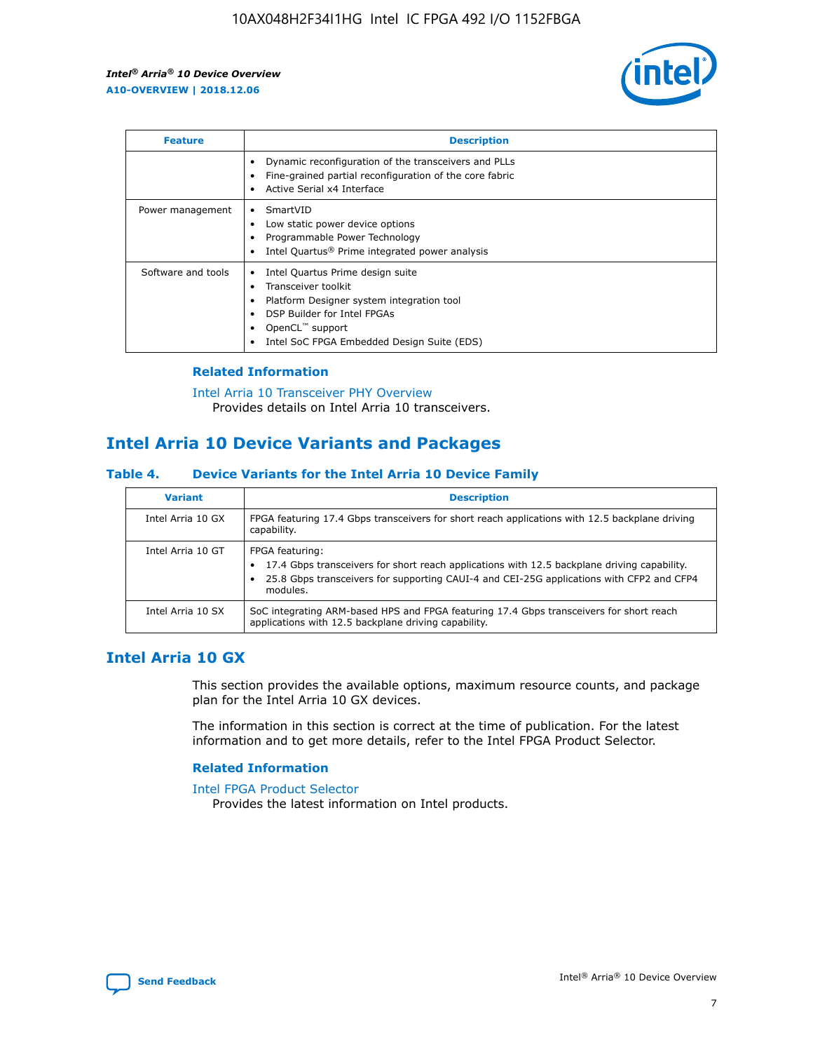| Feature | Description |
| --- | --- |
| | • Dynamic reconfiguration of the transceivers and PLLs<br>• Fine-grained partial reconfiguration of the core fabric<br>• Active Serial x4 Interface |
| Power management | • SmartVID<br>• Low static power device options<br>• Programmable Power Technology<br>• Intel Quartus® Prime integrated power analysis |
| Software and tools | • Intel Quartus Prime design suite<br>• Transceiver toolkit<br>• Platform Designer system integration tool<br>• DSP Builder for Intel FPGAs<br>• OpenCL™ support<br>• Intel SoC FPGA Embedded Design Suite (EDS) |

### Related Information

Intel Arria 10 Transceiver PHY Overview
Provides details on Intel Arria 10 transceivers.

## Intel Arria 10 Device Variants and Packages

### Table 4. Device Variants for the Intel Arria 10 Device Family

| Variant | Description |
| --- | --- |
| Intel Arria 10 GX | FPGA featuring 17.4 Gbps transceivers for short reach applications with 12.5 backplane driving capability. |
| Intel Arria 10 GT | FPGA featuring:<br>• 17.4 Gbps transceivers for short reach applications with 12.5 backplane driving capability.<br>• 25.8 Gbps transceivers for supporting CAUI-4 and CEI-25G applications with CFP2 and CFP4 modules. |
| Intel Arria 10 SX | SoC integrating ARM-based HPS and FPGA featuring 17.4 Gbps transceivers for short reach applications with 12.5 backplane driving capability. |

## Intel Arria 10 GX

This section provides the available options, maximum resource counts, and package plan for the Intel Arria 10 GX devices.

The information in this section is correct at the time of publication. For the latest information and to get more details, refer to the Intel FPGA Product Selector.

### Related Information

Intel FPGA Product Selector
Provides the latest information on Intel products.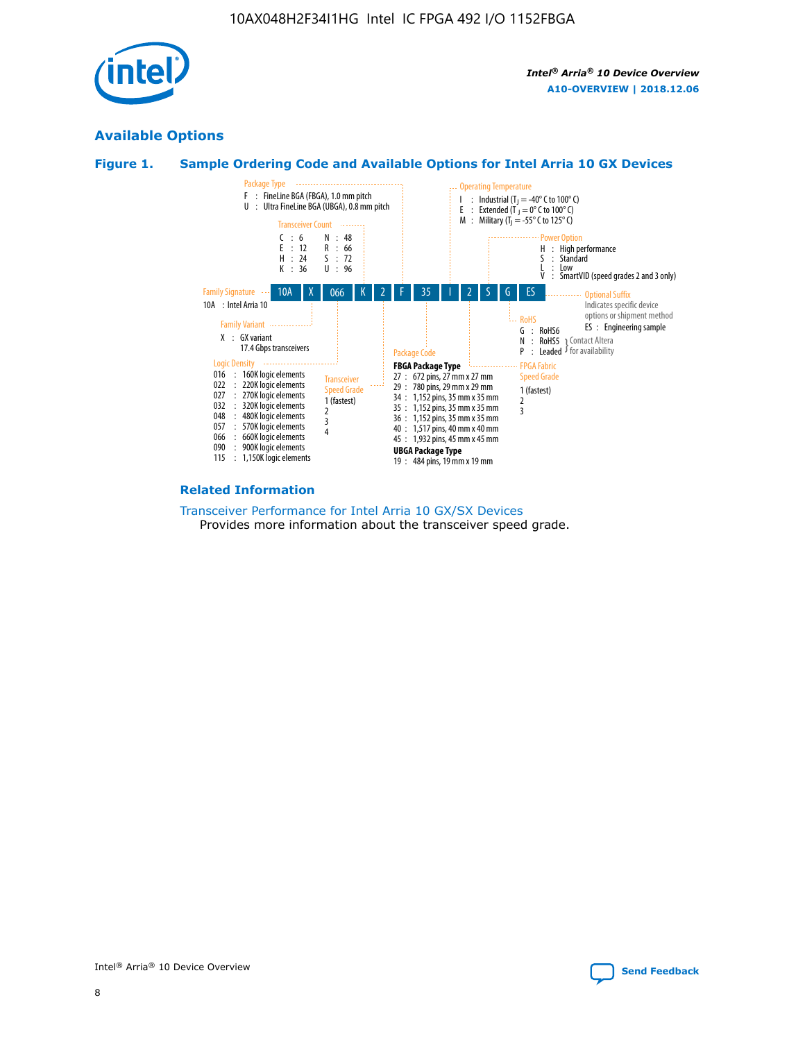## Available Options

### Figure 1. Sample Ordering Code and Available Options for Intel Arria 10 GX Devices

| 10A | X | 066 | K | 2 | F | 35 | I | 2 | S | G | ES |
|---|---|---|---|---|---|---|---|---|---|---|---|

**Family Signature**
10A : Intel Arria 10

**Family Variant**
X : GX variant
17.4 Gbps transceivers

**Logic Density**
- 016 : 160K logic elements
- 022 : 220K logic elements
- 027 : 270K logic elements
- 032 : 320K logic elements
- 048 : 480K logic elements
- 057 : 570K logic elements
- 066 : 660K logic elements
- 090 : 900K logic elements
- 115 : 1,150K logic elements

**Transceiver Count**
- C : 6
- E : 12
- H : 24
- K : 36
- N : 48
- R : 66
- S : 72
- U : 96

**Transceiver Speed Grade**
- 1 (fastest)
- 2
- 3
- 4

**Package Type**
- F : FineLine BGA (FBGA), 1.0 mm pitch
- U : Ultra FineLine BGA (UBGA), 0.8 mm pitch

**Package Code**

**FBGA Package Type**
- 27 : 672 pins, 27 mm x 27 mm
- 29 : 780 pins, 29 mm x 29 mm
- 34 : 1,152 pins, 35 mm x 35 mm
- 35 : 1,152 pins, 35 mm x 35 mm
- 36 : 1,152 pins, 35 mm x 35 mm
- 40 : 1,517 pins, 40 mm x 40 mm
- 45 : 1,932 pins, 45 mm x 45 mm

**UBGA Package Type**
- 19 : 484 pins, 19 mm x 19 mm

**Operating Temperature**
- I : Industrial ($T_J$ = -40° C to 100° C)
- E : Extended ($T_J$ = 0° C to 100° C)
- M : Military ($T_J$ = -55° C to 125° C)

**FPGA Fabric Speed Grade**
- 1 (fastest)
- 2
- 3

**Power Option**
- H : High performance
- S : Standard
- L : Low
- V : SmartVID (speed grades 2 and 3 only)

**RoHS**
- G : RoHS6
- N : RoHS5 (Contact Altera for availability)
- P : Leaded (Contact Altera for availability)

**Optional Suffix**
Indicates specific device options or shipment method
ES : Engineering sample

### Related Information

Transceiver Performance for Intel Arria 10 GX/SX Devices
Provides more information about the transceiver speed grade.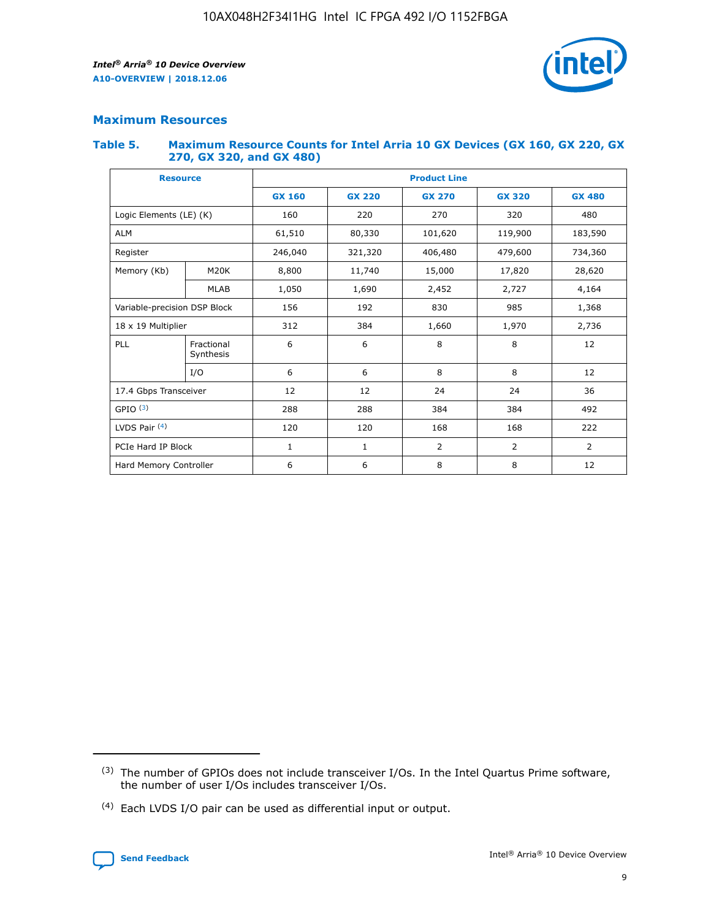## Maximum Resources

### Table 5. Maximum Resource Counts for Intel Arria 10 GX Devices (GX 160, GX 220, GX 270, GX 320, and GX 480)

| Resource | | Product Line | | | | |
|---|---|---|---|---|---|---|
| | | GX 160 | GX 220 | GX 270 | GX 320 | GX 480 |
| Logic Elements (LE) (K) | | 160 | 220 | 270 | 320 | 480 |
| ALM | | 61,510 | 80,330 | 101,620 | 119,900 | 183,590 |
| Register | | 246,040 | 321,320 | 406,480 | 479,600 | 734,360 |
| Memory (Kb) | M20K | 8,800 | 11,740 | 15,000 | 17,820 | 28,620 |
| | MLAB | 1,050 | 1,690 | 2,452 | 2,727 | 4,164 |
| Variable-precision DSP Block | | 156 | 192 | 830 | 985 | 1,368 |
| 18 x 19 Multiplier | | 312 | 384 | 1,660 | 1,970 | 2,736 |
| PLL | Fractional Synthesis | 6 | 6 | 8 | 8 | 12 |
| | I/O | 6 | 6 | 8 | 8 | 12 |
| 17.4 Gbps Transceiver | | 12 | 12 | 24 | 24 | 36 |
| GPIO [3] | | 288 | 288 | 384 | 384 | 492 |
| LVDS Pair [4] | | 120 | 120 | 168 | 168 | 222 |
| PCIe Hard IP Block | | 1 | 1 | 2 | 2 | 2 |
| Hard Memory Controller | | 6 | 6 | 8 | 8 | 12 |

(3) The number of GPIOs does not include transceiver I/Os. In the Intel Quartus Prime software, the number of user I/Os includes transceiver I/Os.

(4) Each LVDS I/O pair can be used as differential input or output.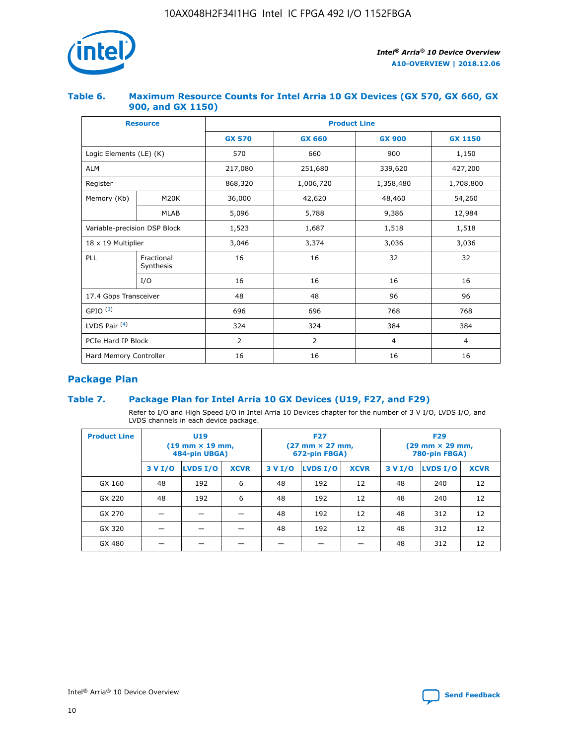## Table 6. Maximum Resource Counts for Intel Arria 10 GX Devices (GX 570, GX 660, GX 900, and GX 1150)

| Resource | | Product Line | | | |
|---|---|---|---|---|---|
| | | GX 570 | GX 660 | GX 900 | GX 1150 |
| Logic Elements (LE) (K) | | 570 | 660 | 900 | 1,150 |
| ALM | | 217,080 | 251,680 | 339,620 | 427,200 |
| Register | | 868,320 | 1,006,720 | 1,358,480 | 1,708,800 |
| Memory (Kb) | M20K | 36,000 | 42,620 | 48,460 | 54,260 |
| | MLAB | 5,096 | 5,788 | 9,386 | 12,984 |
| Variable-precision DSP Block | | 1,523 | 1,687 | 1,518 | 1,518 |
| 18 x 19 Multiplier | | 3,046 | 3,374 | 3,036 | 3,036 |
| PLL | Fractional Synthesis | 16 | 16 | 32 | 32 |
| | I/O | 16 | 16 | 16 | 16 |
| 17.4 Gbps Transceiver | | 48 | 48 | 96 | 96 |
| GPIO [(3)] | | 696 | 696 | 768 | 768 |
| LVDS Pair [(4)] | | 324 | 324 | 384 | 384 |
| PCIe Hard IP Block | | 2 | 2 | 4 | 4 |
| Hard Memory Controller | | 16 | 16 | 16 | 16 |

## Package Plan

## Table 7. Package Plan for Intel Arria 10 GX Devices (U19, F27, and F29)

Refer to I/O and High Speed I/O in Intel Arria 10 Devices chapter for the number of 3 V I/O, LVDS I/O, and LVDS channels in each device package.

| Product Line | U19 (19 mm × 19 mm, 484-pin UBGA) | | | F27 (27 mm × 27 mm, 672-pin FBGA) | | | F29 (29 mm × 29 mm, 780-pin FBGA) | | |
|---|---|---|---|---|---|---|---|---|---|
| | 3 V I/O | LVDS I/O | XCVR | 3 V I/O | LVDS I/O | XCVR | 3 V I/O | LVDS I/O | XCVR |
| GX 160 | 48 | 192 | 6 | 48 | 192 | 12 | 48 | 240 | 12 |
| GX 220 | 48 | 192 | 6 | 48 | 192 | 12 | 48 | 240 | 12 |
| GX 270 | — | — | — | 48 | 192 | 12 | 48 | 312 | 12 |
| GX 320 | — | — | — | 48 | 192 | 12 | 48 | 312 | 12 |
| GX 480 | — | — | — | — | — | — | 48 | 312 | 12 |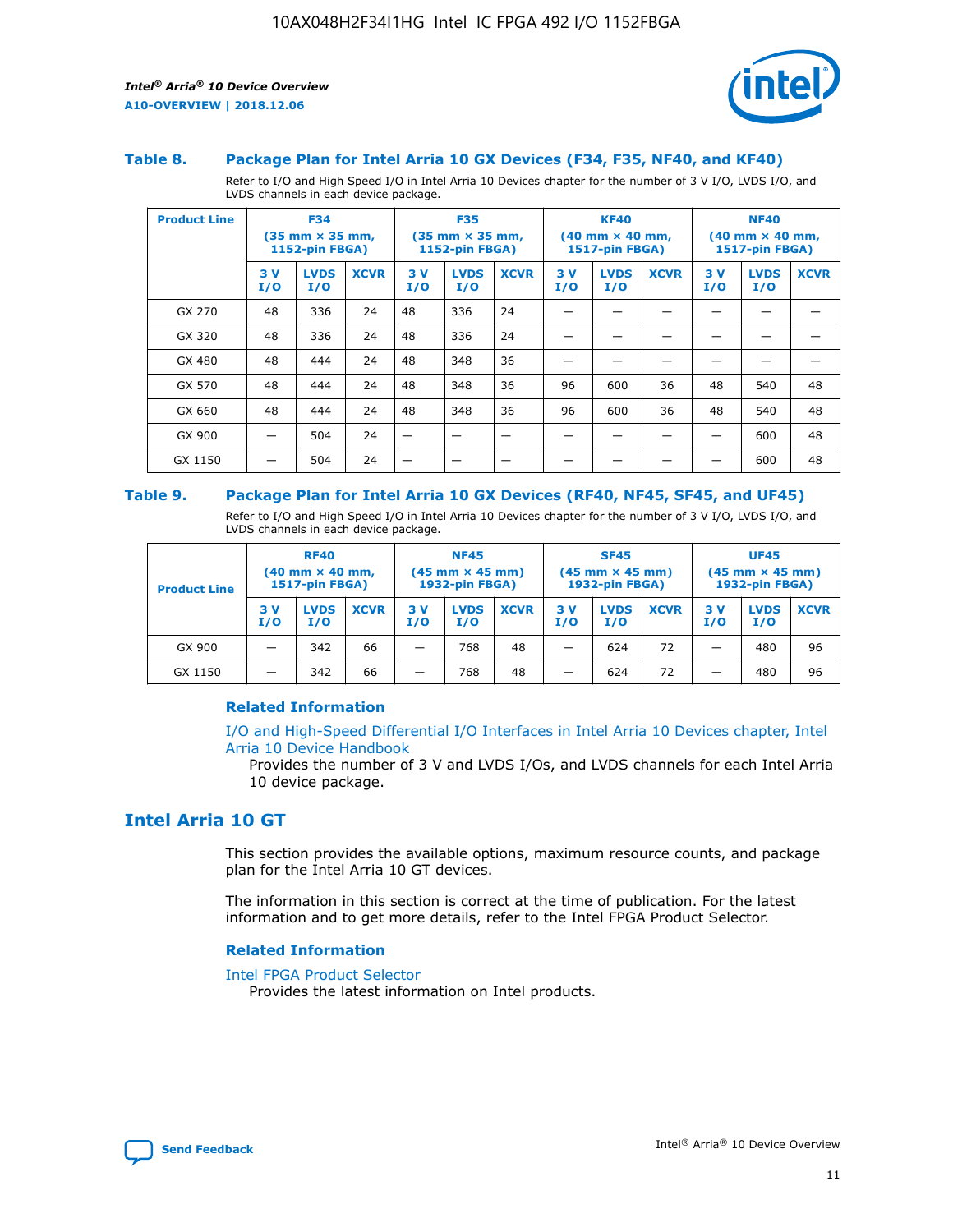### Table 8. Package Plan for Intel Arria 10 GX Devices (F34, F35, NF40, and KF40)

Refer to I/O and High Speed I/O in Intel Arria 10 Devices chapter for the number of 3 V I/O, LVDS I/O, and LVDS channels in each device package.

| Product Line | F34 (35 mm × 35 mm, 1152-pin FBGA) | | | F35 (35 mm × 35 mm, 1152-pin FBGA) | | | KF40 (40 mm × 40 mm, 1517-pin FBGA) | | | NF40 (40 mm × 40 mm, 1517-pin FBGA) | | |
|---|---|---|---|---|---|---|---|---|---|---|---|---|
| | 3 V I/O | LVDS I/O | XCVR | 3 V I/O | LVDS I/O | XCVR | 3 V I/O | LVDS I/O | XCVR | 3 V I/O | LVDS I/O | XCVR |
| GX 270 | 48 | 336 | 24 | 48 | 336 | 24 | — | — | — | — | — | — |
| GX 320 | 48 | 336 | 24 | 48 | 336 | 24 | — | — | — | — | — | — |
| GX 480 | 48 | 444 | 24 | 48 | 348 | 36 | — | — | — | — | — | — |
| GX 570 | 48 | 444 | 24 | 48 | 348 | 36 | 96 | 600 | 36 | 48 | 540 | 48 |
| GX 660 | 48 | 444 | 24 | 48 | 348 | 36 | 96 | 600 | 36 | 48 | 540 | 48 |
| GX 900 | — | 504 | 24 | — | — | — | — | — | — | — | 600 | 48 |
| GX 1150 | — | 504 | 24 | — | — | — | — | — | — | — | 600 | 48 |

### Table 9. Package Plan for Intel Arria 10 GX Devices (RF40, NF45, SF45, and UF45)

Refer to I/O and High Speed I/O in Intel Arria 10 Devices chapter for the number of 3 V I/O, LVDS I/O, and LVDS channels in each device package.

| Product Line | RF40 (40 mm × 40 mm, 1517-pin FBGA) | | | NF45 (45 mm × 45 mm) 1932-pin FBGA) | | | SF45 (45 mm × 45 mm) 1932-pin FBGA) | | | UF45 (45 mm × 45 mm) 1932-pin FBGA) | | |
|---|---|---|---|---|---|---|---|---|---|---|---|---|
| | 3 V I/O | LVDS I/O | XCVR | 3 V I/O | LVDS I/O | XCVR | 3 V I/O | LVDS I/O | XCVR | 3 V I/O | LVDS I/O | XCVR |
| GX 900 | — | 342 | 66 | — | 768 | 48 | — | 624 | 72 | — | 480 | 96 |
| GX 1150 | — | 342 | 66 | — | 768 | 48 | — | 624 | 72 | — | 480 | 96 |

#### Related Information

I/O and High-Speed Differential I/O Interfaces in Intel Arria 10 Devices chapter, Intel Arria 10 Device Handbook
Provides the number of 3 V and LVDS I/Os, and LVDS channels for each Intel Arria 10 device package.

## Intel Arria 10 GT

This section provides the available options, maximum resource counts, and package plan for the Intel Arria 10 GT devices.

The information in this section is correct at the time of publication. For the latest information and to get more details, refer to the Intel FPGA Product Selector.

#### Related Information

Intel FPGA Product Selector
Provides the latest information on Intel products.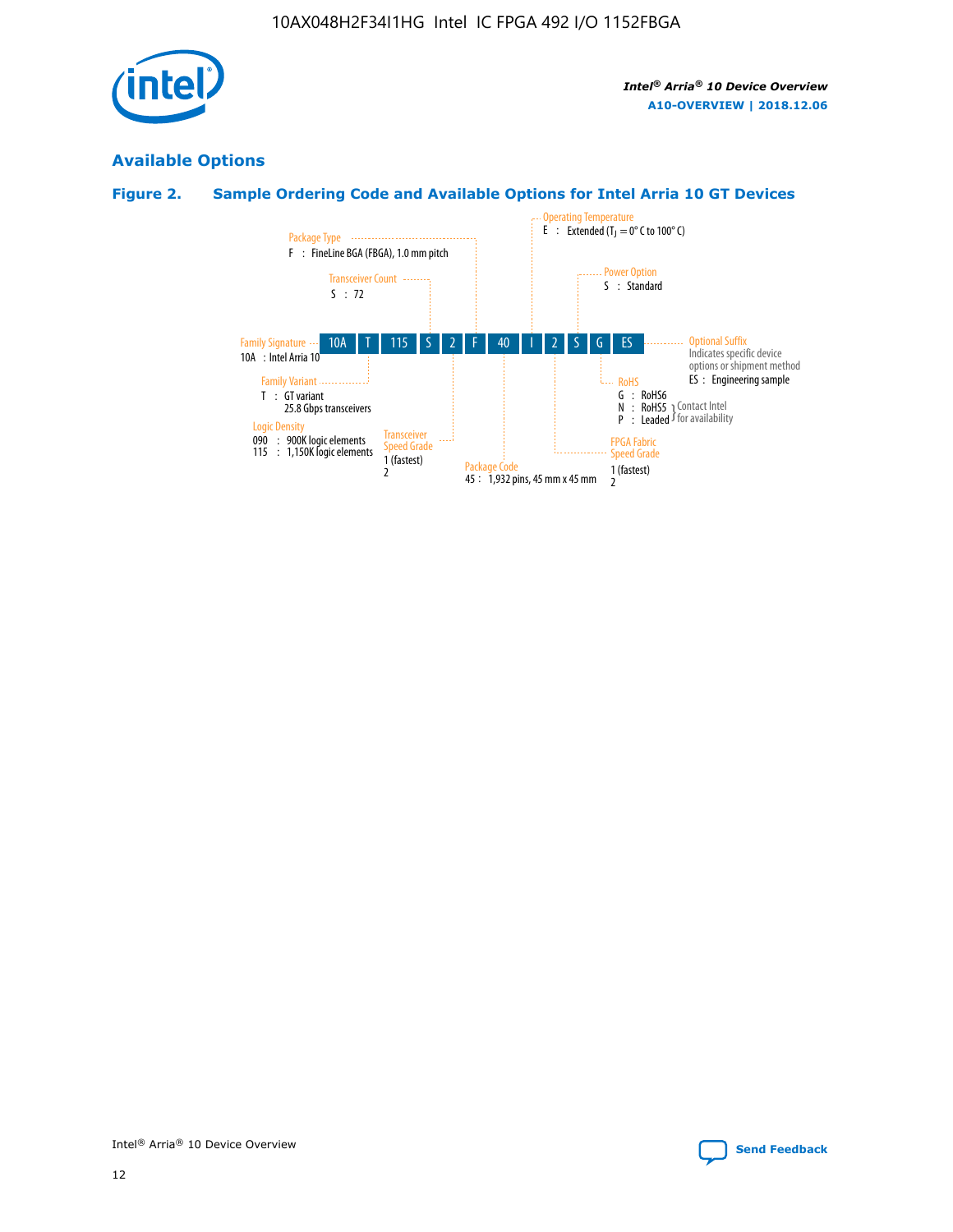## Available Options

### Figure 2. Sample Ordering Code and Available Options for Intel Arria 10 GT Devices

10A | T | 115 | S | 2 | F | 40 | I | 2 | S | G | ES

**Family Signature**
10A : Intel Arria 10

**Family Variant**
T : GT variant
25.8 Gbps transceivers

**Logic Density**
090 : 900K logic elements
115 : 1,150K logic elements

**Transceiver Count**
S : 72

**Transceiver Speed Grade**
1 (fastest)
2

**Package Type**
F : FineLine BGA (FBGA), 1.0 mm pitch

**Package Code**
45 : 1,932 pins, 45 mm x 45 mm

**Operating Temperature**
E : Extended ($T_J$ = 0° C to 100° C)

**FPGA Fabric Speed Grade**
1 (fastest)
2

**Power Option**
S : Standard

**RoHS**
G : RoHS6
N : RoHS5 } Contact Intel for availability
P : Leaded } Contact Intel for availability

**Optional Suffix**
Indicates specific device options or shipment method
ES : Engineering sample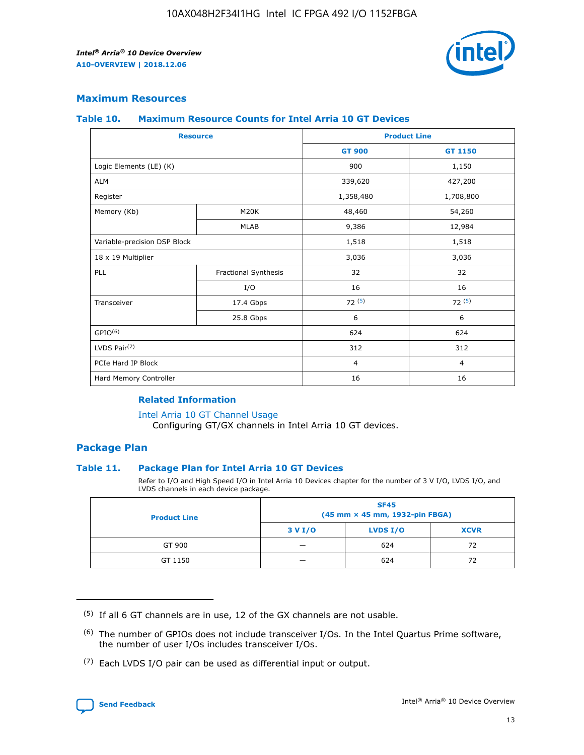## Maximum Resources

### Table 10. Maximum Resource Counts for Intel Arria 10 GT Devices

| Resource | | Product Line | |
|---|---|---|---|
| | | GT 900 | GT 1150 |
| Logic Elements (LE) (K) | | 900 | 1,150 |
| ALM | | 339,620 | 427,200 |
| Register | | 1,358,480 | 1,708,800 |
| Memory (Kb) | M20K | 48,460 | 54,260 |
| | MLAB | 9,386 | 12,984 |
| Variable-precision DSP Block | | 1,518 | 1,518 |
| 18 x 19 Multiplier | | 3,036 | 3,036 |
| PLL | Fractional Synthesis | 32 | 32 |
| | I/O | 16 | 16 |
| Transceiver | 17.4 Gbps | 72 (5) | 72 (5) |
| | 25.8 Gbps | 6 | 6 |
| GPIO(6) | | 624 | 624 |
| LVDS Pair(7) | | 312 | 312 |
| PCIe Hard IP Block | | 4 | 4 |
| Hard Memory Controller | | 16 | 16 |

#### Related Information

Intel Arria 10 GT Channel Usage
Configuring GT/GX channels in Intel Arria 10 GT devices.

## Package Plan

### Table 11. Package Plan for Intel Arria 10 GT Devices

Refer to I/O and High Speed I/O in Intel Arria 10 Devices chapter for the number of 3 V I/O, LVDS I/O, and LVDS channels in each device package.

| Product Line | SF45 (45 mm × 45 mm, 1932-pin FBGA) | | |
|---|---|---|---|
| | 3 V I/O | LVDS I/O | XCVR |
| GT 900 | — | 624 | 72 |
| GT 1150 | — | 624 | 72 |

(5) If all 6 GT channels are in use, 12 of the GX channels are not usable.

(6) The number of GPIOs does not include transceiver I/Os. In the Intel Quartus Prime software, the number of user I/Os includes transceiver I/Os.

(7) Each LVDS I/O pair can be used as differential input or output.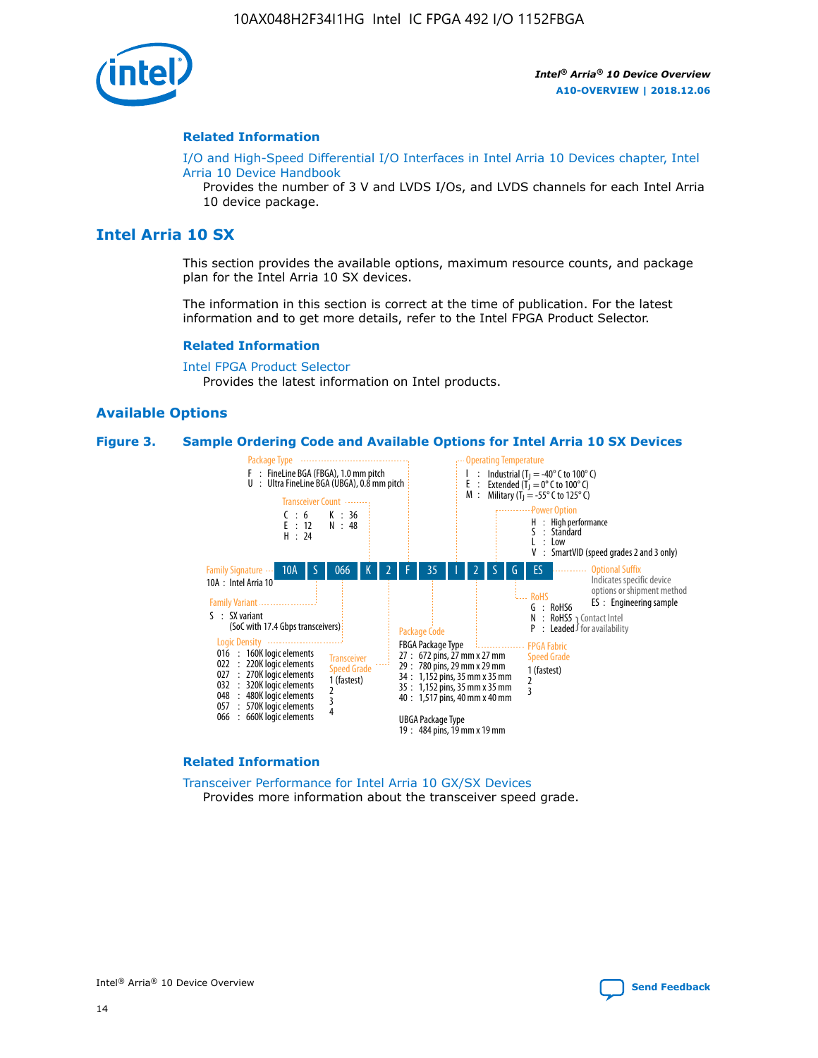## Related Information

I/O and High-Speed Differential I/O Interfaces in Intel Arria 10 Devices chapter, Intel Arria 10 Device Handbook

Provides the number of 3 V and LVDS I/Os, and LVDS channels for each Intel Arria 10 device package.

# Intel Arria 10 SX

This section provides the available options, maximum resource counts, and package plan for the Intel Arria 10 SX devices.

The information in this section is correct at the time of publication. For the latest information and to get more details, refer to the Intel FPGA Product Selector.

## Related Information

Intel FPGA Product Selector

Provides the latest information on Intel products.

## Available Options

**Figure 3. Sample Ordering Code and Available Options for Intel Arria 10 SX Devices**

Sample ordering code: 10A S 066 K 2 F 35 I 2 S G ES

- **Family Signature**
  - 10A : Intel Arria 10
- **Family Variant**
  - S : SX variant (SoC with 17.4 Gbps transceivers)
- **Logic Density**
  - 016 : 160K logic elements
  - 022 : 220K logic elements
  - 027 : 270K logic elements
  - 032 : 320K logic elements
  - 048 : 480K logic elements
  - 057 : 570K logic elements
  - 066 : 660K logic elements
- **Transceiver Count**
  - C : 6
  - E : 12
  - H : 24
  - K : 36
  - N : 48
- **Transceiver Speed Grade**
  - 1 (fastest)
  - 2
  - 3
  - 4
- **Package Type**
  - F : FineLine BGA (FBGA), 1.0 mm pitch
  - U : Ultra FineLine BGA (UBGA), 0.8 mm pitch
- **Package Code**
  - FBGA Package Type
    - 27 : 672 pins, 27 mm x 27 mm
    - 29 : 780 pins, 29 mm x 29 mm
    - 34 : 1,152 pins, 35 mm x 35 mm
    - 35 : 1,152 pins, 35 mm x 35 mm
    - 40 : 1,517 pins, 40 mm x 40 mm
  - UBGA Package Type
    - 19 : 484 pins, 19 mm x 19 mm
- **Operating Temperature**
  - I : Industrial ($T_J$ = -40° C to 100° C)
  - E : Extended ($T_J$ = 0° C to 100° C)
  - M : Military ($T_J$ = -55° C to 125° C)
- **FPGA Fabric Speed Grade**
  - 1 (fastest)
  - 2
  - 3
- **Power Option**
  - H : High performance
  - S : Standard
  - L : Low
  - V : SmartVID (speed grades 2 and 3 only)
- **RoHS**
  - G : RoHS6
  - N : RoHS5 (Contact Intel for availability)
  - P : Leaded (Contact Intel for availability)
- **Optional Suffix**
  - Indicates specific device options or shipment method
  - ES : Engineering sample

## Related Information

Transceiver Performance for Intel Arria 10 GX/SX Devices

Provides more information about the transceiver speed grade.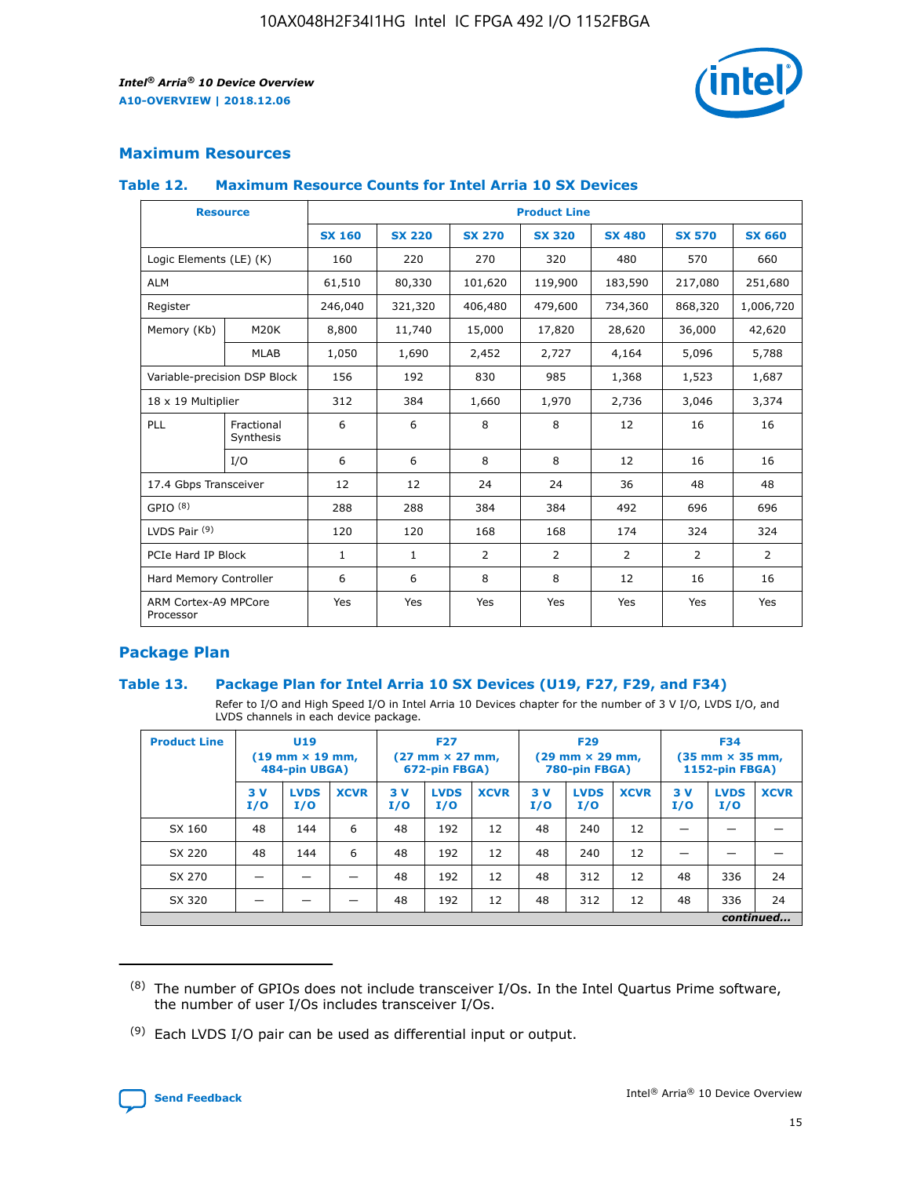## Maximum Resources

### Table 12. Maximum Resource Counts for Intel Arria 10 SX Devices

| Resource | | Product Line | | | | | | |
|---|---|---|---|---|---|---|---|---|
| | | SX 160 | SX 220 | SX 270 | SX 320 | SX 480 | SX 570 | SX 660 |
| Logic Elements (LE) (K) | | 160 | 220 | 270 | 320 | 480 | 570 | 660 |
| ALM | | 61,510 | 80,330 | 101,620 | 119,900 | 183,590 | 217,080 | 251,680 |
| Register | | 246,040 | 321,320 | 406,480 | 479,600 | 734,360 | 868,320 | 1,006,720 |
| Memory (Kb) | M20K | 8,800 | 11,740 | 15,000 | 17,820 | 28,620 | 36,000 | 42,620 |
| | MLAB | 1,050 | 1,690 | 2,452 | 2,727 | 4,164 | 5,096 | 5,788 |
| Variable-precision DSP Block | | 156 | 192 | 830 | 985 | 1,368 | 1,523 | 1,687 |
| 18 x 19 Multiplier | | 312 | 384 | 1,660 | 1,970 | 2,736 | 3,046 | 3,374 |
| PLL | Fractional Synthesis | 6 | 6 | 8 | 8 | 12 | 16 | 16 |
| | I/O | 6 | 6 | 8 | 8 | 12 | 16 | 16 |
| 17.4 Gbps Transceiver | | 12 | 12 | 24 | 24 | 36 | 48 | 48 |
| GPIO (8) | | 288 | 288 | 384 | 384 | 492 | 696 | 696 |
| LVDS Pair (9) | | 120 | 120 | 168 | 168 | 174 | 324 | 324 |
| PCIe Hard IP Block | | 1 | 1 | 2 | 2 | 2 | 2 | 2 |
| Hard Memory Controller | | 6 | 6 | 8 | 8 | 12 | 16 | 16 |
| ARM Cortex-A9 MPCore Processor | | Yes | Yes | Yes | Yes | Yes | Yes | Yes |

## Package Plan

### Table 13. Package Plan for Intel Arria 10 SX Devices (U19, F27, F29, and F34)

Refer to I/O and High Speed I/O in Intel Arria 10 Devices chapter for the number of 3 V I/O, LVDS I/O, and LVDS channels in each device package.

| Product Line | U19 (19 mm × 19 mm, 484-pin UBGA) | | | F27 (27 mm × 27 mm, 672-pin FBGA) | | | F29 (29 mm × 29 mm, 780-pin FBGA) | | | F34 (35 mm × 35 mm, 1152-pin FBGA) | | |
|---|---|---|---|---|---|---|---|---|---|---|---|---|
| | 3 V I/O | LVDS I/O | XCVR | 3 V I/O | LVDS I/O | XCVR | 3 V I/O | LVDS I/O | XCVR | 3 V I/O | LVDS I/O | XCVR |
| SX 160 | 48 | 144 | 6 | 48 | 192 | 12 | 48 | 240 | 12 | — | — | — |
| SX 220 | 48 | 144 | 6 | 48 | 192 | 12 | 48 | 240 | 12 | — | — | — |
| SX 270 | — | — | — | 48 | 192 | 12 | 48 | 312 | 12 | 48 | 336 | 24 |
| SX 320 | — | — | — | 48 | 192 | 12 | 48 | 312 | 12 | 48 | 336 | 24 |

*continued...*

(8) The number of GPIOs does not include transceiver I/Os. In the Intel Quartus Prime software, the number of user I/Os includes transceiver I/Os.

(9) Each LVDS I/O pair can be used as differential input or output.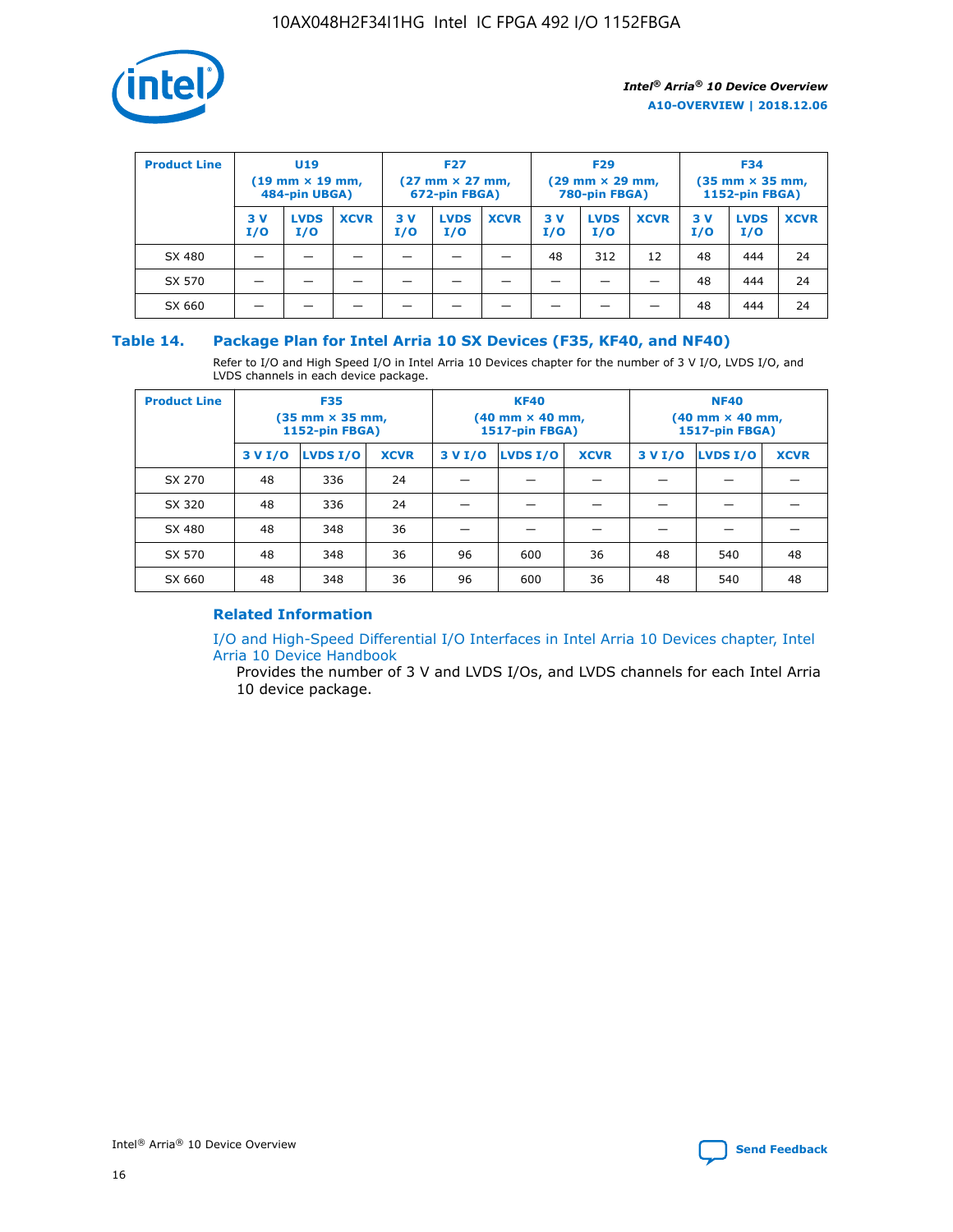| Product Line | U19 (19 mm × 19 mm, 484-pin UBGA) | | | F27 (27 mm × 27 mm, 672-pin FBGA) | | | F29 (29 mm × 29 mm, 780-pin FBGA) | | | F34 (35 mm × 35 mm, 1152-pin FBGA) | | |
|---|---|---|---|---|---|---|---|---|---|---|---|---|
| | 3 V I/O | LVDS I/O | XCVR | 3 V I/O | LVDS I/O | XCVR | 3 V I/O | LVDS I/O | XCVR | 3 V I/O | LVDS I/O | XCVR |
| SX 480 | — | — | — | — | — | — | 48 | 312 | 12 | 48 | 444 | 24 |
| SX 570 | — | — | — | — | — | — | — | — | — | 48 | 444 | 24 |
| SX 660 | — | — | — | — | — | — | — | — | — | 48 | 444 | 24 |

### Table 14. Package Plan for Intel Arria 10 SX Devices (F35, KF40, and NF40)

Refer to I/O and High Speed I/O in Intel Arria 10 Devices chapter for the number of 3 V I/O, LVDS I/O, and LVDS channels in each device package.

| Product Line | F35 (35 mm × 35 mm, 1152-pin FBGA) | | | KF40 (40 mm × 40 mm, 1517-pin FBGA) | | | NF40 (40 mm × 40 mm, 1517-pin FBGA) | | |
|---|---|---|---|---|---|---|---|---|---|
| | 3 V I/O | LVDS I/O | XCVR | 3 V I/O | LVDS I/O | XCVR | 3 V I/O | LVDS I/O | XCVR |
| SX 270 | 48 | 336 | 24 | — | — | — | — | — | — |
| SX 320 | 48 | 336 | 24 | — | — | — | — | — | — |
| SX 480 | 48 | 348 | 36 | — | — | — | — | — | — |
| SX 570 | 48 | 348 | 36 | 96 | 600 | 36 | 48 | 540 | 48 |
| SX 660 | 48 | 348 | 36 | 96 | 600 | 36 | 48 | 540 | 48 |

#### Related Information

I/O and High-Speed Differential I/O Interfaces in Intel Arria 10 Devices chapter, Intel Arria 10 Device Handbook

Provides the number of 3 V and LVDS I/Os, and LVDS channels for each Intel Arria 10 device package.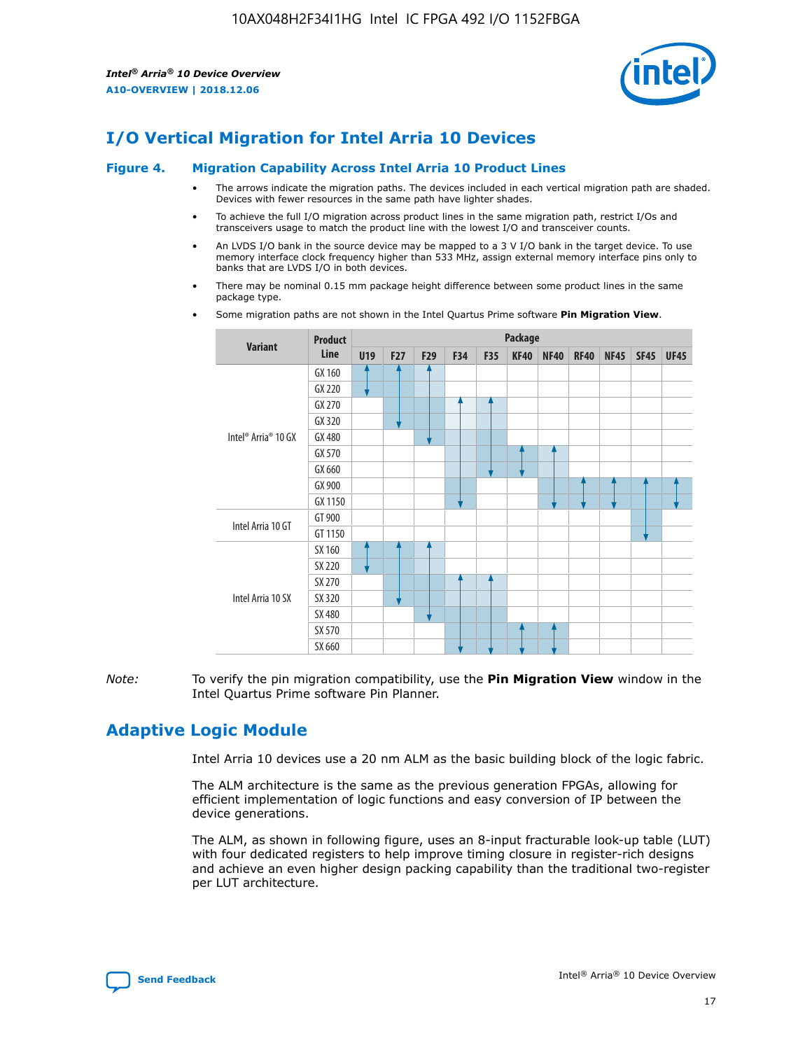# I/O Vertical Migration for Intel Arria 10 Devices

**Figure 4. Migration Capability Across Intel Arria 10 Product Lines**

- The arrows indicate the migration paths. The devices included in each vertical migration path are shaded. Devices with fewer resources in the same path have lighter shades.
- To achieve the full I/O migration across product lines in the same migration path, restrict I/Os and transceivers usage to match the product line with the lowest I/O and transceiver counts.
- An LVDS I/O bank in the source device may be mapped to a 3 V I/O bank in the target device. To use memory interface clock frequency higher than 533 MHz, assign external memory interface pins only to banks that are LVDS I/O in both devices.
- There may be nominal 0.15 mm package height difference between some product lines in the same package type.
- Some migration paths are not shown in the Intel Quartus Prime software **Pin Migration View**.

| Variant | Product Line | Package | | | | | | | | | | |
|---|---|---|---|---|---|---|---|---|---|---|---|---|
| | | U19 | F27 | F29 | F34 | F35 | KF40 | NF40 | RF40 | NF45 | SF45 | UF45 |
| Intel® Arria® 10 GX | GX 160 | | | | | | | | | | | |
| | GX 220 | | | | | | | | | | | |
| | GX 270 | | | | | | | | | | | |
| | GX 320 | | | | | | | | | | | |
| | GX 480 | | | | | | | | | | | |
| | GX 570 | | | | | | | | | | | |
| | GX 660 | | | | | | | | | | | |
| | GX 900 | | | | | | | | | | | |
| | GX 1150 | | | | | | | | | | | |
| Intel Arria 10 GT | GT 900 | | | | | | | | | | | |
| | GT 1150 | | | | | | | | | | | |
| Intel Arria 10 SX | SX 160 | | | | | | | | | | | |
| | SX 220 | | | | | | | | | | | |
| | SX 270 | | | | | | | | | | | |
| | SX 320 | | | | | | | | | | | |
| | SX 480 | | | | | | | | | | | |
| | SX 570 | | | | | | | | | | | |
| | SX 660 | | | | | | | | | | | |

*Note:* To verify the pin migration compatibility, use the **Pin Migration View** window in the Intel Quartus Prime software Pin Planner.

# Adaptive Logic Module

Intel Arria 10 devices use a 20 nm ALM as the basic building block of the logic fabric.

The ALM architecture is the same as the previous generation FPGAs, allowing for efficient implementation of logic functions and easy conversion of IP between the device generations.

The ALM, as shown in following figure, uses an 8-input fracturable look-up table (LUT) with four dedicated registers to help improve timing closure in register-rich designs and achieve an even higher design packing capability than the traditional two-register per LUT architecture.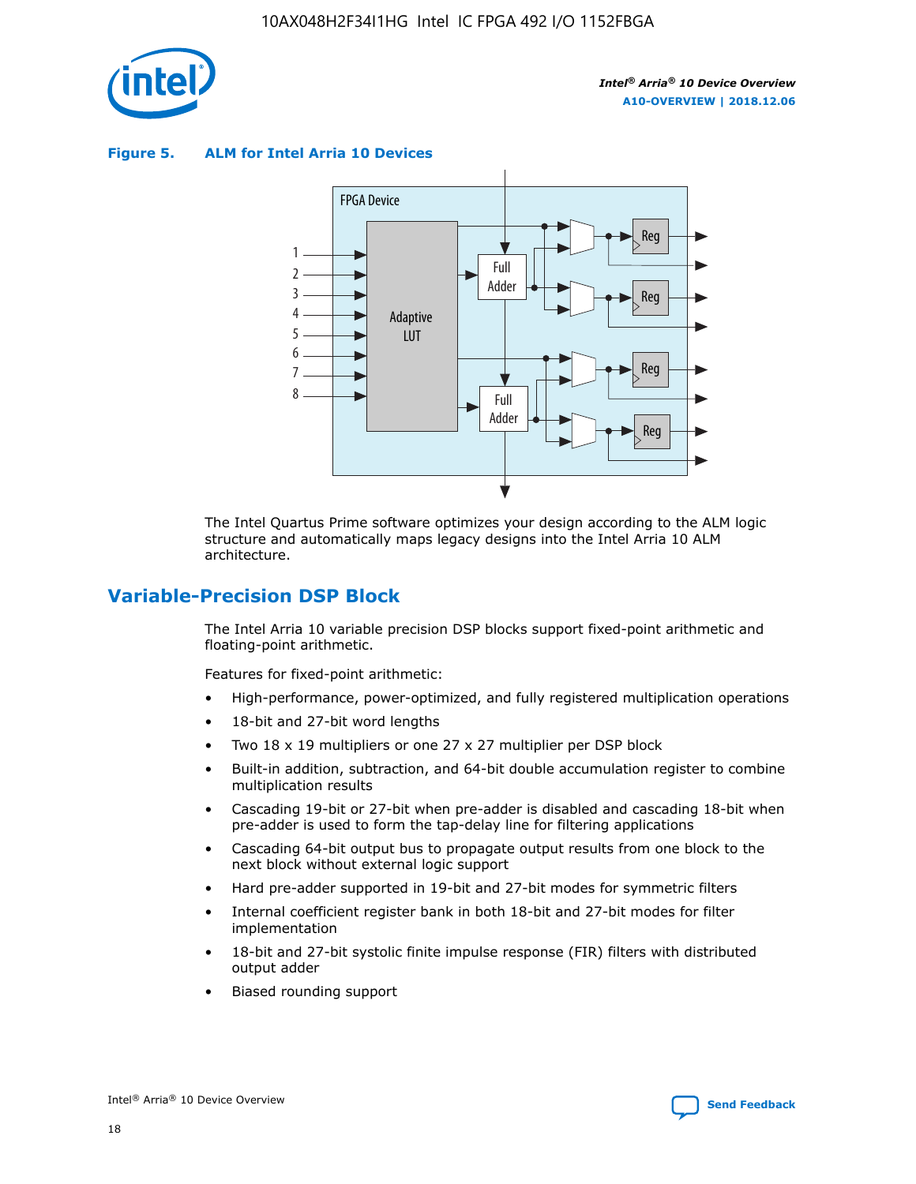**Figure 5. ALM for Intel Arria 10 Devices**

The Intel Quartus Prime software optimizes your design according to the ALM logic structure and automatically maps legacy designs into the Intel Arria 10 ALM architecture.

## Variable-Precision DSP Block

The Intel Arria 10 variable precision DSP blocks support fixed-point arithmetic and floating-point arithmetic.

Features for fixed-point arithmetic:

- High-performance, power-optimized, and fully registered multiplication operations
- 18-bit and 27-bit word lengths
- Two 18 x 19 multipliers or one 27 x 27 multiplier per DSP block
- Built-in addition, subtraction, and 64-bit double accumulation register to combine multiplication results
- Cascading 19-bit or 27-bit when pre-adder is disabled and cascading 18-bit when pre-adder is used to form the tap-delay line for filtering applications
- Cascading 64-bit output bus to propagate output results from one block to the next block without external logic support
- Hard pre-adder supported in 19-bit and 27-bit modes for symmetric filters
- Internal coefficient register bank in both 18-bit and 27-bit modes for filter implementation
- 18-bit and 27-bit systolic finite impulse response (FIR) filters with distributed output adder
- Biased rounding support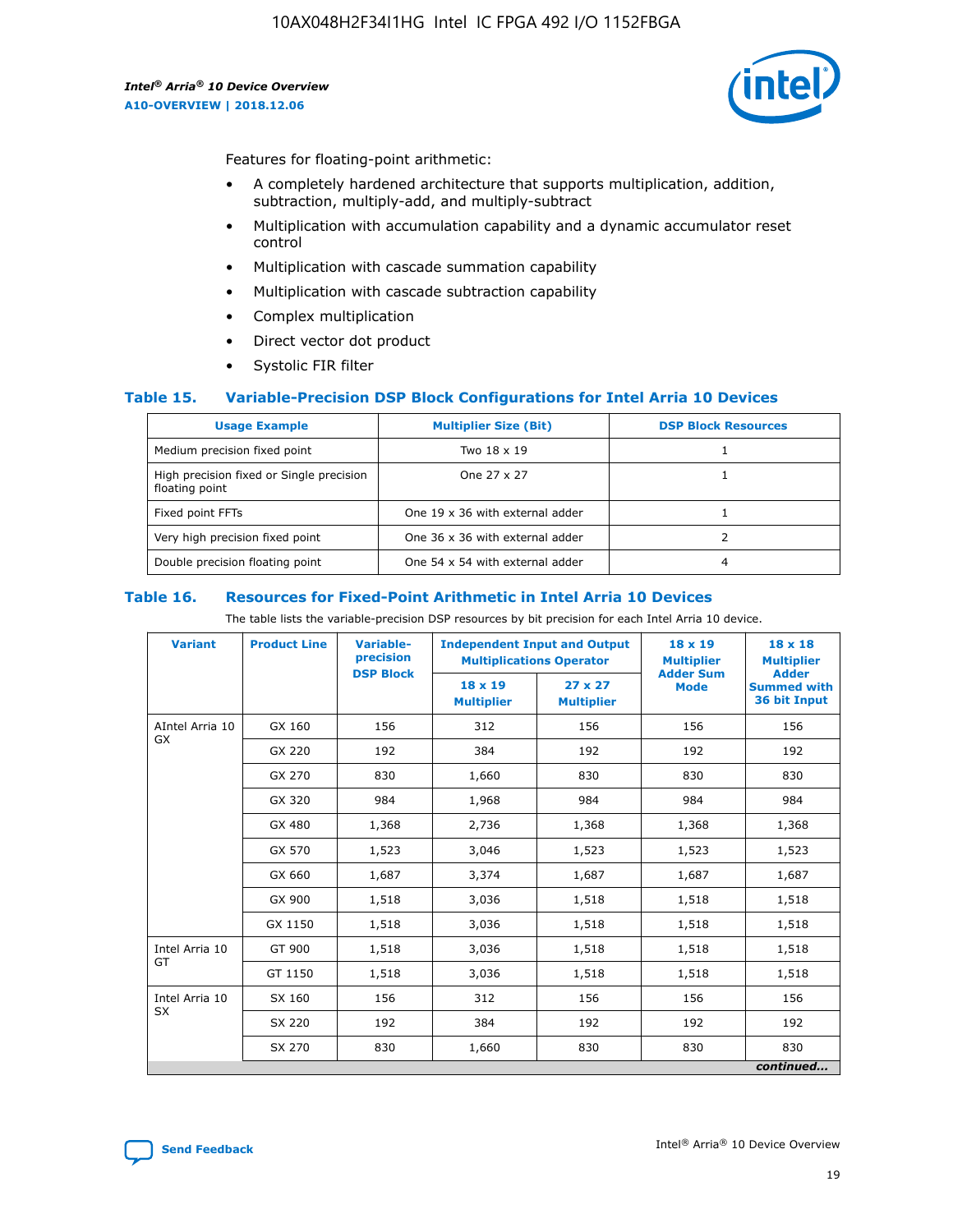Features for floating-point arithmetic:

- A completely hardened architecture that supports multiplication, addition, subtraction, multiply-add, and multiply-subtract
- Multiplication with accumulation capability and a dynamic accumulator reset control
- Multiplication with cascade summation capability
- Multiplication with cascade subtraction capability
- Complex multiplication
- Direct vector dot product
- Systolic FIR filter

## Table 15. Variable-Precision DSP Block Configurations for Intel Arria 10 Devices

| Usage Example | Multiplier Size (Bit) | DSP Block Resources |
|---|---|---|
| Medium precision fixed point | Two 18 x 19 | 1 |
| High precision fixed or Single precision floating point | One 27 x 27 | 1 |
| Fixed point FFTs | One 19 x 36 with external adder | 1 |
| Very high precision fixed point | One 36 x 36 with external adder | 2 |
| Double precision floating point | One 54 x 54 with external adder | 4 |

## Table 16. Resources for Fixed-Point Arithmetic in Intel Arria 10 Devices

The table lists the variable-precision DSP resources by bit precision for each Intel Arria 10 device.

| Variant | Product Line | Variable-precision DSP Block | Independent Input and Output Multiplications Operator | | 18 x 19 Multiplier Adder Sum Mode | 18 x 18 Multiplier Adder Summed with 36 bit Input |
|---|---|---|---|---|---|---|
| | | | 18 x 19 Multiplier | 27 x 27 Multiplier | | |
| AIntel Arria 10 GX | GX 160 | 156 | 312 | 156 | 156 | 156 |
| | GX 220 | 192 | 384 | 192 | 192 | 192 |
| | GX 270 | 830 | 1,660 | 830 | 830 | 830 |
| | GX 320 | 984 | 1,968 | 984 | 984 | 984 |
| | GX 480 | 1,368 | 2,736 | 1,368 | 1,368 | 1,368 |
| | GX 570 | 1,523 | 3,046 | 1,523 | 1,523 | 1,523 |
| | GX 660 | 1,687 | 3,374 | 1,687 | 1,687 | 1,687 |
| | GX 900 | 1,518 | 3,036 | 1,518 | 1,518 | 1,518 |
| | GX 1150 | 1,518 | 3,036 | 1,518 | 1,518 | 1,518 |
| Intel Arria 10 GT | GT 900 | 1,518 | 3,036 | 1,518 | 1,518 | 1,518 |
| | GT 1150 | 1,518 | 3,036 | 1,518 | 1,518 | 1,518 |
| Intel Arria 10 SX | SX 160 | 156 | 312 | 156 | 156 | 156 |
| | SX 220 | 192 | 384 | 192 | 192 | 192 |
| | SX 270 | 830 | 1,660 | 830 | 830 | 830 |

*continued...*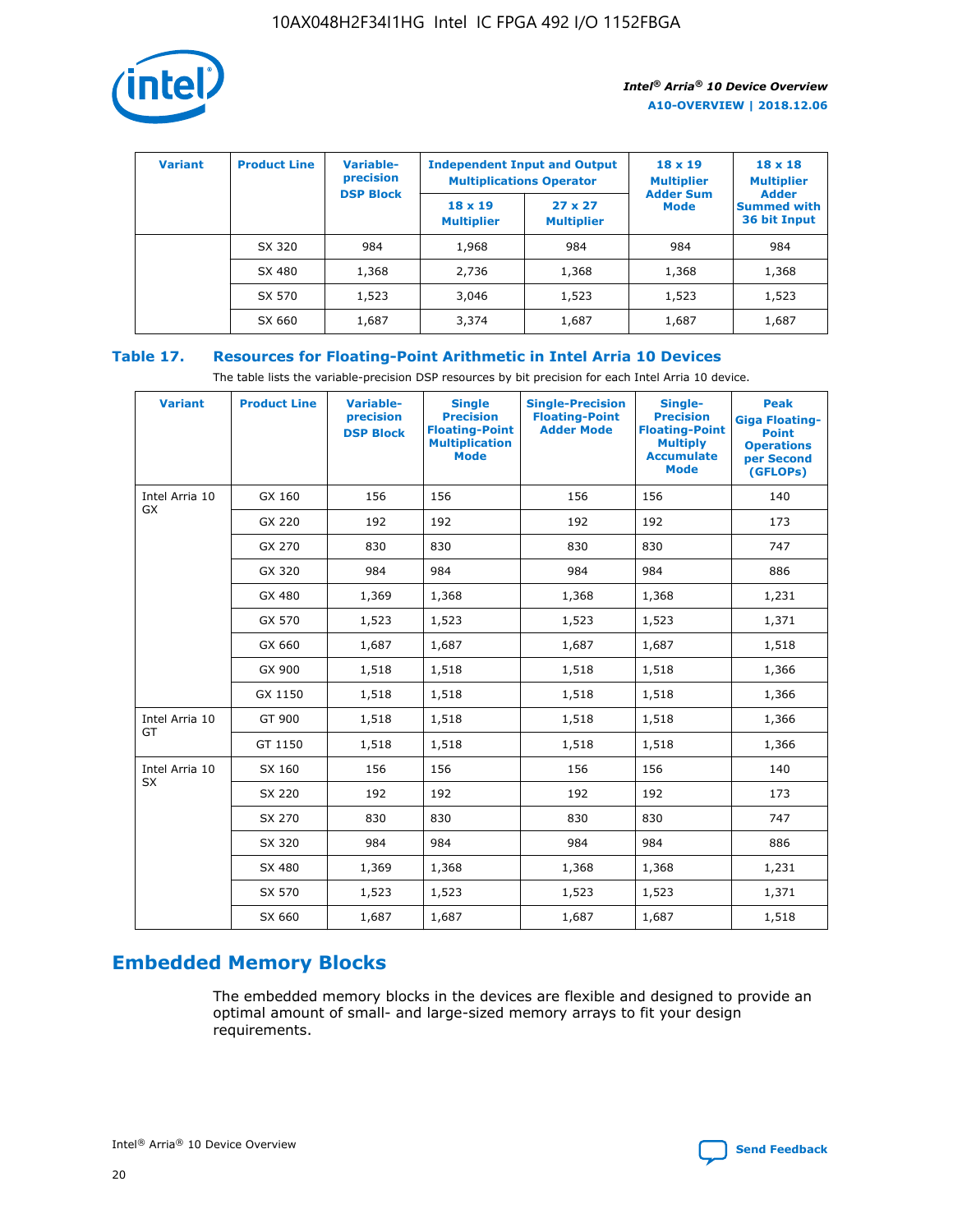| Variant | Product Line | Variable-precision DSP Block | Independent Input and Output Multiplications Operator | | 18 x 19 Multiplier Adder Sum Mode | 18 x 18 Multiplier Adder Summed with 36 bit Input |
|---|---|---|---|---|---|---|
| | | | 18 x 19 Multiplier | 27 x 27 Multiplier | | |
| | SX 320 | 984 | 1,968 | 984 | 984 | 984 |
| | SX 480 | 1,368 | 2,736 | 1,368 | 1,368 | 1,368 |
| | SX 570 | 1,523 | 3,046 | 1,523 | 1,523 | 1,523 |
| | SX 660 | 1,687 | 3,374 | 1,687 | 1,687 | 1,687 |

**Table 17. Resources for Floating-Point Arithmetic in Intel Arria 10 Devices**

The table lists the variable-precision DSP resources by bit precision for each Intel Arria 10 device.

| Variant | Product Line | Variable-precision DSP Block | Single Precision Floating-Point Multiplication Mode | Single-Precision Floating-Point Adder Mode | Single-Precision Floating-Point Multiply Accumulate Mode | Peak Giga Floating-Point Operations per Second (GFLOPs) |
|---|---|---|---|---|---|---|
| Intel Arria 10 GX | GX 160 | 156 | 156 | 156 | 156 | 140 |
| | GX 220 | 192 | 192 | 192 | 192 | 173 |
| | GX 270 | 830 | 830 | 830 | 830 | 747 |
| | GX 320 | 984 | 984 | 984 | 984 | 886 |
| | GX 480 | 1,369 | 1,368 | 1,368 | 1,368 | 1,231 |
| | GX 570 | 1,523 | 1,523 | 1,523 | 1,523 | 1,371 |
| | GX 660 | 1,687 | 1,687 | 1,687 | 1,687 | 1,518 |
| | GX 900 | 1,518 | 1,518 | 1,518 | 1,518 | 1,366 |
| | GX 1150 | 1,518 | 1,518 | 1,518 | 1,518 | 1,366 |
| Intel Arria 10 GT | GT 900 | 1,518 | 1,518 | 1,518 | 1,518 | 1,366 |
| | GT 1150 | 1,518 | 1,518 | 1,518 | 1,518 | 1,366 |
| Intel Arria 10 SX | SX 160 | 156 | 156 | 156 | 156 | 140 |
| | SX 220 | 192 | 192 | 192 | 192 | 173 |
| | SX 270 | 830 | 830 | 830 | 830 | 747 |
| | SX 320 | 984 | 984 | 984 | 984 | 886 |
| | SX 480 | 1,369 | 1,368 | 1,368 | 1,368 | 1,231 |
| | SX 570 | 1,523 | 1,523 | 1,523 | 1,523 | 1,371 |
| | SX 660 | 1,687 | 1,687 | 1,687 | 1,687 | 1,518 |

## Embedded Memory Blocks

The embedded memory blocks in the devices are flexible and designed to provide an optimal amount of small- and large-sized memory arrays to fit your design requirements.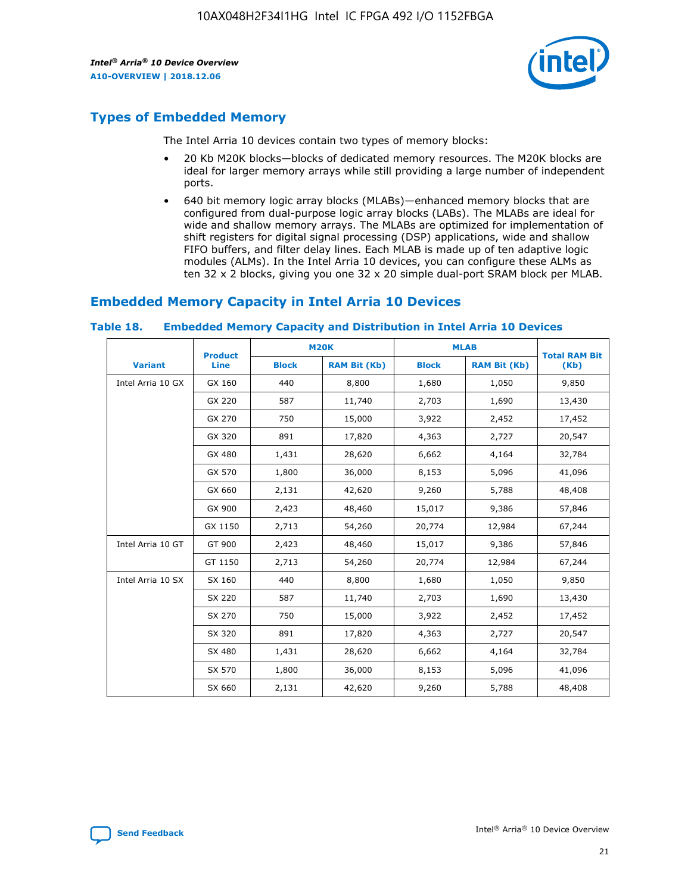## Types of Embedded Memory

The Intel Arria 10 devices contain two types of memory blocks:

- 20 Kb M20K blocks—blocks of dedicated memory resources. The M20K blocks are ideal for larger memory arrays while still providing a large number of independent ports.
- 640 bit memory logic array blocks (MLABs)—enhanced memory blocks that are configured from dual-purpose logic array blocks (LABs). The MLABs are ideal for wide and shallow memory arrays. The MLABs are optimized for implementation of shift registers for digital signal processing (DSP) applications, wide and shallow FIFO buffers, and filter delay lines. Each MLAB is made up of ten adaptive logic modules (ALMs). In the Intel Arria 10 devices, you can configure these ALMs as ten 32 x 2 blocks, giving you one 32 x 20 simple dual-port SRAM block per MLAB.

## Embedded Memory Capacity in Intel Arria 10 Devices

**Table 18. Embedded Memory Capacity and Distribution in Intel Arria 10 Devices**

| Variant | Product Line | M20K | | MLAB | | Total RAM Bit (Kb) |
|---|---|---|---|---|---|---|
| | | Block | RAM Bit (Kb) | Block | RAM Bit (Kb) | |
| Intel Arria 10 GX | GX 160 | 440 | 8,800 | 1,680 | 1,050 | 9,850 |
| | GX 220 | 587 | 11,740 | 2,703 | 1,690 | 13,430 |
| | GX 270 | 750 | 15,000 | 3,922 | 2,452 | 17,452 |
| | GX 320 | 891 | 17,820 | 4,363 | 2,727 | 20,547 |
| | GX 480 | 1,431 | 28,620 | 6,662 | 4,164 | 32,784 |
| | GX 570 | 1,800 | 36,000 | 8,153 | 5,096 | 41,096 |
| | GX 660 | 2,131 | 42,620 | 9,260 | 5,788 | 48,408 |
| | GX 900 | 2,423 | 48,460 | 15,017 | 9,386 | 57,846 |
| | GX 1150 | 2,713 | 54,260 | 20,774 | 12,984 | 67,244 |
| Intel Arria 10 GT | GT 900 | 2,423 | 48,460 | 15,017 | 9,386 | 57,846 |
| | GT 1150 | 2,713 | 54,260 | 20,774 | 12,984 | 67,244 |
| Intel Arria 10 SX | SX 160 | 440 | 8,800 | 1,680 | 1,050 | 9,850 |
| | SX 220 | 587 | 11,740 | 2,703 | 1,690 | 13,430 |
| | SX 270 | 750 | 15,000 | 3,922 | 2,452 | 17,452 |
| | SX 320 | 891 | 17,820 | 4,363 | 2,727 | 20,547 |
| | SX 480 | 1,431 | 28,620 | 6,662 | 4,164 | 32,784 |
| | SX 570 | 1,800 | 36,000 | 8,153 | 5,096 | 41,096 |
| | SX 660 | 2,131 | 42,620 | 9,260 | 5,788 | 48,408 |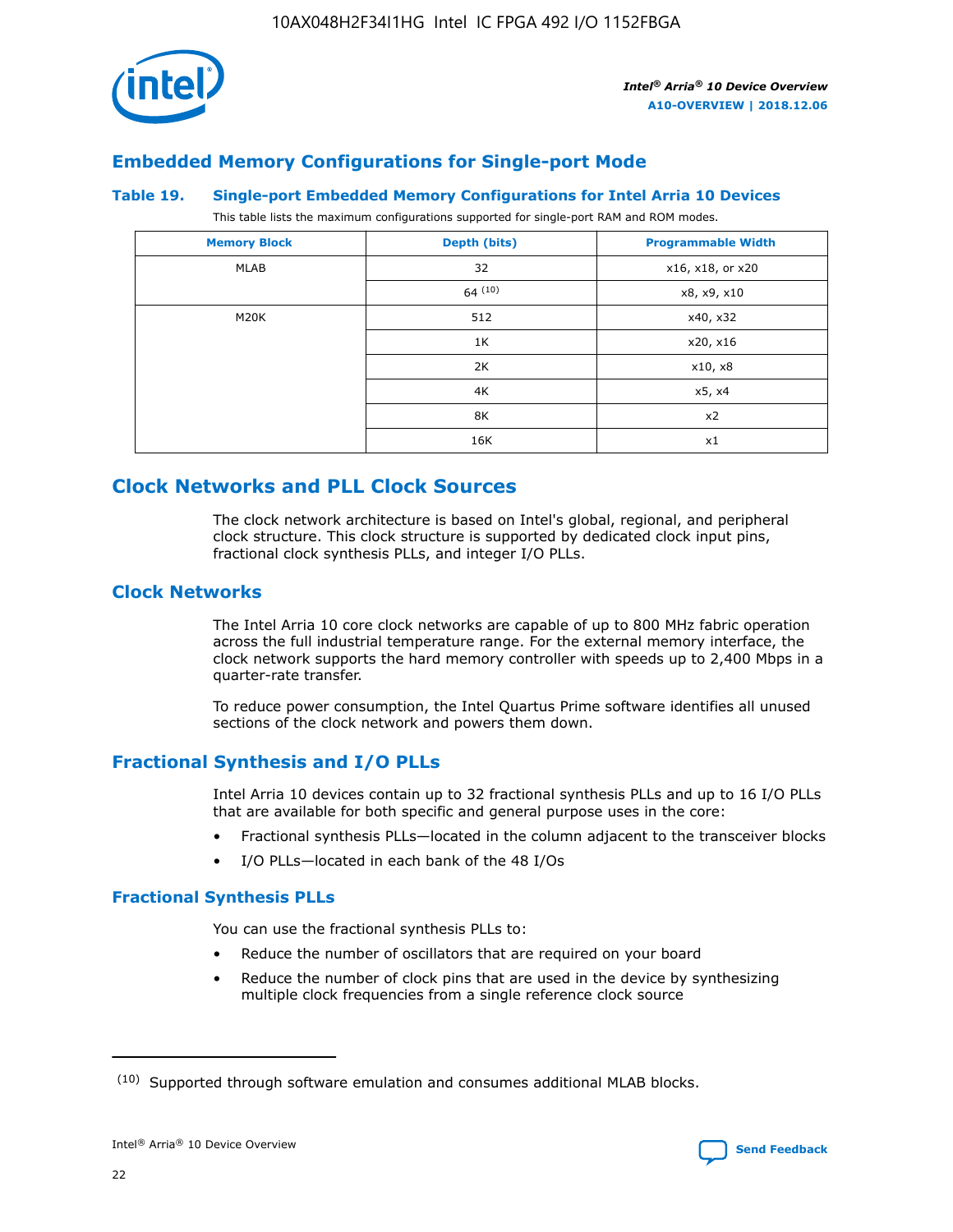## Embedded Memory Configurations for Single-port Mode

### Table 19. Single-port Embedded Memory Configurations for Intel Arria 10 Devices

This table lists the maximum configurations supported for single-port RAM and ROM modes.

| Memory Block | Depth (bits) | Programmable Width |
|---|---|---|
| MLAB | 32 | x16, x18, or x20 |
| | 64 [10] | x8, x9, x10 |
| M20K | 512 | x40, x32 |
| | 1K | x20, x16 |
| | 2K | x10, x8 |
| | 4K | x5, x4 |
| | 8K | x2 |
| | 16K | x1 |

## Clock Networks and PLL Clock Sources

The clock network architecture is based on Intel's global, regional, and peripheral clock structure. This clock structure is supported by dedicated clock input pins, fractional clock synthesis PLLs, and integer I/O PLLs.

## Clock Networks

The Intel Arria 10 core clock networks are capable of up to 800 MHz fabric operation across the full industrial temperature range. For the external memory interface, the clock network supports the hard memory controller with speeds up to 2,400 Mbps in a quarter-rate transfer.

To reduce power consumption, the Intel Quartus Prime software identifies all unused sections of the clock network and powers them down.

## Fractional Synthesis and I/O PLLs

Intel Arria 10 devices contain up to 32 fractional synthesis PLLs and up to 16 I/O PLLs that are available for both specific and general purpose uses in the core:

- Fractional synthesis PLLs—located in the column adjacent to the transceiver blocks
- I/O PLLs—located in each bank of the 48 I/Os

### Fractional Synthesis PLLs

You can use the fractional synthesis PLLs to:

- Reduce the number of oscillators that are required on your board
- Reduce the number of clock pins that are used in the device by synthesizing multiple clock frequencies from a single reference clock source

(10) Supported through software emulation and consumes additional MLAB blocks.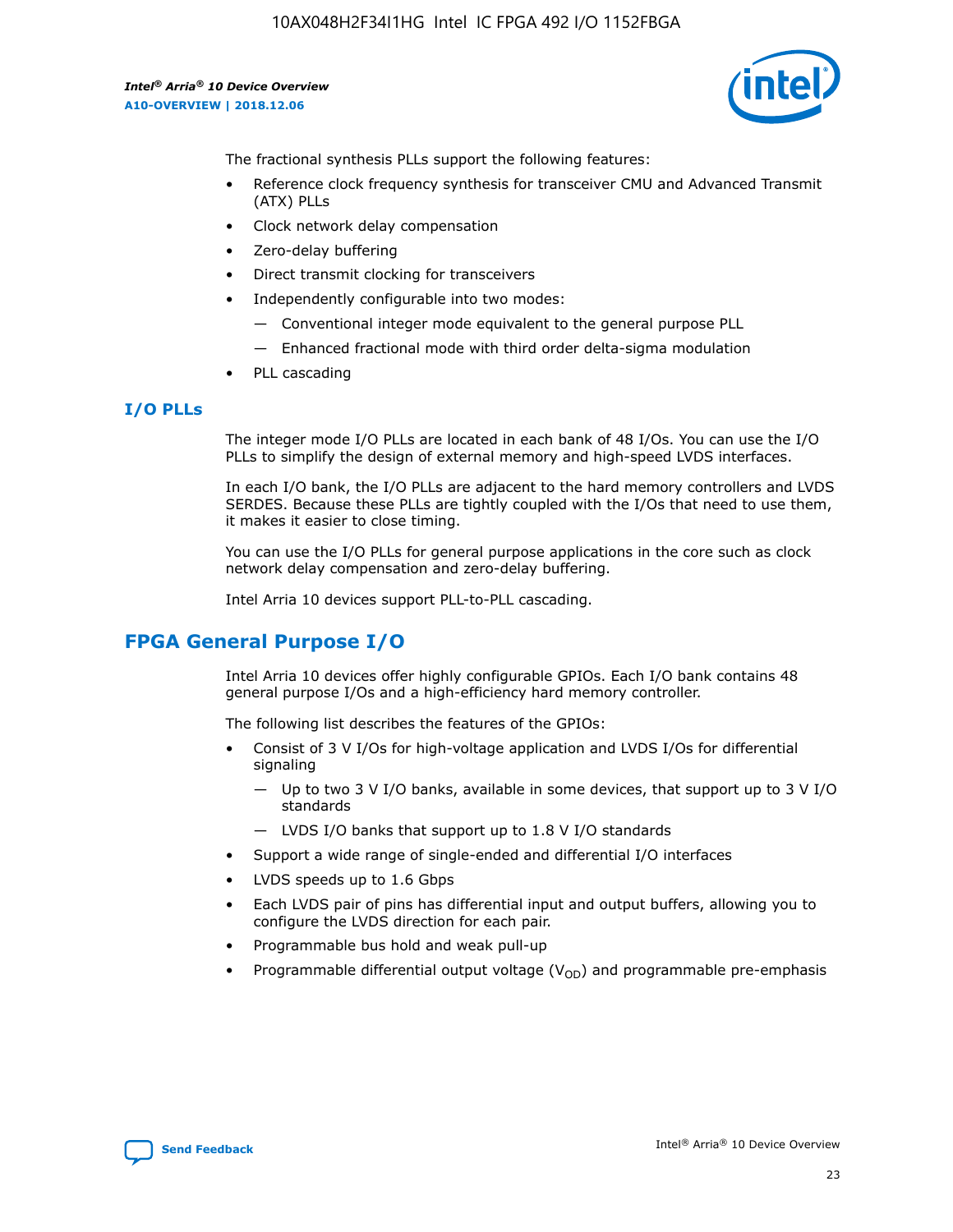The fractional synthesis PLLs support the following features:

- Reference clock frequency synthesis for transceiver CMU and Advanced Transmit (ATX) PLLs
- Clock network delay compensation
- Zero-delay buffering
- Direct transmit clocking for transceivers
- Independently configurable into two modes:
  - — Conventional integer mode equivalent to the general purpose PLL
  - — Enhanced fractional mode with third order delta-sigma modulation
- PLL cascading

### I/O PLLs

The integer mode I/O PLLs are located in each bank of 48 I/Os. You can use the I/O PLLs to simplify the design of external memory and high-speed LVDS interfaces.

In each I/O bank, the I/O PLLs are adjacent to the hard memory controllers and LVDS SERDES. Because these PLLs are tightly coupled with the I/Os that need to use them, it makes it easier to close timing.

You can use the I/O PLLs for general purpose applications in the core such as clock network delay compensation and zero-delay buffering.

Intel Arria 10 devices support PLL-to-PLL cascading.

## FPGA General Purpose I/O

Intel Arria 10 devices offer highly configurable GPIOs. Each I/O bank contains 48 general purpose I/Os and a high-efficiency hard memory controller.

The following list describes the features of the GPIOs:

- Consist of 3 V I/Os for high-voltage application and LVDS I/Os for differential signaling
  - — Up to two 3 V I/O banks, available in some devices, that support up to 3 V I/O standards
  - — LVDS I/O banks that support up to 1.8 V I/O standards
- Support a wide range of single-ended and differential I/O interfaces
- LVDS speeds up to 1.6 Gbps
- Each LVDS pair of pins has differential input and output buffers, allowing you to configure the LVDS direction for each pair.
- Programmable bus hold and weak pull-up
- Programmable differential output voltage ($V_{OD}$) and programmable pre-emphasis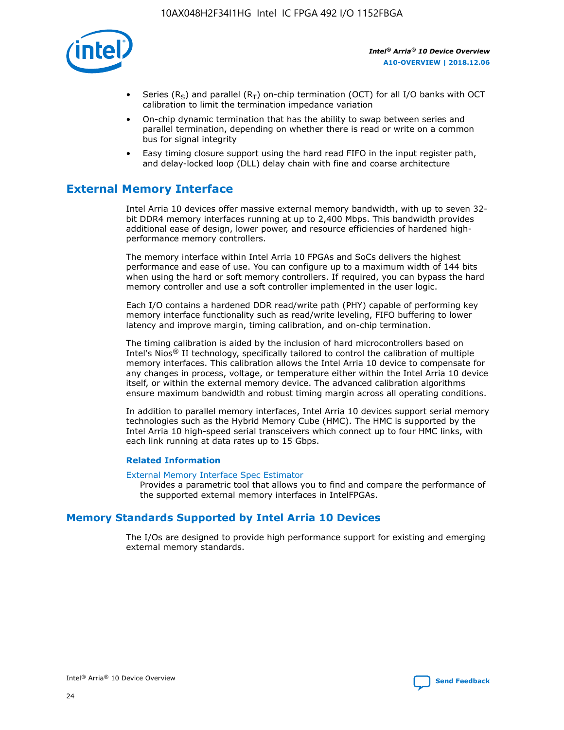- Series ($R_S$) and parallel ($R_T$) on-chip termination (OCT) for all I/O banks with OCT calibration to limit the termination impedance variation
- On-chip dynamic termination that has the ability to swap between series and parallel termination, depending on whether there is read or write on a common bus for signal integrity
- Easy timing closure support using the hard read FIFO in the input register path, and delay-locked loop (DLL) delay chain with fine and coarse architecture

## External Memory Interface

Intel Arria 10 devices offer massive external memory bandwidth, with up to seven 32-bit DDR4 memory interfaces running at up to 2,400 Mbps. This bandwidth provides additional ease of design, lower power, and resource efficiencies of hardened high-performance memory controllers.

The memory interface within Intel Arria 10 FPGAs and SoCs delivers the highest performance and ease of use. You can configure up to a maximum width of 144 bits when using the hard or soft memory controllers. If required, you can bypass the hard memory controller and use a soft controller implemented in the user logic.

Each I/O contains a hardened DDR read/write path (PHY) capable of performing key memory interface functionality such as read/write leveling, FIFO buffering to lower latency and improve margin, timing calibration, and on-chip termination.

The timing calibration is aided by the inclusion of hard microcontrollers based on Intel's Nios® II technology, specifically tailored to control the calibration of multiple memory interfaces. This calibration allows the Intel Arria 10 device to compensate for any changes in process, voltage, or temperature either within the Intel Arria 10 device itself, or within the external memory device. The advanced calibration algorithms ensure maximum bandwidth and robust timing margin across all operating conditions.

In addition to parallel memory interfaces, Intel Arria 10 devices support serial memory technologies such as the Hybrid Memory Cube (HMC). The HMC is supported by the Intel Arria 10 high-speed serial transceivers which connect up to four HMC links, with each link running at data rates up to 15 Gbps.

### Related Information

External Memory Interface Spec Estimator
Provides a parametric tool that allows you to find and compare the performance of the supported external memory interfaces in IntelFPGAs.

## Memory Standards Supported by Intel Arria 10 Devices

The I/Os are designed to provide high performance support for existing and emerging external memory standards.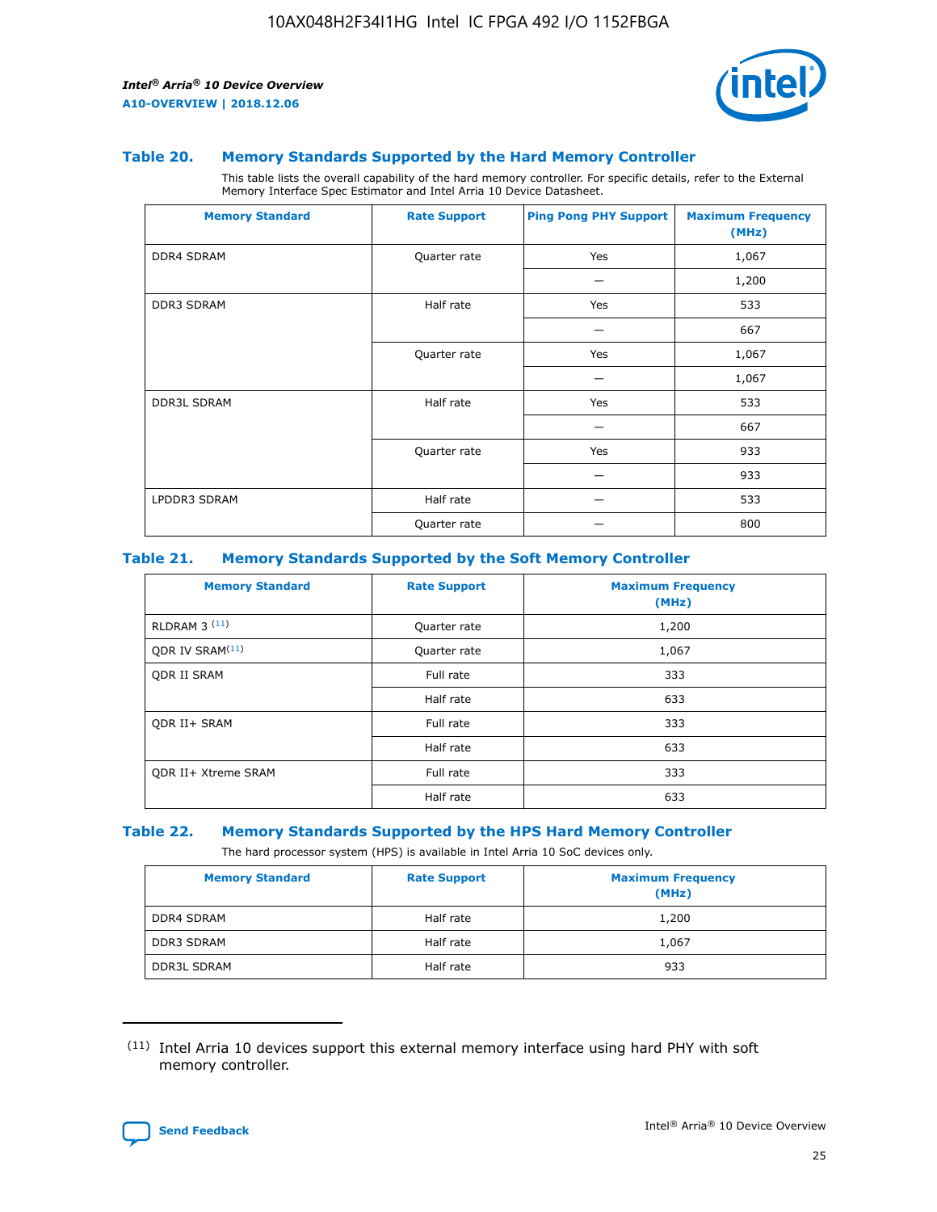### Table 20. Memory Standards Supported by the Hard Memory Controller

This table lists the overall capability of the hard memory controller. For specific details, refer to the External Memory Interface Spec Estimator and Intel Arria 10 Device Datasheet.

| Memory Standard | Rate Support | Ping Pong PHY Support | Maximum Frequency (MHz) |
|---|---|---|---|
| DDR4 SDRAM | Quarter rate | Yes | 1,067 |
| | | — | 1,200 |
| DDR3 SDRAM | Half rate | Yes | 533 |
| | | — | 667 |
| | Quarter rate | Yes | 1,067 |
| | | — | 1,067 |
| DDR3L SDRAM | Half rate | Yes | 533 |
| | | — | 667 |
| | Quarter rate | Yes | 933 |
| | | — | 933 |
| LPDDR3 SDRAM | Half rate | — | 533 |
| | Quarter rate | — | 800 |

### Table 21. Memory Standards Supported by the Soft Memory Controller

| Memory Standard | Rate Support | Maximum Frequency (MHz) |
|---|---|---|
| RLDRAM 3 [(11)] | Quarter rate | 1,200 |
| QDR IV SRAM[(11)] | Quarter rate | 1,067 |
| QDR II SRAM | Full rate | 333 |
| | Half rate | 633 |
| QDR II+ SRAM | Full rate | 333 |
| | Half rate | 633 |
| QDR II+ Xtreme SRAM | Full rate | 333 |
| | Half rate | 633 |

### Table 22. Memory Standards Supported by the HPS Hard Memory Controller

The hard processor system (HPS) is available in Intel Arria 10 SoC devices only.

| Memory Standard | Rate Support | Maximum Frequency (MHz) |
|---|---|---|
| DDR4 SDRAM | Half rate | 1,200 |
| DDR3 SDRAM | Half rate | 1,067 |
| DDR3L SDRAM | Half rate | 933 |

(11) Intel Arria 10 devices support this external memory interface using hard PHY with soft memory controller.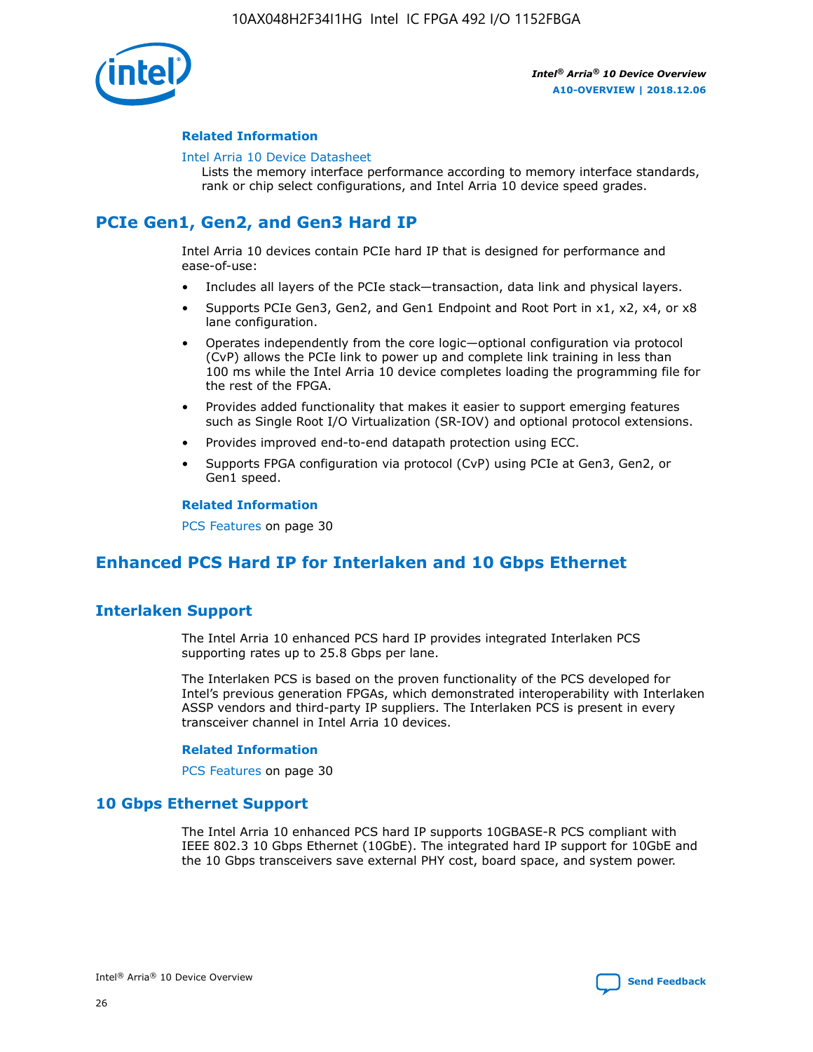#### Related Information

Intel Arria 10 Device Datasheet

Lists the memory interface performance according to memory interface standards, rank or chip select configurations, and Intel Arria 10 device speed grades.

## PCIe Gen1, Gen2, and Gen3 Hard IP

Intel Arria 10 devices contain PCIe hard IP that is designed for performance and ease-of-use:

- Includes all layers of the PCIe stack—transaction, data link and physical layers.
- Supports PCIe Gen3, Gen2, and Gen1 Endpoint and Root Port in x1, x2, x4, or x8 lane configuration.
- Operates independently from the core logic—optional configuration via protocol (CvP) allows the PCIe link to power up and complete link training in less than 100 ms while the Intel Arria 10 device completes loading the programming file for the rest of the FPGA.
- Provides added functionality that makes it easier to support emerging features such as Single Root I/O Virtualization (SR-IOV) and optional protocol extensions.
- Provides improved end-to-end datapath protection using ECC.
- Supports FPGA configuration via protocol (CvP) using PCIe at Gen3, Gen2, or Gen1 speed.

#### Related Information

PCS Features on page 30

## Enhanced PCS Hard IP for Interlaken and 10 Gbps Ethernet

### Interlaken Support

The Intel Arria 10 enhanced PCS hard IP provides integrated Interlaken PCS supporting rates up to 25.8 Gbps per lane.

The Interlaken PCS is based on the proven functionality of the PCS developed for Intel's previous generation FPGAs, which demonstrated interoperability with Interlaken ASSP vendors and third-party IP suppliers. The Interlaken PCS is present in every transceiver channel in Intel Arria 10 devices.

#### Related Information

PCS Features on page 30

### 10 Gbps Ethernet Support

The Intel Arria 10 enhanced PCS hard IP supports 10GBASE-R PCS compliant with IEEE 802.3 10 Gbps Ethernet (10GbE). The integrated hard IP support for 10GbE and the 10 Gbps transceivers save external PHY cost, board space, and system power.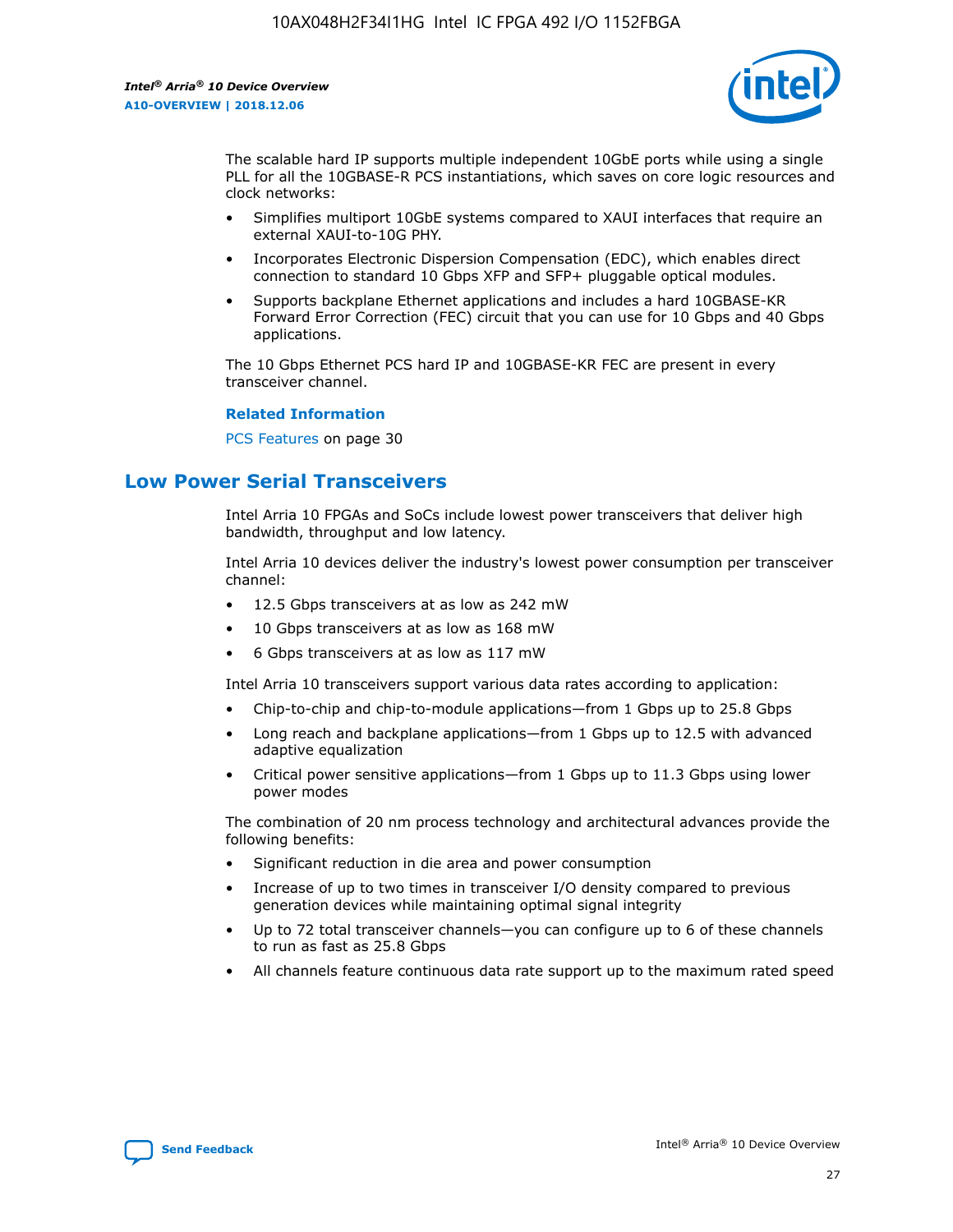The scalable hard IP supports multiple independent 10GbE ports while using a single PLL for all the 10GBASE-R PCS instantiations, which saves on core logic resources and clock networks:

- Simplifies multiport 10GbE systems compared to XAUI interfaces that require an external XAUI-to-10G PHY.
- Incorporates Electronic Dispersion Compensation (EDC), which enables direct connection to standard 10 Gbps XFP and SFP+ pluggable optical modules.
- Supports backplane Ethernet applications and includes a hard 10GBASE-KR Forward Error Correction (FEC) circuit that you can use for 10 Gbps and 40 Gbps applications.

The 10 Gbps Ethernet PCS hard IP and 10GBASE-KR FEC are present in every transceiver channel.

**Related Information**

PCS Features on page 30

## Low Power Serial Transceivers

Intel Arria 10 FPGAs and SoCs include lowest power transceivers that deliver high bandwidth, throughput and low latency.

Intel Arria 10 devices deliver the industry's lowest power consumption per transceiver channel:

- 12.5 Gbps transceivers at as low as 242 mW
- 10 Gbps transceivers at as low as 168 mW
- 6 Gbps transceivers at as low as 117 mW

Intel Arria 10 transceivers support various data rates according to application:

- Chip-to-chip and chip-to-module applications—from 1 Gbps up to 25.8 Gbps
- Long reach and backplane applications—from 1 Gbps up to 12.5 with advanced adaptive equalization
- Critical power sensitive applications—from 1 Gbps up to 11.3 Gbps using lower power modes

The combination of 20 nm process technology and architectural advances provide the following benefits:

- Significant reduction in die area and power consumption
- Increase of up to two times in transceiver I/O density compared to previous generation devices while maintaining optimal signal integrity
- Up to 72 total transceiver channels—you can configure up to 6 of these channels to run as fast as 25.8 Gbps
- All channels feature continuous data rate support up to the maximum rated speed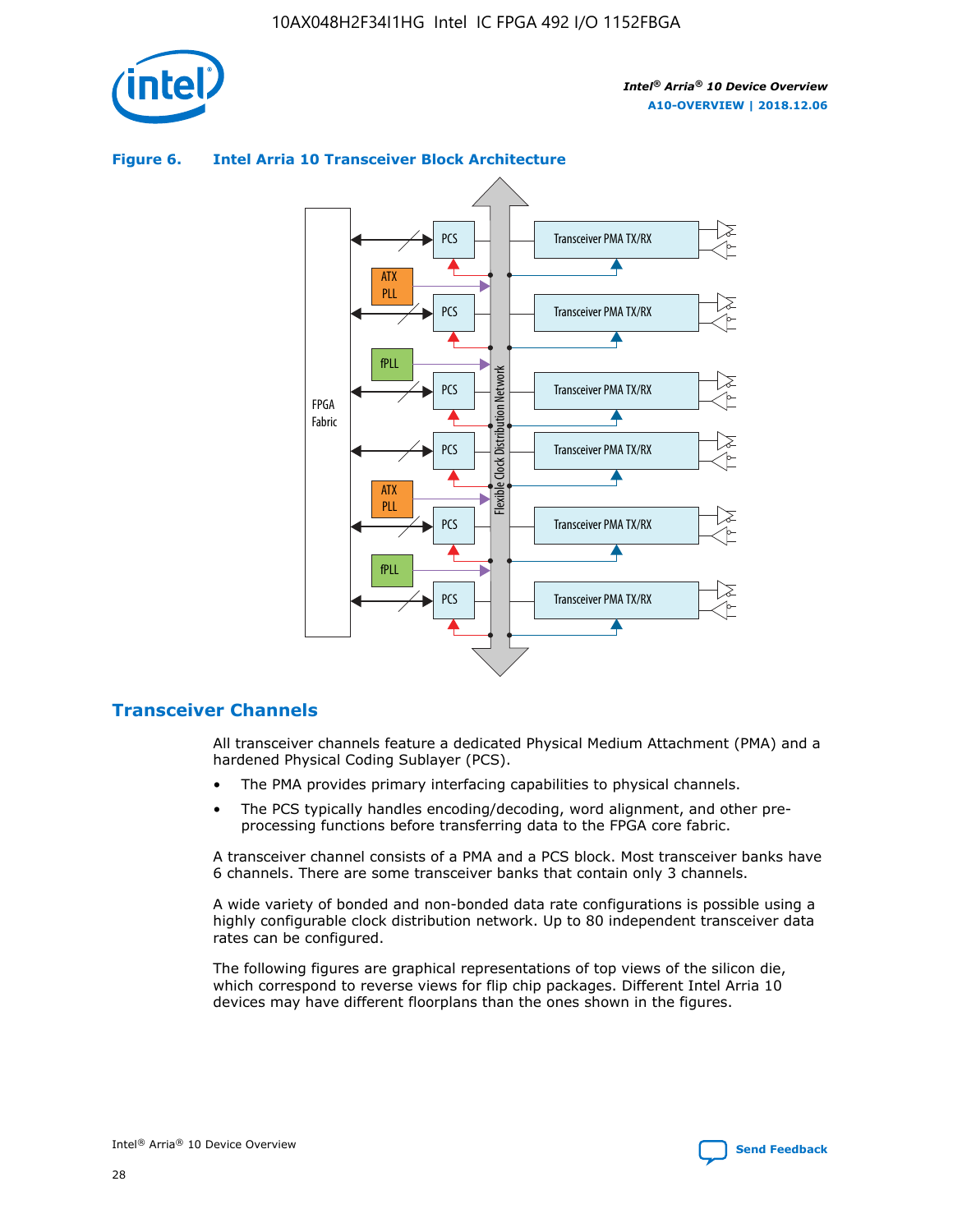**Figure 6. Intel Arria 10 Transceiver Block Architecture**

## Transceiver Channels

All transceiver channels feature a dedicated Physical Medium Attachment (PMA) and a hardened Physical Coding Sublayer (PCS).

- The PMA provides primary interfacing capabilities to physical channels.
- The PCS typically handles encoding/decoding, word alignment, and other pre-processing functions before transferring data to the FPGA core fabric.

A transceiver channel consists of a PMA and a PCS block. Most transceiver banks have 6 channels. There are some transceiver banks that contain only 3 channels.

A wide variety of bonded and non-bonded data rate configurations is possible using a highly configurable clock distribution network. Up to 80 independent transceiver data rates can be configured.

The following figures are graphical representations of top views of the silicon die, which correspond to reverse views for flip chip packages. Different Intel Arria 10 devices may have different floorplans than the ones shown in the figures.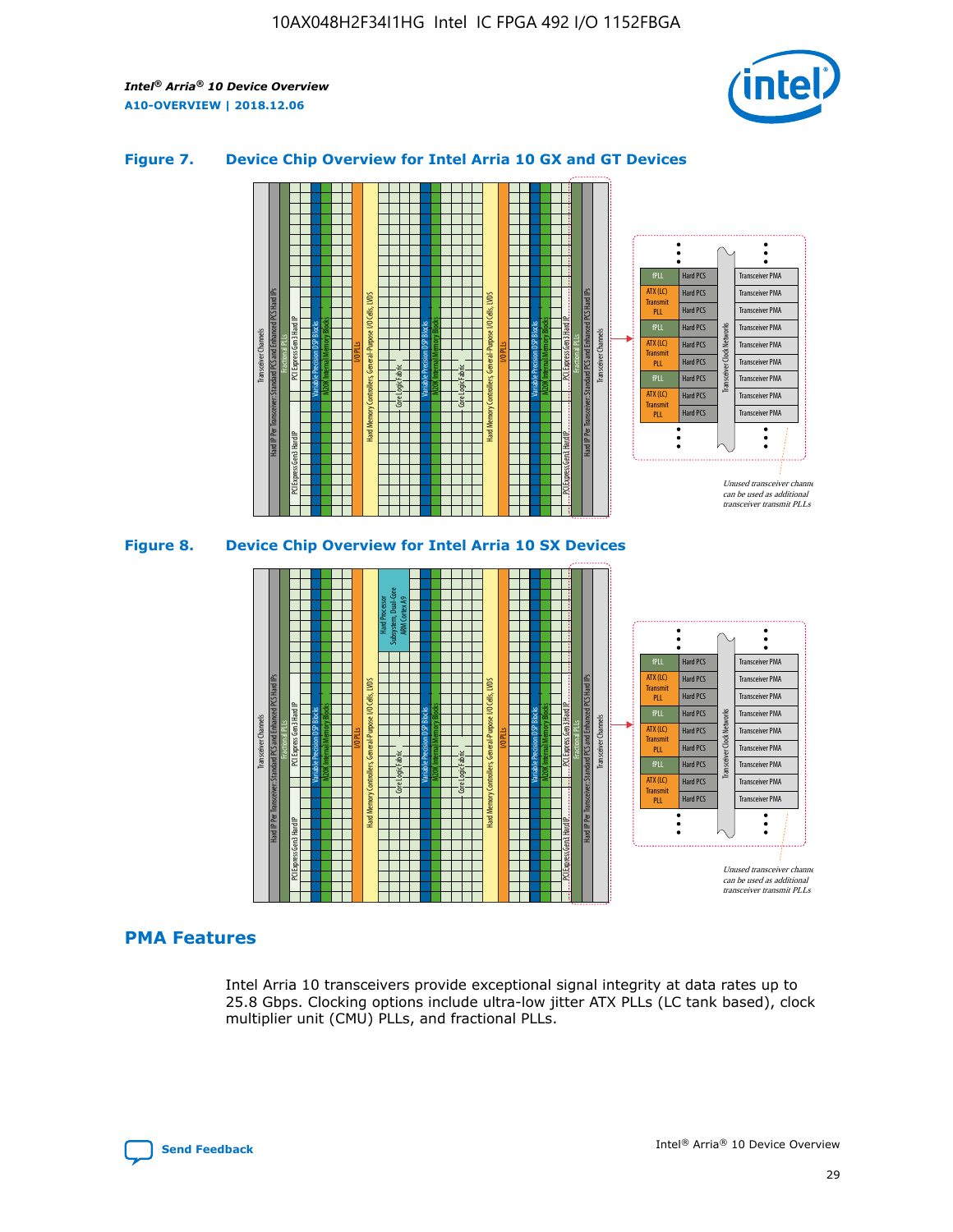## Figure 7. Device Chip Overview for Intel Arria 10 GX and GT Devices

## Figure 8. Device Chip Overview for Intel Arria 10 SX Devices

## PMA Features

Intel Arria 10 transceivers provide exceptional signal integrity at data rates up to 25.8 Gbps. Clocking options include ultra-low jitter ATX PLLs (LC tank based), clock multiplier unit (CMU) PLLs, and fractional PLLs.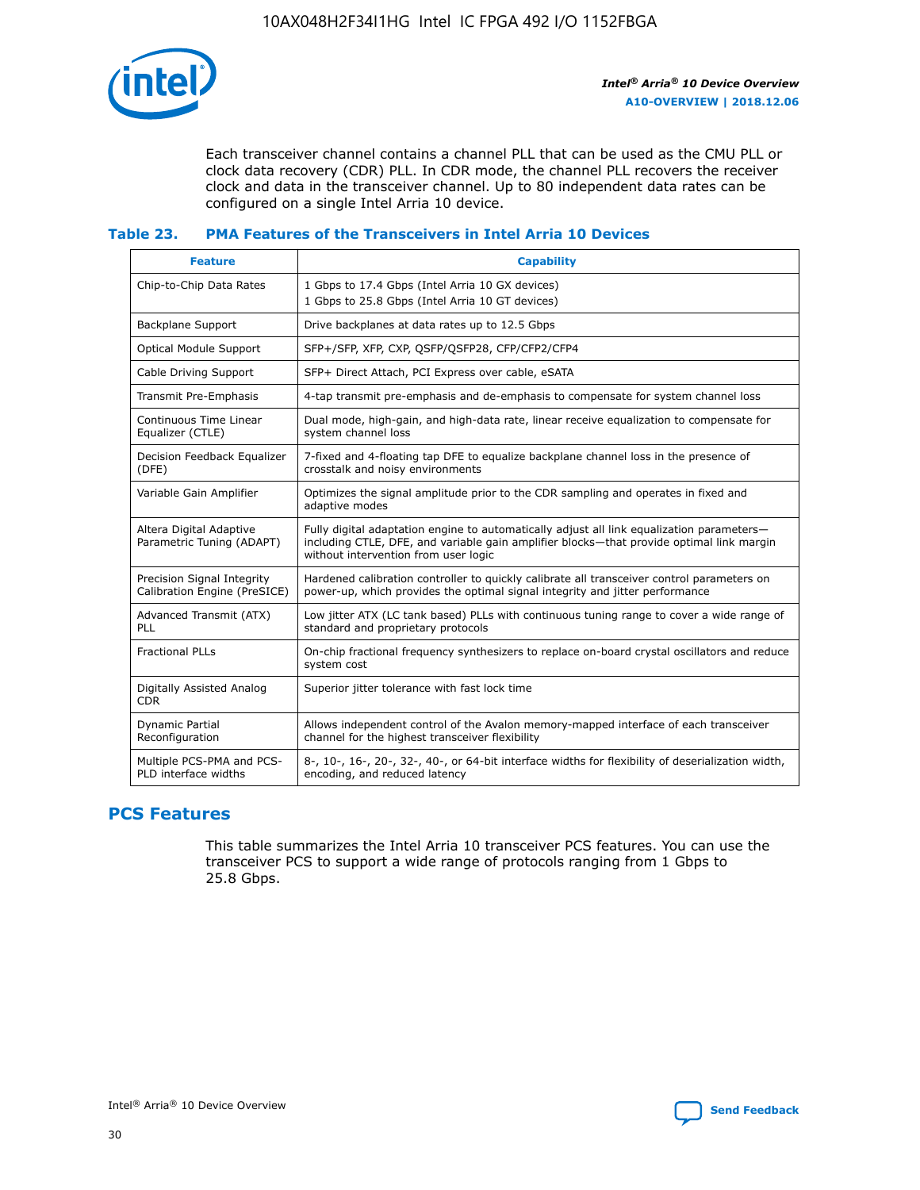Each transceiver channel contains a channel PLL that can be used as the CMU PLL or clock data recovery (CDR) PLL. In CDR mode, the channel PLL recovers the receiver clock and data in the transceiver channel. Up to 80 independent data rates can be configured on a single Intel Arria 10 device.

### Table 23. PMA Features of the Transceivers in Intel Arria 10 Devices

| Feature | Capability |
| --- | --- |
| Chip-to-Chip Data Rates | 1 Gbps to 17.4 Gbps (Intel Arria 10 GX devices)<br>1 Gbps to 25.8 Gbps (Intel Arria 10 GT devices) |
| Backplane Support | Drive backplanes at data rates up to 12.5 Gbps |
| Optical Module Support | SFP+/SFP, XFP, CXP, QSFP/QSFP28, CFP/CFP2/CFP4 |
| Cable Driving Support | SFP+ Direct Attach, PCI Express over cable, eSATA |
| Transmit Pre-Emphasis | 4-tap transmit pre-emphasis and de-emphasis to compensate for system channel loss |
| Continuous Time Linear Equalizer (CTLE) | Dual mode, high-gain, and high-data rate, linear receive equalization to compensate for system channel loss |
| Decision Feedback Equalizer (DFE) | 7-fixed and 4-floating tap DFE to equalize backplane channel loss in the presence of crosstalk and noisy environments |
| Variable Gain Amplifier | Optimizes the signal amplitude prior to the CDR sampling and operates in fixed and adaptive modes |
| Altera Digital Adaptive Parametric Tuning (ADAPT) | Fully digital adaptation engine to automatically adjust all link equalization parameters—including CTLE, DFE, and variable gain amplifier blocks—that provide optimal link margin without intervention from user logic |
| Precision Signal Integrity Calibration Engine (PreSICE) | Hardened calibration controller to quickly calibrate all transceiver control parameters on power-up, which provides the optimal signal integrity and jitter performance |
| Advanced Transmit (ATX) PLL | Low jitter ATX (LC tank based) PLLs with continuous tuning range to cover a wide range of standard and proprietary protocols |
| Fractional PLLs | On-chip fractional frequency synthesizers to replace on-board crystal oscillators and reduce system cost |
| Digitally Assisted Analog CDR | Superior jitter tolerance with fast lock time |
| Dynamic Partial Reconfiguration | Allows independent control of the Avalon memory-mapped interface of each transceiver channel for the highest transceiver flexibility |
| Multiple PCS-PMA and PCS-PLD interface widths | 8-, 10-, 16-, 20-, 32-, 40-, or 64-bit interface widths for flexibility of deserialization width, encoding, and reduced latency |

## PCS Features

This table summarizes the Intel Arria 10 transceiver PCS features. You can use the transceiver PCS to support a wide range of protocols ranging from 1 Gbps to 25.8 Gbps.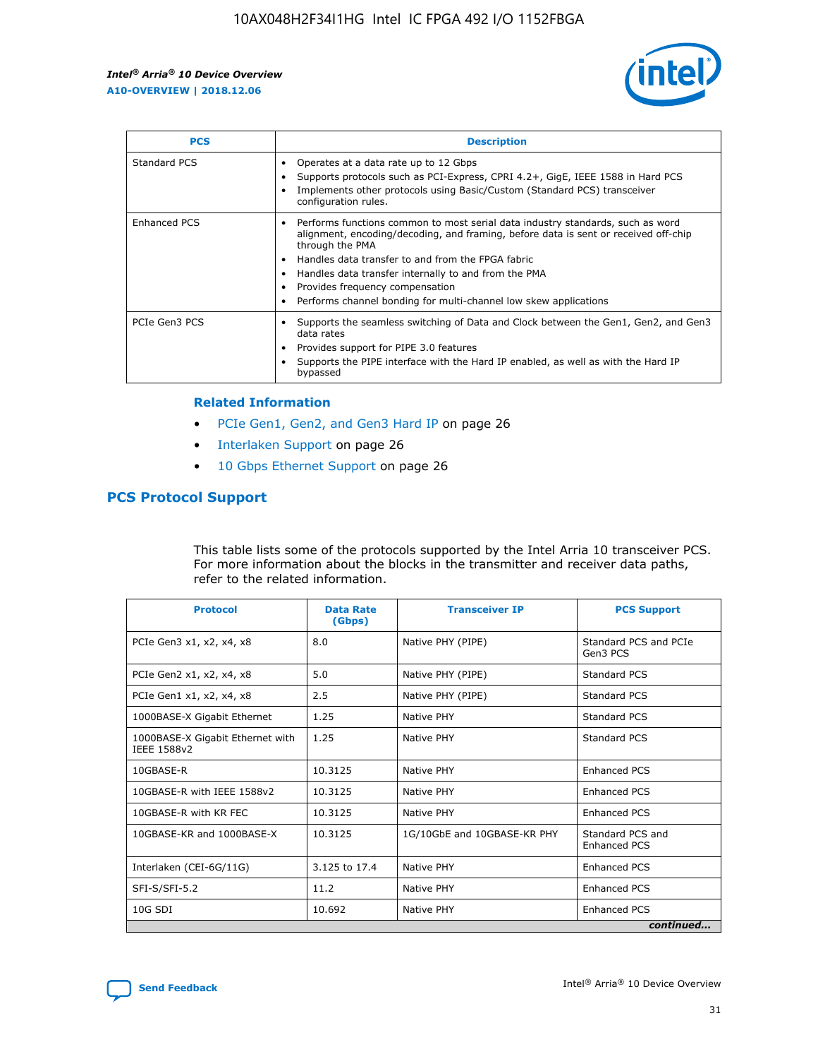| PCS | Description |
| --- | --- |
| Standard PCS | • Operates at a data rate up to 12 Gbps<br>• Supports protocols such as PCI-Express, CPRI 4.2+, GigE, IEEE 1588 in Hard PCS<br>• Implements other protocols using Basic/Custom (Standard PCS) transceiver configuration rules. |
| Enhanced PCS | • Performs functions common to most serial data industry standards, such as word alignment, encoding/decoding, and framing, before data is sent or received off-chip through the PMA<br>• Handles data transfer to and from the FPGA fabric<br>• Handles data transfer internally to and from the PMA<br>• Provides frequency compensation<br>• Performs channel bonding for multi-channel low skew applications |
| PCIe Gen3 PCS | • Supports the seamless switching of Data and Clock between the Gen1, Gen2, and Gen3 data rates<br>• Provides support for PIPE 3.0 features<br>• Supports the PIPE interface with the Hard IP enabled, as well as with the Hard IP bypassed |

### Related Information

- PCIe Gen1, Gen2, and Gen3 Hard IP on page 26
- Interlaken Support on page 26
- 10 Gbps Ethernet Support on page 26

## PCS Protocol Support

This table lists some of the protocols supported by the Intel Arria 10 transceiver PCS. For more information about the blocks in the transmitter and receiver data paths, refer to the related information.

| Protocol | Data Rate (Gbps) | Transceiver IP | PCS Support |
| --- | --- | --- | --- |
| PCIe Gen3 x1, x2, x4, x8 | 8.0 | Native PHY (PIPE) | Standard PCS and PCIe Gen3 PCS |
| PCIe Gen2 x1, x2, x4, x8 | 5.0 | Native PHY (PIPE) | Standard PCS |
| PCIe Gen1 x1, x2, x4, x8 | 2.5 | Native PHY (PIPE) | Standard PCS |
| 1000BASE-X Gigabit Ethernet | 1.25 | Native PHY | Standard PCS |
| 1000BASE-X Gigabit Ethernet with IEEE 1588v2 | 1.25 | Native PHY | Standard PCS |
| 10GBASE-R | 10.3125 | Native PHY | Enhanced PCS |
| 10GBASE-R with IEEE 1588v2 | 10.3125 | Native PHY | Enhanced PCS |
| 10GBASE-R with KR FEC | 10.3125 | Native PHY | Enhanced PCS |
| 10GBASE-KR and 1000BASE-X | 10.3125 | 1G/10GbE and 10GBASE-KR PHY | Standard PCS and Enhanced PCS |
| Interlaken (CEI-6G/11G) | 3.125 to 17.4 | Native PHY | Enhanced PCS |
| SFI-S/SFI-5.2 | 11.2 | Native PHY | Enhanced PCS |
| 10G SDI | 10.692 | Native PHY | Enhanced PCS |

*continued...*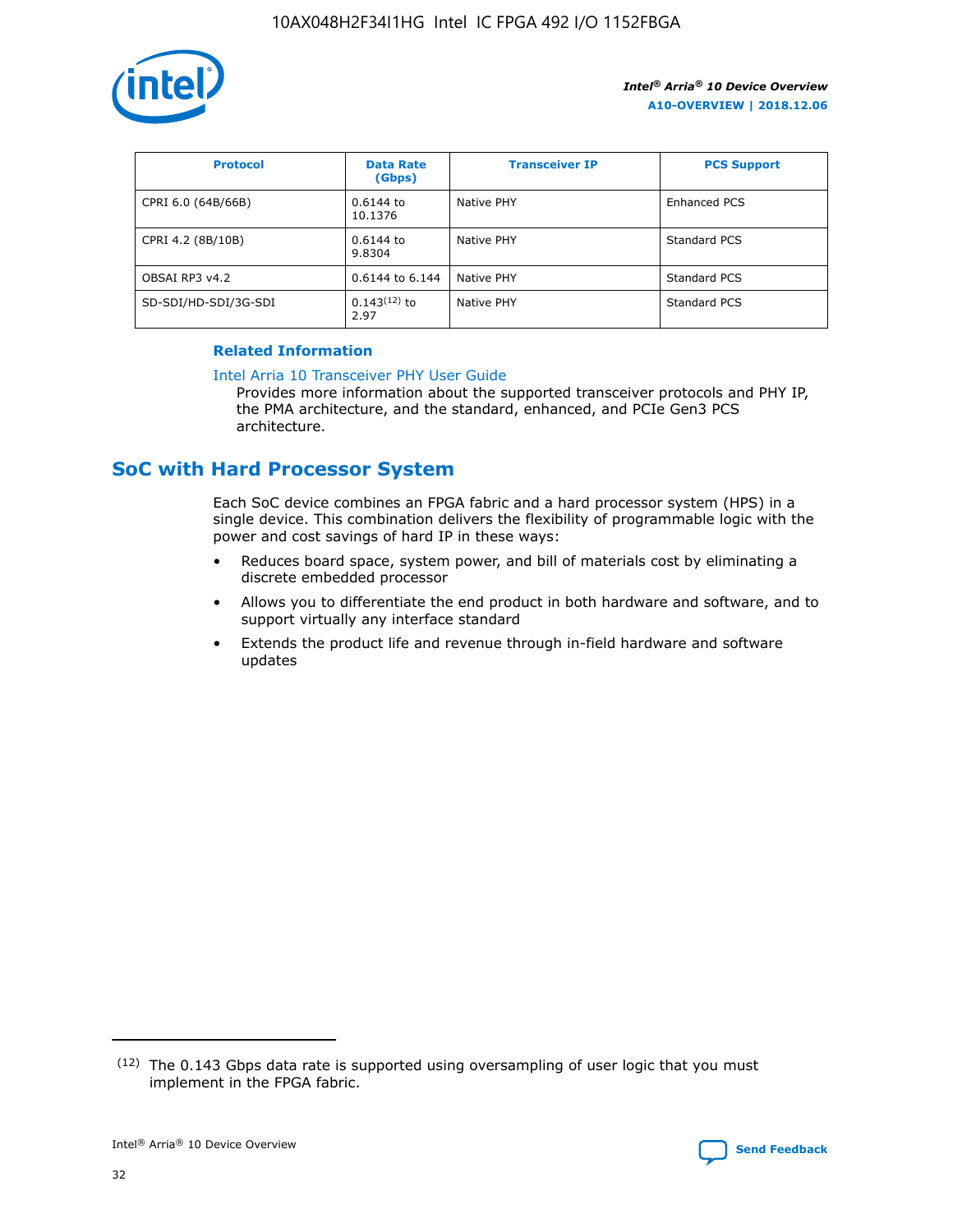| Protocol | Data Rate (Gbps) | Transceiver IP | PCS Support |
|---|---|---|---|
| CPRI 6.0 (64B/66B) | 0.6144 to 10.1376 | Native PHY | Enhanced PCS |
| CPRI 4.2 (8B/10B) | 0.6144 to 9.8304 | Native PHY | Standard PCS |
| OBSAI RP3 v4.2 | 0.6144 to 6.144 | Native PHY | Standard PCS |
| SD-SDI/HD-SDI/3G-SDI | 0.143[(12)] to 2.97 | Native PHY | Standard PCS |

**Related Information**

Intel Arria 10 Transceiver PHY User Guide

Provides more information about the supported transceiver protocols and PHY IP, the PMA architecture, and the standard, enhanced, and PCIe Gen3 PCS architecture.

## SoC with Hard Processor System

Each SoC device combines an FPGA fabric and a hard processor system (HPS) in a single device. This combination delivers the flexibility of programmable logic with the power and cost savings of hard IP in these ways:

- Reduces board space, system power, and bill of materials cost by eliminating a discrete embedded processor
- Allows you to differentiate the end product in both hardware and software, and to support virtually any interface standard
- Extends the product life and revenue through in-field hardware and software updates

(12) The 0.143 Gbps data rate is supported using oversampling of user logic that you must implement in the FPGA fabric.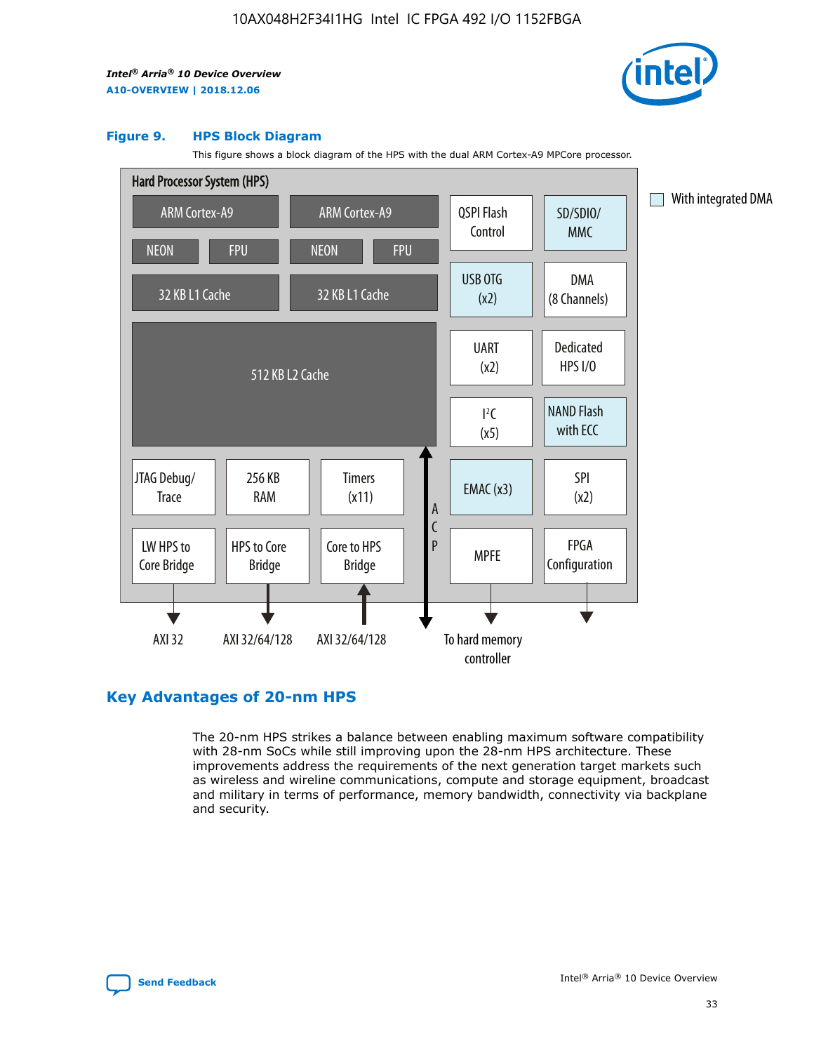**Figure 9. HPS Block Diagram**

This figure shows a block diagram of the HPS with the dual ARM Cortex-A9 MPCore processor.

Hard Processor System (HPS)

- ARM Cortex-A9 (NEON, FPU, 32 KB L1 Cache)
- ARM Cortex-A9 (NEON, FPU, 32 KB L1 Cache)
- 512 KB L2 Cache
- QSPI Flash Control
- SD/SDIO/MMC
- USB OTG (x2)
- DMA (8 Channels)
- UART (x2)
- Dedicated HPS I/O
- I²C (x5)
- NAND Flash with ECC
- JTAG Debug/Trace
- 256 KB RAM
- Timers (x11)
- EMAC (x3)
- SPI (x2)
- LW HPS to Core Bridge — AXI 32
- HPS to Core Bridge — AXI 32/64/128
- Core to HPS Bridge — AXI 32/64/128
- ACP
- MPFE — To hard memory controller
- FPGA Configuration

With integrated DMA

## Key Advantages of 20-nm HPS

The 20-nm HPS strikes a balance between enabling maximum software compatibility with 28-nm SoCs while still improving upon the 28-nm HPS architecture. These improvements address the requirements of the next generation target markets such as wireless and wireline communications, compute and storage equipment, broadcast and military in terms of performance, memory bandwidth, connectivity via backplane and security.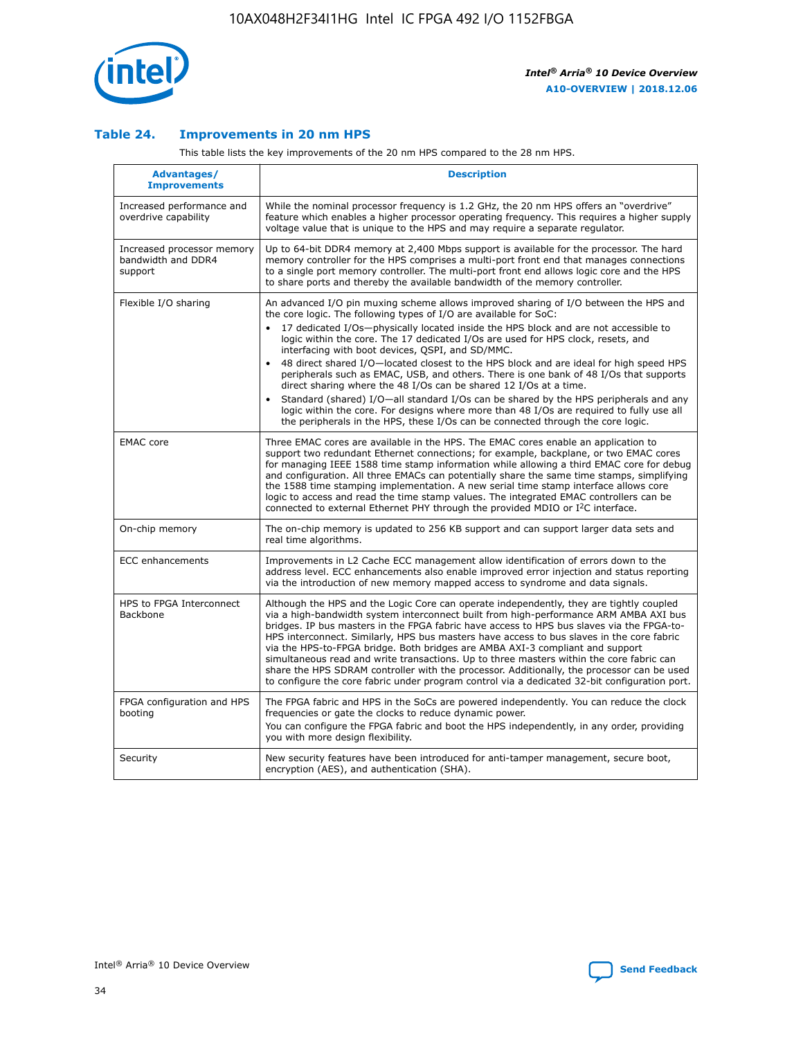### Table 24. Improvements in 20 nm HPS

This table lists the key improvements of the 20 nm HPS compared to the 28 nm HPS.

| Advantages/ Improvements | Description |
| --- | --- |
| Increased performance and overdrive capability | While the nominal processor frequency is 1.2 GHz, the 20 nm HPS offers an "overdrive" feature which enables a higher processor operating frequency. This requires a higher supply voltage value that is unique to the HPS and may require a separate regulator. |
| Increased processor memory bandwidth and DDR4 support | Up to 64-bit DDR4 memory at 2,400 Mbps support is available for the processor. The hard memory controller for the HPS comprises a multi-port front end that manages connections to a single port memory controller. The multi-port front end allows logic core and the HPS to share ports and thereby the available bandwidth of the memory controller. |
| Flexible I/O sharing | An advanced I/O pin muxing scheme allows improved sharing of I/O between the HPS and the core logic. The following types of I/O are available for SoC:<br>• 17 dedicated I/Os—physically located inside the HPS block and are not accessible to logic within the core. The 17 dedicated I/Os are used for HPS clock, resets, and interfacing with boot devices, QSPI, and SD/MMC.<br>• 48 direct shared I/O—located closest to the HPS block and are ideal for high speed HPS peripherals such as EMAC, USB, and others. There is one bank of 48 I/Os that supports direct sharing where the 48 I/Os can be shared 12 I/Os at a time.<br>• Standard (shared) I/O—all standard I/Os can be shared by the HPS peripherals and any logic within the core. For designs where more than 48 I/Os are required to fully use all the peripherals in the HPS, these I/Os can be connected through the core logic. |
| EMAC core | Three EMAC cores are available in the HPS. The EMAC cores enable an application to support two redundant Ethernet connections; for example, backplane, or two EMAC cores for managing IEEE 1588 time stamp information while allowing a third EMAC core for debug and configuration. All three EMACs can potentially share the same time stamps, simplifying the 1588 time stamping implementation. A new serial time stamp interface allows core logic to access and read the time stamp values. The integrated EMAC controllers can be connected to external Ethernet PHY through the provided MDIO or I²C interface. |
| On-chip memory | The on-chip memory is updated to 256 KB support and can support larger data sets and real time algorithms. |
| ECC enhancements | Improvements in L2 Cache ECC management allow identification of errors down to the address level. ECC enhancements also enable improved error injection and status reporting via the introduction of new memory mapped access to syndrome and data signals. |
| HPS to FPGA Interconnect Backbone | Although the HPS and the Logic Core can operate independently, they are tightly coupled via a high-bandwidth system interconnect built from high-performance ARM AMBA AXI bus bridges. IP bus masters in the FPGA fabric have access to HPS bus slaves via the FPGA-to-HPS interconnect. Similarly, HPS bus masters have access to bus slaves in the core fabric via the HPS-to-FPGA bridge. Both bridges are AMBA AXI-3 compliant and support simultaneous read and write transactions. Up to three masters within the core fabric can share the HPS SDRAM controller with the processor. Additionally, the processor can be used to configure the core fabric under program control via a dedicated 32-bit configuration port. |
| FPGA configuration and HPS booting | The FPGA fabric and HPS in the SoCs are powered independently. You can reduce the clock frequencies or gate the clocks to reduce dynamic power.<br>You can configure the FPGA fabric and boot the HPS independently, in any order, providing you with more design flexibility. |
| Security | New security features have been introduced for anti-tamper management, secure boot, encryption (AES), and authentication (SHA). |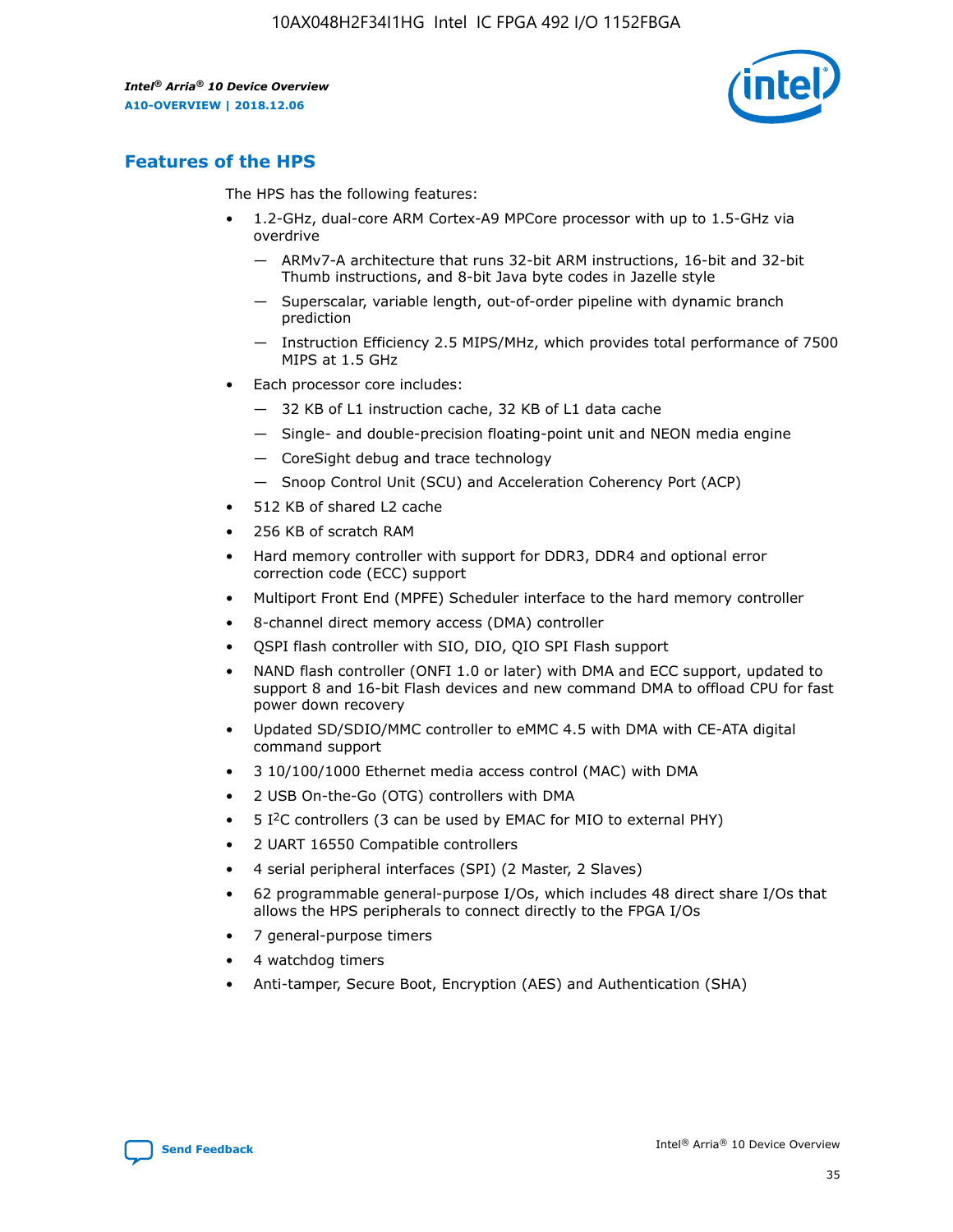## Features of the HPS

The HPS has the following features:

- 1.2-GHz, dual-core ARM Cortex-A9 MPCore processor with up to 1.5-GHz via overdrive
  - — ARMv7-A architecture that runs 32-bit ARM instructions, 16-bit and 32-bit Thumb instructions, and 8-bit Java byte codes in Jazelle style
  - — Superscalar, variable length, out-of-order pipeline with dynamic branch prediction
  - — Instruction Efficiency 2.5 MIPS/MHz, which provides total performance of 7500 MIPS at 1.5 GHz
- Each processor core includes:
  - — 32 KB of L1 instruction cache, 32 KB of L1 data cache
  - — Single- and double-precision floating-point unit and NEON media engine
  - — CoreSight debug and trace technology
  - — Snoop Control Unit (SCU) and Acceleration Coherency Port (ACP)
- 512 KB of shared L2 cache
- 256 KB of scratch RAM
- Hard memory controller with support for DDR3, DDR4 and optional error correction code (ECC) support
- Multiport Front End (MPFE) Scheduler interface to the hard memory controller
- 8-channel direct memory access (DMA) controller
- QSPI flash controller with SIO, DIO, QIO SPI Flash support
- NAND flash controller (ONFI 1.0 or later) with DMA and ECC support, updated to support 8 and 16-bit Flash devices and new command DMA to offload CPU for fast power down recovery
- Updated SD/SDIO/MMC controller to eMMC 4.5 with DMA with CE-ATA digital command support
- 3 10/100/1000 Ethernet media access control (MAC) with DMA
- 2 USB On-the-Go (OTG) controllers with DMA
- 5 I$^2$C controllers (3 can be used by EMAC for MIO to external PHY)
- 2 UART 16550 Compatible controllers
- 4 serial peripheral interfaces (SPI) (2 Master, 2 Slaves)
- 62 programmable general-purpose I/Os, which includes 48 direct share I/Os that allows the HPS peripherals to connect directly to the FPGA I/Os
- 7 general-purpose timers
- 4 watchdog timers
- Anti-tamper, Secure Boot, Encryption (AES) and Authentication (SHA)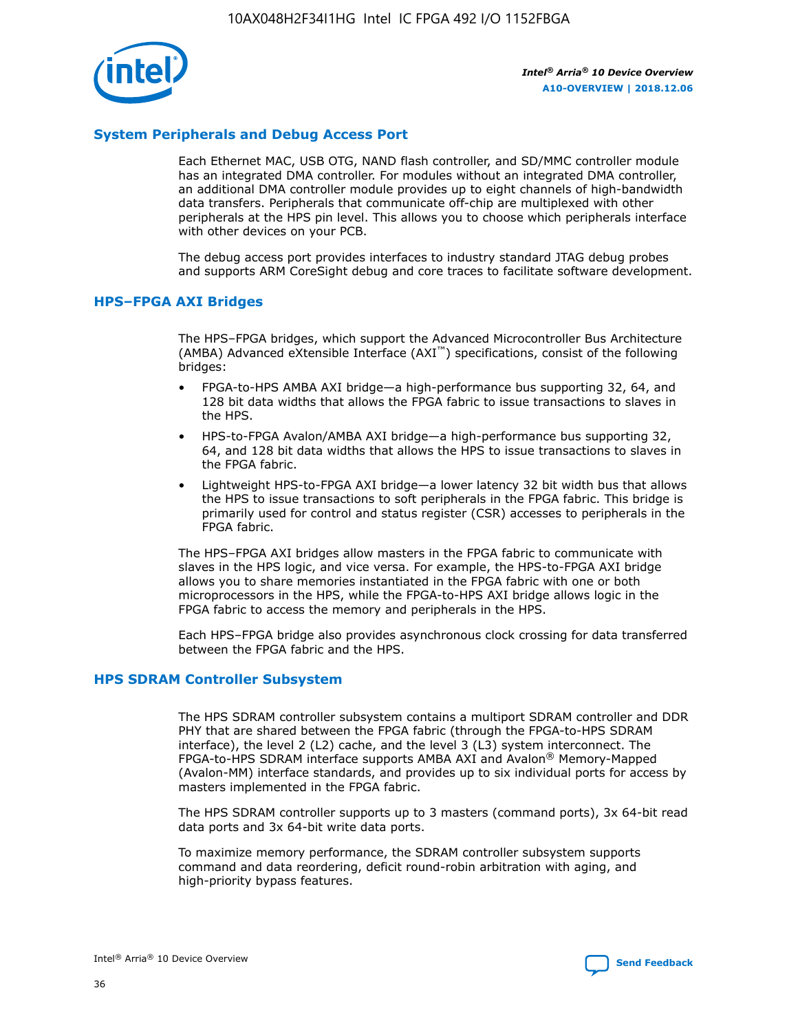## System Peripherals and Debug Access Port

Each Ethernet MAC, USB OTG, NAND flash controller, and SD/MMC controller module has an integrated DMA controller. For modules without an integrated DMA controller, an additional DMA controller module provides up to eight channels of high-bandwidth data transfers. Peripherals that communicate off-chip are multiplexed with other peripherals at the HPS pin level. This allows you to choose which peripherals interface with other devices on your PCB.

The debug access port provides interfaces to industry standard JTAG debug probes and supports ARM CoreSight debug and core traces to facilitate software development.

## HPS–FPGA AXI Bridges

The HPS–FPGA bridges, which support the Advanced Microcontroller Bus Architecture (AMBA) Advanced eXtensible Interface (AXI™) specifications, consist of the following bridges:

- FPGA-to-HPS AMBA AXI bridge—a high-performance bus supporting 32, 64, and 128 bit data widths that allows the FPGA fabric to issue transactions to slaves in the HPS.
- HPS-to-FPGA Avalon/AMBA AXI bridge—a high-performance bus supporting 32, 64, and 128 bit data widths that allows the HPS to issue transactions to slaves in the FPGA fabric.
- Lightweight HPS-to-FPGA AXI bridge—a lower latency 32 bit width bus that allows the HPS to issue transactions to soft peripherals in the FPGA fabric. This bridge is primarily used for control and status register (CSR) accesses to peripherals in the FPGA fabric.

The HPS–FPGA AXI bridges allow masters in the FPGA fabric to communicate with slaves in the HPS logic, and vice versa. For example, the HPS-to-FPGA AXI bridge allows you to share memories instantiated in the FPGA fabric with one or both microprocessors in the HPS, while the FPGA-to-HPS AXI bridge allows logic in the FPGA fabric to access the memory and peripherals in the HPS.

Each HPS–FPGA bridge also provides asynchronous clock crossing for data transferred between the FPGA fabric and the HPS.

## HPS SDRAM Controller Subsystem

The HPS SDRAM controller subsystem contains a multiport SDRAM controller and DDR PHY that are shared between the FPGA fabric (through the FPGA-to-HPS SDRAM interface), the level 2 (L2) cache, and the level 3 (L3) system interconnect. The FPGA-to-HPS SDRAM interface supports AMBA AXI and Avalon® Memory-Mapped (Avalon-MM) interface standards, and provides up to six individual ports for access by masters implemented in the FPGA fabric.

The HPS SDRAM controller supports up to 3 masters (command ports), 3x 64-bit read data ports and 3x 64-bit write data ports.

To maximize memory performance, the SDRAM controller subsystem supports command and data reordering, deficit round-robin arbitration with aging, and high-priority bypass features.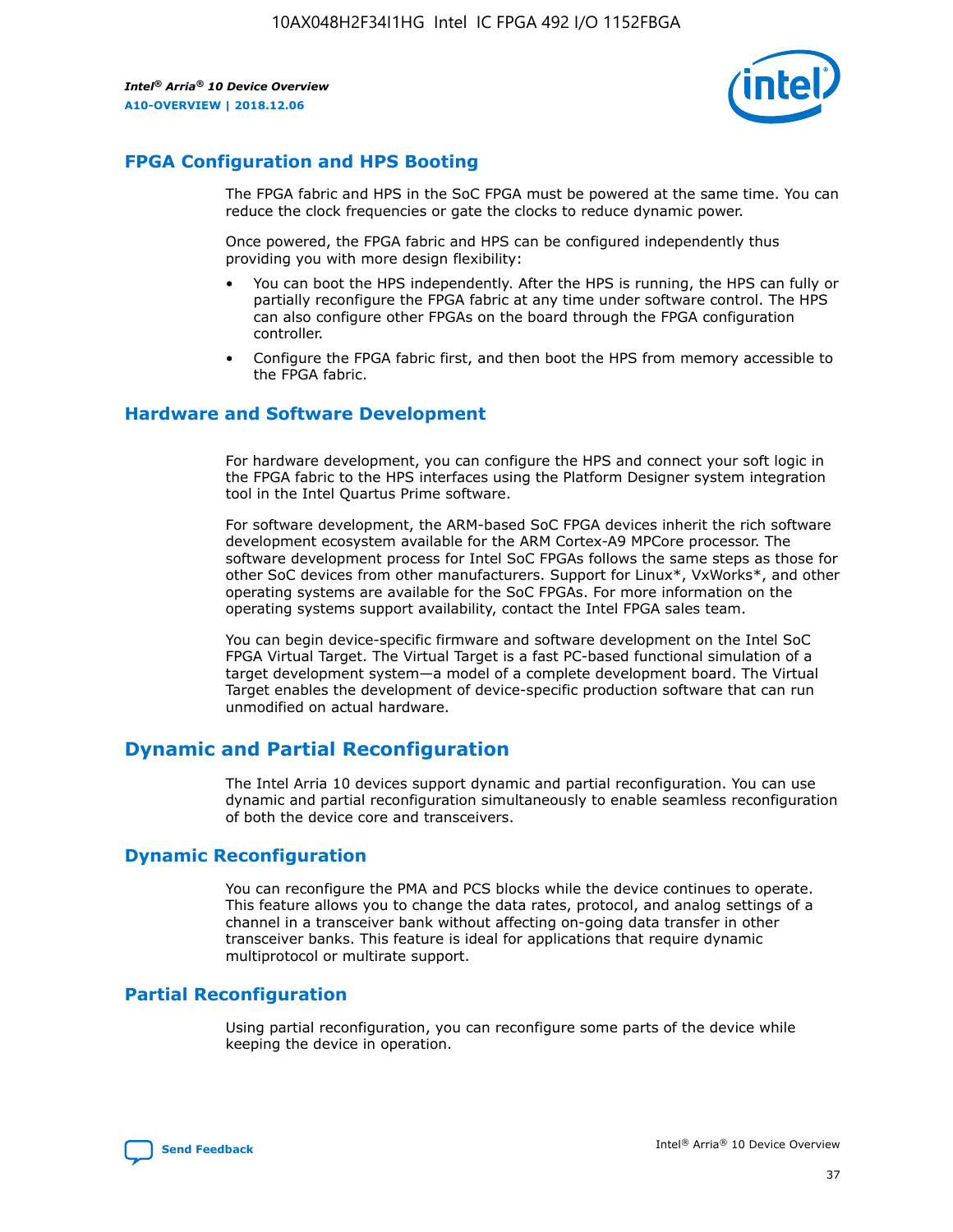## FPGA Configuration and HPS Booting

The FPGA fabric and HPS in the SoC FPGA must be powered at the same time. You can reduce the clock frequencies or gate the clocks to reduce dynamic power.

Once powered, the FPGA fabric and HPS can be configured independently thus providing you with more design flexibility:

- You can boot the HPS independently. After the HPS is running, the HPS can fully or partially reconfigure the FPGA fabric at any time under software control. The HPS can also configure other FPGAs on the board through the FPGA configuration controller.
- Configure the FPGA fabric first, and then boot the HPS from memory accessible to the FPGA fabric.

## Hardware and Software Development

For hardware development, you can configure the HPS and connect your soft logic in the FPGA fabric to the HPS interfaces using the Platform Designer system integration tool in the Intel Quartus Prime software.

For software development, the ARM-based SoC FPGA devices inherit the rich software development ecosystem available for the ARM Cortex-A9 MPCore processor. The software development process for Intel SoC FPGAs follows the same steps as those for other SoC devices from other manufacturers. Support for Linux*, VxWorks*, and other operating systems are available for the SoC FPGAs. For more information on the operating systems support availability, contact the Intel FPGA sales team.

You can begin device-specific firmware and software development on the Intel SoC FPGA Virtual Target. The Virtual Target is a fast PC-based functional simulation of a target development system—a model of a complete development board. The Virtual Target enables the development of device-specific production software that can run unmodified on actual hardware.

# Dynamic and Partial Reconfiguration

The Intel Arria 10 devices support dynamic and partial reconfiguration. You can use dynamic and partial reconfiguration simultaneously to enable seamless reconfiguration of both the device core and transceivers.

## Dynamic Reconfiguration

You can reconfigure the PMA and PCS blocks while the device continues to operate. This feature allows you to change the data rates, protocol, and analog settings of a channel in a transceiver bank without affecting on-going data transfer in other transceiver banks. This feature is ideal for applications that require dynamic multiprotocol or multirate support.

## Partial Reconfiguration

Using partial reconfiguration, you can reconfigure some parts of the device while keeping the device in operation.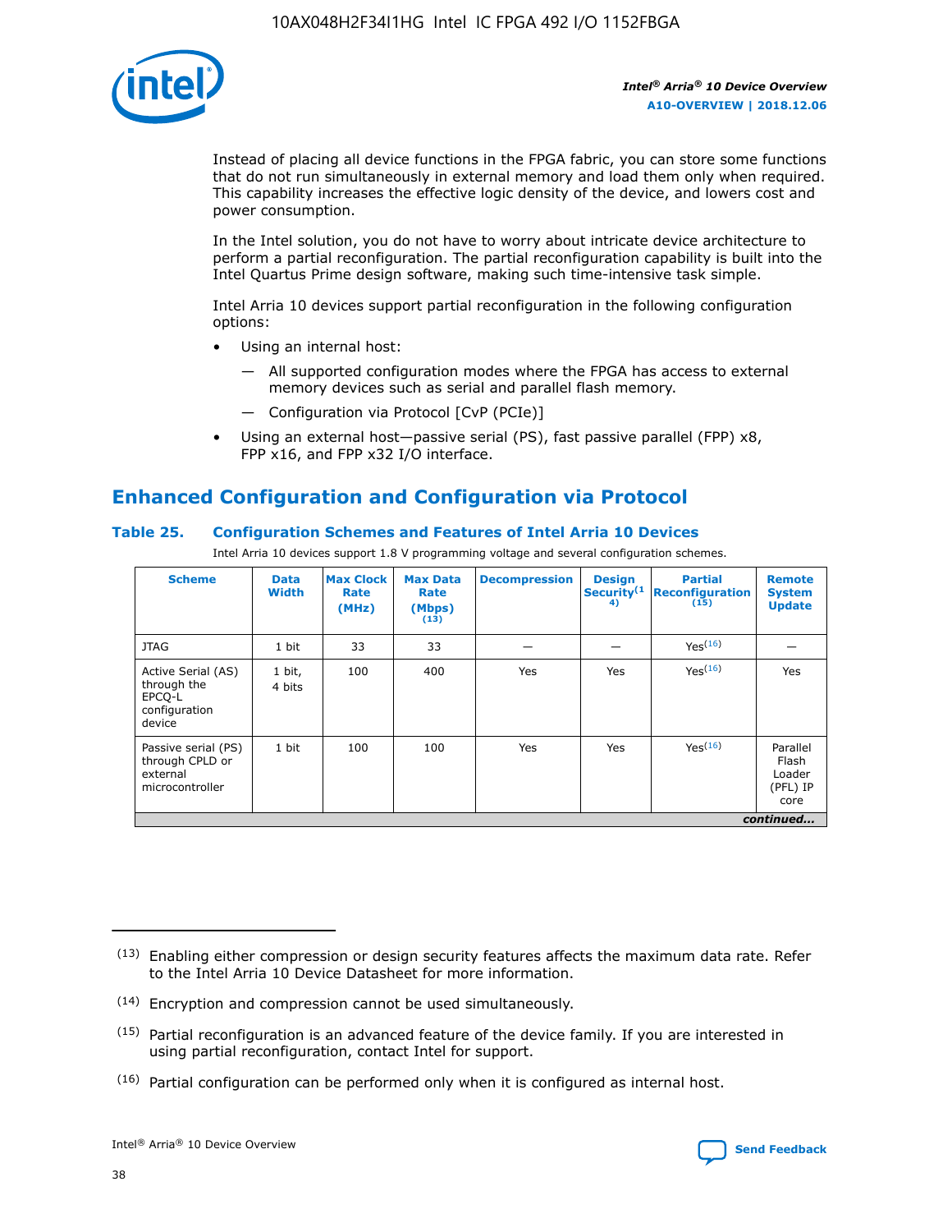Instead of placing all device functions in the FPGA fabric, you can store some functions that do not run simultaneously in external memory and load them only when required. This capability increases the effective logic density of the device, and lowers cost and power consumption.

In the Intel solution, you do not have to worry about intricate device architecture to perform a partial reconfiguration. The partial reconfiguration capability is built into the Intel Quartus Prime design software, making such time-intensive task simple.

Intel Arria 10 devices support partial reconfiguration in the following configuration options:

- Using an internal host:
  - — All supported configuration modes where the FPGA has access to external memory devices such as serial and parallel flash memory.
  - — Configuration via Protocol [CvP (PCIe)]
- Using an external host—passive serial (PS), fast passive parallel (FPP) x8, FPP x16, and FPP x32 I/O interface.

## Enhanced Configuration and Configuration via Protocol

### Table 25. Configuration Schemes and Features of Intel Arria 10 Devices

Intel Arria 10 devices support 1.8 V programming voltage and several configuration schemes.

| Scheme | Data Width | Max Clock Rate (MHz) | Max Data Rate (Mbps) (13) | Decompression | Design Security(14) | Partial Reconfiguration (15) | Remote System Update |
|---|---|---|---|---|---|---|---|
| JTAG | 1 bit | 33 | 33 | — | — | Yes(16) | — |
| Active Serial (AS) through the EPCQ-L configuration device | 1 bit, 4 bits | 100 | 400 | Yes | Yes | Yes(16) | Yes |
| Passive serial (PS) through CPLD or external microcontroller | 1 bit | 100 | 100 | Yes | Yes | Yes(16) | Parallel Flash Loader (PFL) IP core |
| *continued...* | | | | | | | |

(13) Enabling either compression or design security features affects the maximum data rate. Refer to the Intel Arria 10 Device Datasheet for more information.

(14) Encryption and compression cannot be used simultaneously.

(15) Partial reconfiguration is an advanced feature of the device family. If you are interested in using partial reconfiguration, contact Intel for support.

(16) Partial configuration can be performed only when it is configured as internal host.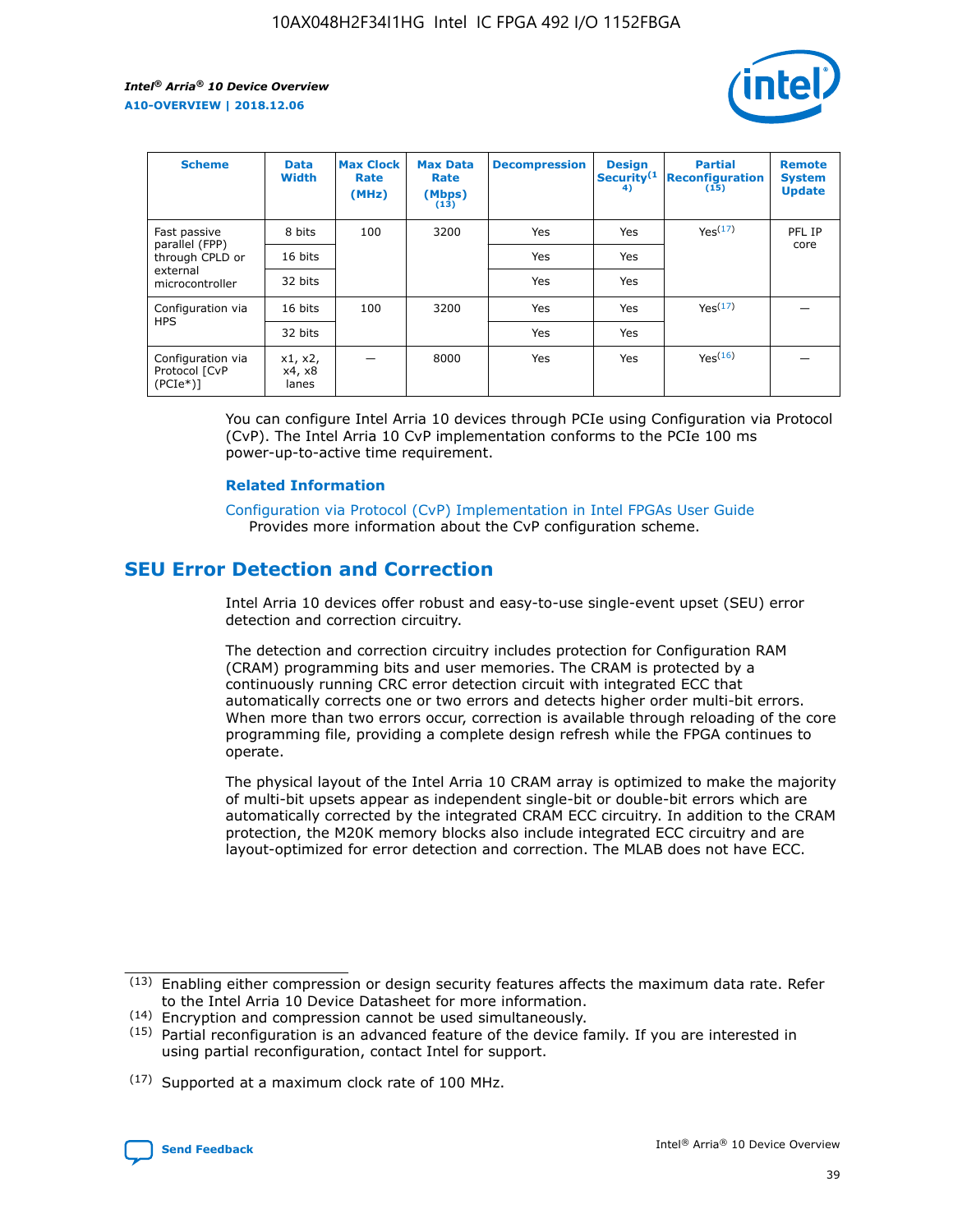| Scheme | Data Width | Max Clock Rate (MHz) | Max Data Rate (Mbps)(13) | Decompression | Design Security(14) | Partial Reconfiguration(15) | Remote System Update |
| --- | --- | --- | --- | --- | --- | --- | --- |
| Fast passive parallel (FPP) through CPLD or external microcontroller | 8 bits | 100 | 3200 | Yes | Yes | Yes(17) | PFL IP core |
| | 16 bits | | | Yes | Yes | | |
| | 32 bits | | | Yes | Yes | | |
| Configuration via HPS | 16 bits | 100 | 3200 | Yes | Yes | Yes(17) | — |
| | 32 bits | | | Yes | Yes | | |
| Configuration via Protocol [CvP (PCIe*)] | x1, x2, x4, x8 lanes | — | 8000 | Yes | Yes | Yes(16) | — |

You can configure Intel Arria 10 devices through PCIe using Configuration via Protocol (CvP). The Intel Arria 10 CvP implementation conforms to the PCIe 100 ms power-up-to-active time requirement.

### Related Information

Configuration via Protocol (CvP) Implementation in Intel FPGAs User Guide
Provides more information about the CvP configuration scheme.

## SEU Error Detection and Correction

Intel Arria 10 devices offer robust and easy-to-use single-event upset (SEU) error detection and correction circuitry.

The detection and correction circuitry includes protection for Configuration RAM (CRAM) programming bits and user memories. The CRAM is protected by a continuously running CRC error detection circuit with integrated ECC that automatically corrects one or two errors and detects higher order multi-bit errors. When more than two errors occur, correction is available through reloading of the core programming file, providing a complete design refresh while the FPGA continues to operate.

The physical layout of the Intel Arria 10 CRAM array is optimized to make the majority of multi-bit upsets appear as independent single-bit or double-bit errors which are automatically corrected by the integrated CRAM ECC circuitry. In addition to the CRAM protection, the M20K memory blocks also include integrated ECC circuitry and are layout-optimized for error detection and correction. The MLAB does not have ECC.

(13) Enabling either compression or design security features affects the maximum data rate. Refer to the Intel Arria 10 Device Datasheet for more information.

(14) Encryption and compression cannot be used simultaneously.

(15) Partial reconfiguration is an advanced feature of the device family. If you are interested in using partial reconfiguration, contact Intel for support.

(17) Supported at a maximum clock rate of 100 MHz.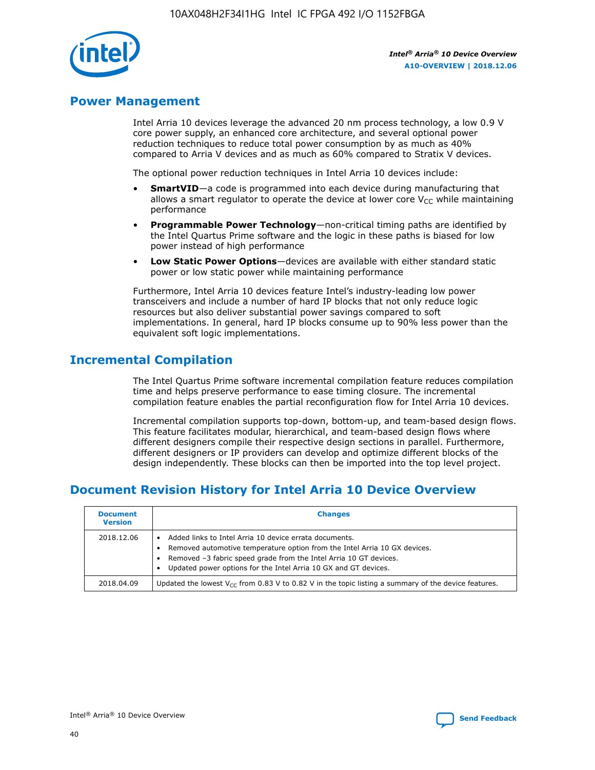## Power Management

Intel Arria 10 devices leverage the advanced 20 nm process technology, a low 0.9 V core power supply, an enhanced core architecture, and several optional power reduction techniques to reduce total power consumption by as much as 40% compared to Arria V devices and as much as 60% compared to Stratix V devices.

The optional power reduction techniques in Intel Arria 10 devices include:

- **SmartVID**—a code is programmed into each device during manufacturing that allows a smart regulator to operate the device at lower core $V_{CC}$ while maintaining performance
- **Programmable Power Technology**—non-critical timing paths are identified by the Intel Quartus Prime software and the logic in these paths is biased for low power instead of high performance
- **Low Static Power Options**—devices are available with either standard static power or low static power while maintaining performance

Furthermore, Intel Arria 10 devices feature Intel's industry-leading low power transceivers and include a number of hard IP blocks that not only reduce logic resources but also deliver substantial power savings compared to soft implementations. In general, hard IP blocks consume up to 90% less power than the equivalent soft logic implementations.

## Incremental Compilation

The Intel Quartus Prime software incremental compilation feature reduces compilation time and helps preserve performance to ease timing closure. The incremental compilation feature enables the partial reconfiguration flow for Intel Arria 10 devices.

Incremental compilation supports top-down, bottom-up, and team-based design flows. This feature facilitates modular, hierarchical, and team-based design flows where different designers compile their respective design sections in parallel. Furthermore, different designers or IP providers can develop and optimize different blocks of the design independently. These blocks can then be imported into the top level project.

## Document Revision History for Intel Arria 10 Device Overview

| Document Version | Changes |
| --- | --- |
| 2018.12.06 | • Added links to Intel Arria 10 device errata documents.<br>• Removed automotive temperature option from the Intel Arria 10 GX devices.<br>• Removed –3 fabric speed grade from the Intel Arria 10 GT devices.<br>• Updated power options for the Intel Arria 10 GX and GT devices. |
| 2018.04.09 | Updated the lowest $V_{CC}$ from 0.83 V to 0.82 V in the topic listing a summary of the device features. |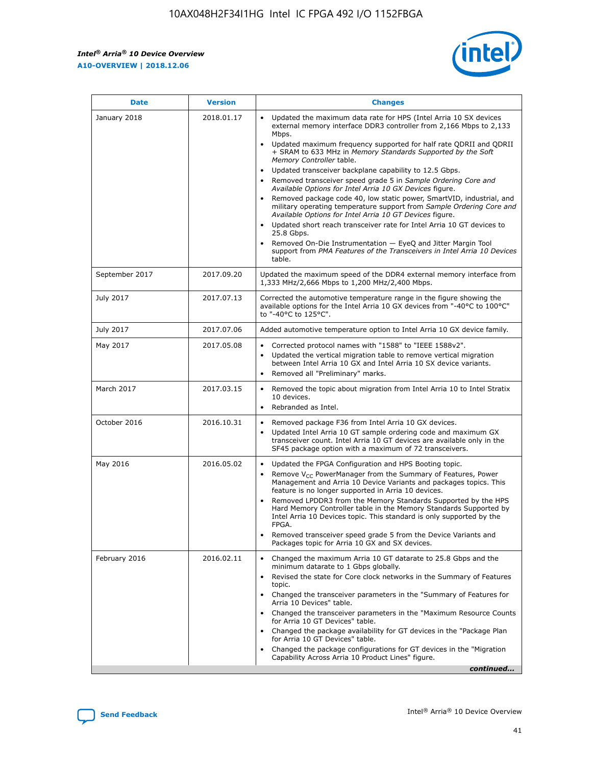| Date | Version | Changes |
| --- | --- | --- |
| January 2018 | 2018.01.17 | • Updated the maximum data rate for HPS (Intel Arria 10 SX devices external memory interface DDR3 controller from 2,166 Mbps to 2,133 Mbps.<br>• Updated maximum frequency supported for half rate QDRII and QDRII + SRAM to 633 MHz in *Memory Standards Supported by the Soft Memory Controller* table.<br>• Updated transceiver backplane capability to 12.5 Gbps.<br>• Removed transceiver speed grade 5 in *Sample Ordering Core and Available Options for Intel Arria 10 GX Devices* figure.<br>• Removed package code 40, low static power, SmartVID, industrial, and military operating temperature support from *Sample Ordering Core and Available Options for Intel Arria 10 GT Devices* figure.<br>• Updated short reach transceiver rate for Intel Arria 10 GT devices to 25.8 Gbps.<br>• Removed On-Die Instrumentation — EyeQ and Jitter Margin Tool support from *PMA Features of the Transceivers in Intel Arria 10 Devices* table. |
| September 2017 | 2017.09.20 | Updated the maximum speed of the DDR4 external memory interface from 1,333 MHz/2,666 Mbps to 1,200 MHz/2,400 Mbps. |
| July 2017 | 2017.07.13 | Corrected the automotive temperature range in the figure showing the available options for the Intel Arria 10 GX devices from "-40°C to 100°C" to "-40°C to 125°C". |
| July 2017 | 2017.07.06 | Added automotive temperature option to Intel Arria 10 GX device family. |
| May 2017 | 2017.05.08 | • Corrected protocol names with "1588" to "IEEE 1588v2".<br>• Updated the vertical migration table to remove vertical migration between Intel Arria 10 GX and Intel Arria 10 SX device variants.<br>• Removed all "Preliminary" marks. |
| March 2017 | 2017.03.15 | • Removed the topic about migration from Intel Arria 10 to Intel Stratix 10 devices.<br>• Rebranded as Intel. |
| October 2016 | 2016.10.31 | • Removed package F36 from Intel Arria 10 GX devices.<br>• Updated Intel Arria 10 GT sample ordering code and maximum GX transceiver count. Intel Arria 10 GT devices are available only in the SF45 package option with a maximum of 72 transceivers. |
| May 2016 | 2016.05.02 | • Updated the FPGA Configuration and HPS Booting topic.<br>• Remove $V_{CC}$ PowerManager from the Summary of Features, Power Management and Arria 10 Device Variants and packages topics. This feature is no longer supported in Arria 10 devices.<br>• Removed LPDDR3 from the Memory Standards Supported by the HPS Hard Memory Controller table in the Memory Standards Supported by Intel Arria 10 Devices topic. This standard is only supported by the FPGA.<br>• Removed transceiver speed grade 5 from the Device Variants and Packages topic for Arria 10 GX and SX devices. |
| February 2016 | 2016.02.11 | • Changed the maximum Arria 10 GT datarate to 25.8 Gbps and the minimum datarate to 1 Gbps globally.<br>• Revised the state for Core clock networks in the Summary of Features topic.<br>• Changed the transceiver parameters in the "Summary of Features for Arria 10 Devices" table.<br>• Changed the transceiver parameters in the "Maximum Resource Counts for Arria 10 GT Devices" table.<br>• Changed the package availability for GT devices in the "Package Plan for Arria 10 GT Devices" table.<br>• Changed the package configurations for GT devices in the "Migration Capability Across Arria 10 Product Lines" figure. |

*continued...*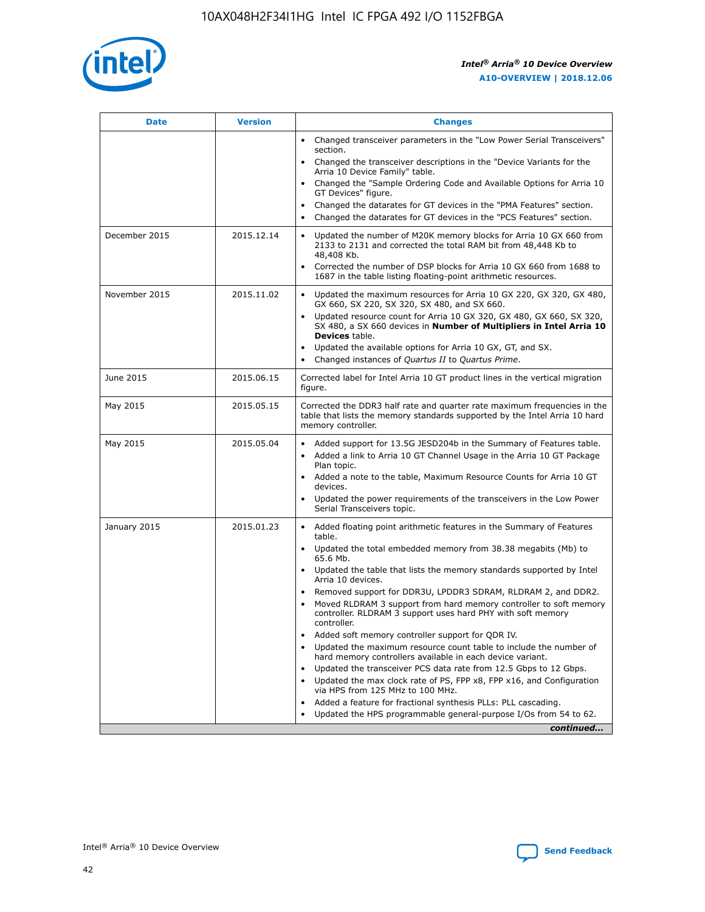| Date | Version | Changes |
| --- | --- | --- |
| | | • Changed transceiver parameters in the "Low Power Serial Transceivers" section.<br>• Changed the transceiver descriptions in the "Device Variants for the Arria 10 Device Family" table.<br>• Changed the "Sample Ordering Code and Available Options for Arria 10 GT Devices" figure.<br>• Changed the datarates for GT devices in the "PMA Features" section.<br>• Changed the datarates for GT devices in the "PCS Features" section. |
| December 2015 | 2015.12.14 | • Updated the number of M20K memory blocks for Arria 10 GX 660 from 2133 to 2131 and corrected the total RAM bit from 48,448 Kb to 48,408 Kb.<br>• Corrected the number of DSP blocks for Arria 10 GX 660 from 1688 to 1687 in the table listing floating-point arithmetic resources. |
| November 2015 | 2015.11.02 | • Updated the maximum resources for Arria 10 GX 220, GX 320, GX 480, GX 660, SX 220, SX 320, SX 480, and SX 660.<br>• Updated resource count for Arria 10 GX 320, GX 480, GX 660, SX 320, SX 480, a SX 660 devices in **Number of Multipliers in Intel Arria 10 Devices** table.<br>• Updated the available options for Arria 10 GX, GT, and SX.<br>• Changed instances of *Quartus II* to *Quartus Prime*. |
| June 2015 | 2015.06.15 | Corrected label for Intel Arria 10 GT product lines in the vertical migration figure. |
| May 2015 | 2015.05.15 | Corrected the DDR3 half rate and quarter rate maximum frequencies in the table that lists the memory standards supported by the Intel Arria 10 hard memory controller. |
| May 2015 | 2015.05.04 | • Added support for 13.5G JESD204b in the Summary of Features table.<br>• Added a link to Arria 10 GT Channel Usage in the Arria 10 GT Package Plan topic.<br>• Added a note to the table, Maximum Resource Counts for Arria 10 GT devices.<br>• Updated the power requirements of the transceivers in the Low Power Serial Transceivers topic. |
| January 2015 | 2015.01.23 | • Added floating point arithmetic features in the Summary of Features table.<br>• Updated the total embedded memory from 38.38 megabits (Mb) to 65.6 Mb.<br>• Updated the table that lists the memory standards supported by Intel Arria 10 devices.<br>• Removed support for DDR3U, LPDDR3 SDRAM, RLDRAM 2, and DDR2.<br>• Moved RLDRAM 3 support from hard memory controller to soft memory controller. RLDRAM 3 support uses hard PHY with soft memory controller.<br>• Added soft memory controller support for QDR IV.<br>• Updated the maximum resource count table to include the number of hard memory controllers available in each device variant.<br>• Updated the transceiver PCS data rate from 12.5 Gbps to 12 Gbps.<br>• Updated the max clock rate of PS, FPP x8, FPP x16, and Configuration via HPS from 125 MHz to 100 MHz.<br>• Added a feature for fractional synthesis PLLs: PLL cascading.<br>• Updated the HPS programmable general-purpose I/Os from 54 to 62. |

*continued...*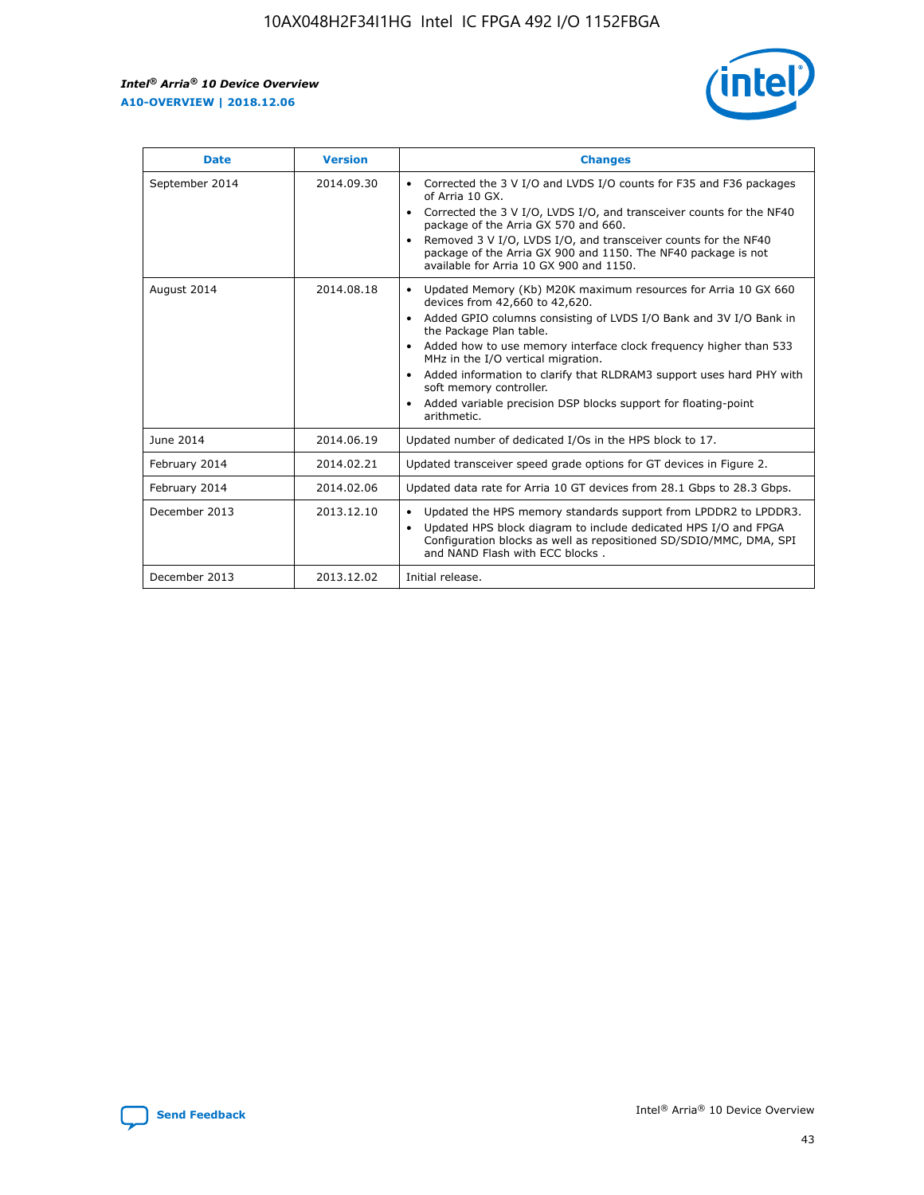| Date | Version | Changes |
| --- | --- | --- |
| September 2014 | 2014.09.30 | • Corrected the 3 V I/O and LVDS I/O counts for F35 and F36 packages of Arria 10 GX.<br>• Corrected the 3 V I/O, LVDS I/O, and transceiver counts for the NF40 package of the Arria GX 570 and 660.<br>• Removed 3 V I/O, LVDS I/O, and transceiver counts for the NF40 package of the Arria GX 900 and 1150. The NF40 package is not available for Arria 10 GX 900 and 1150. |
| August 2014 | 2014.08.18 | • Updated Memory (Kb) M20K maximum resources for Arria 10 GX 660 devices from 42,660 to 42,620.<br>• Added GPIO columns consisting of LVDS I/O Bank and 3V I/O Bank in the Package Plan table.<br>• Added how to use memory interface clock frequency higher than 533 MHz in the I/O vertical migration.<br>• Added information to clarify that RLDRAM3 support uses hard PHY with soft memory controller.<br>• Added variable precision DSP blocks support for floating-point arithmetic. |
| June 2014 | 2014.06.19 | Updated number of dedicated I/Os in the HPS block to 17. |
| February 2014 | 2014.02.21 | Updated transceiver speed grade options for GT devices in Figure 2. |
| February 2014 | 2014.02.06 | Updated data rate for Arria 10 GT devices from 28.1 Gbps to 28.3 Gbps. |
| December 2013 | 2013.12.10 | • Updated the HPS memory standards support from LPDDR2 to LPDDR3.<br>• Updated HPS block diagram to include dedicated HPS I/O and FPGA Configuration blocks as well as repositioned SD/SDIO/MMC, DMA, SPI and NAND Flash with ECC blocks . |
| December 2013 | 2013.12.02 | Initial release. |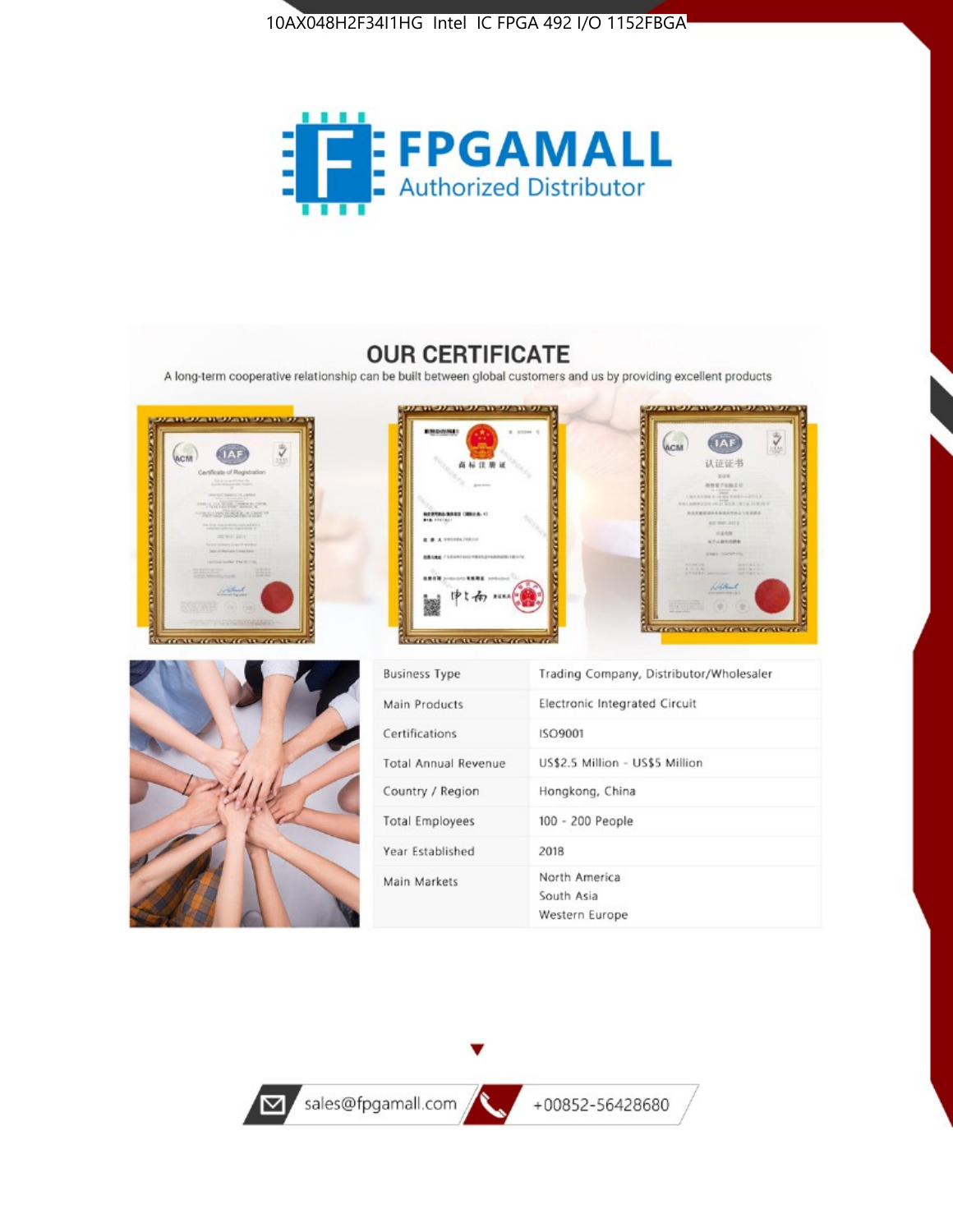FPGAMALL
Authorized Distributor

## OUR CERTIFICATE

A long-term cooperative relationship can be built between global customers and us by providing excellent products

| | |
|---|---|
| Business Type | Trading Company, Distributor/Wholesaler |
| Main Products | Electronic Integrated Circuit |
| Certifications | ISO9001 |
| Total Annual Revenue | US$2.5 Million - US$5 Million |
| Country / Region | Hongkong, China |
| Total Employees | 100 - 200 People |
| Year Established | 2018 |
| Main Markets | North America<br>South Asia<br>Western Europe |

sales@fpgamall.com

+00852-56428680